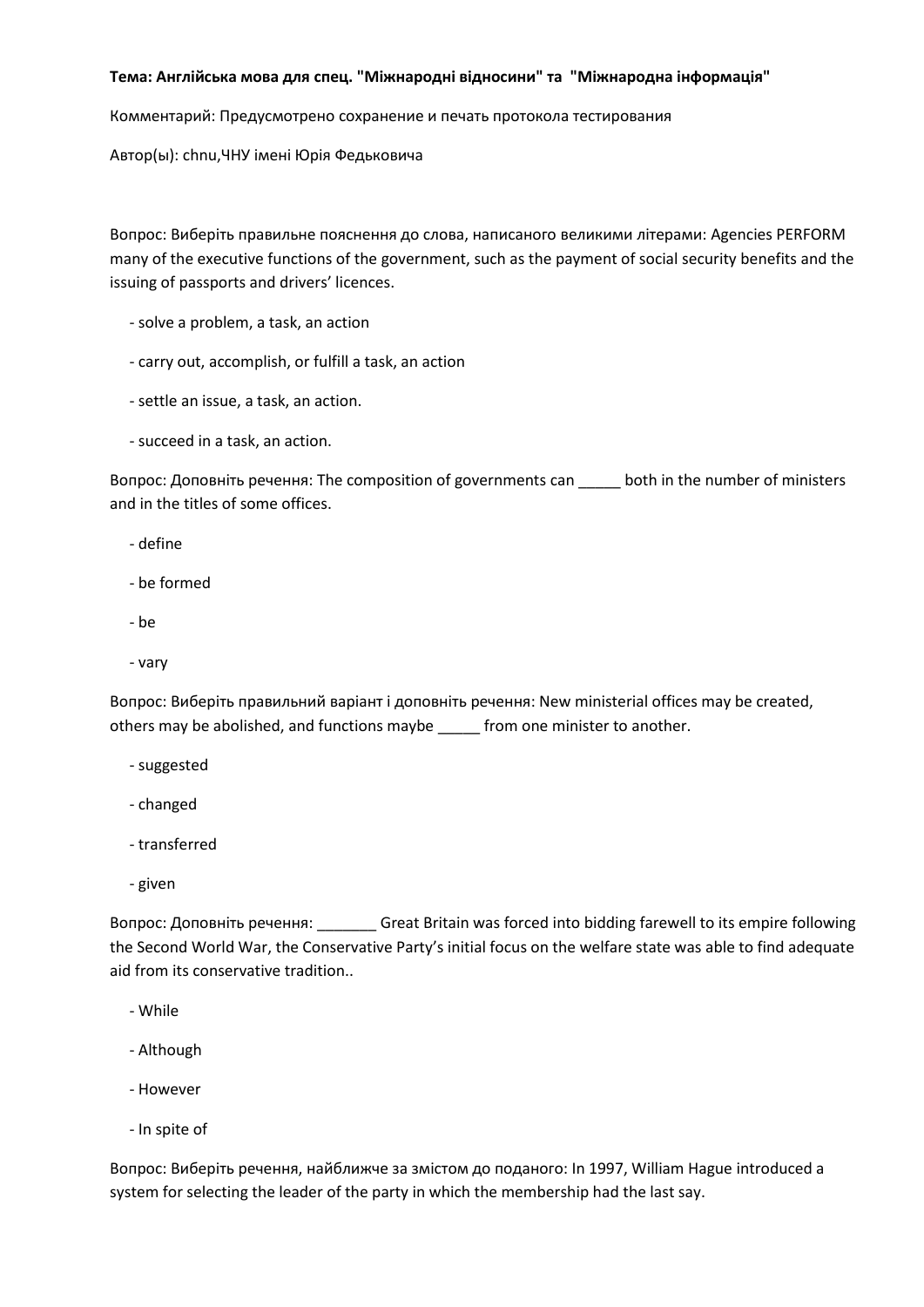**Тема: Англійська мова для спец. "Міжнародні відносини" та "Міжнародна інформація"**

Комментарий: Предусмотрено сохранение и печать протокола тестирования

Автор(ы): chnu,ЧНУ імені Юрія Федьковича

Вопрос: Виберіть правильне пояснення до слова, написаного великими літерами: Agencies PERFORM many of the executive functions of the government, such as the payment of social security benefits and the issuing of passports and drivers' licences.

- solve a problem, a task, an action
- carry out, accomplish, or fulfill a task, an action
- settle an issue, a task, an action.
- succeed in a task, an action.

Вопрос: Доповніть речення: The composition of governments can _____ both in the number of ministers and in the titles of some offices.

- define
- be formed
- be
- vary

Вопрос: Виберіть правильний варіант і доповніть речення: New ministerial offices may be created, others may be abolished, and functions maybe _____ from one minister to another.

- suggested
- changed
- transferred
- given

Вопрос: Доповніть речення: _______ Great Britain was forced into bidding farewell to its empire following the Second World War, the Conservative Party's initial focus on the welfare state was able to find adequate aid from its conservative tradition..

- While
- Although
- However
- In spite of

Вопрос: Виберіть речення, найближче за змістом до поданого: In 1997, William Hague introduced a system for selecting the leader of the party in which the membership had the last say.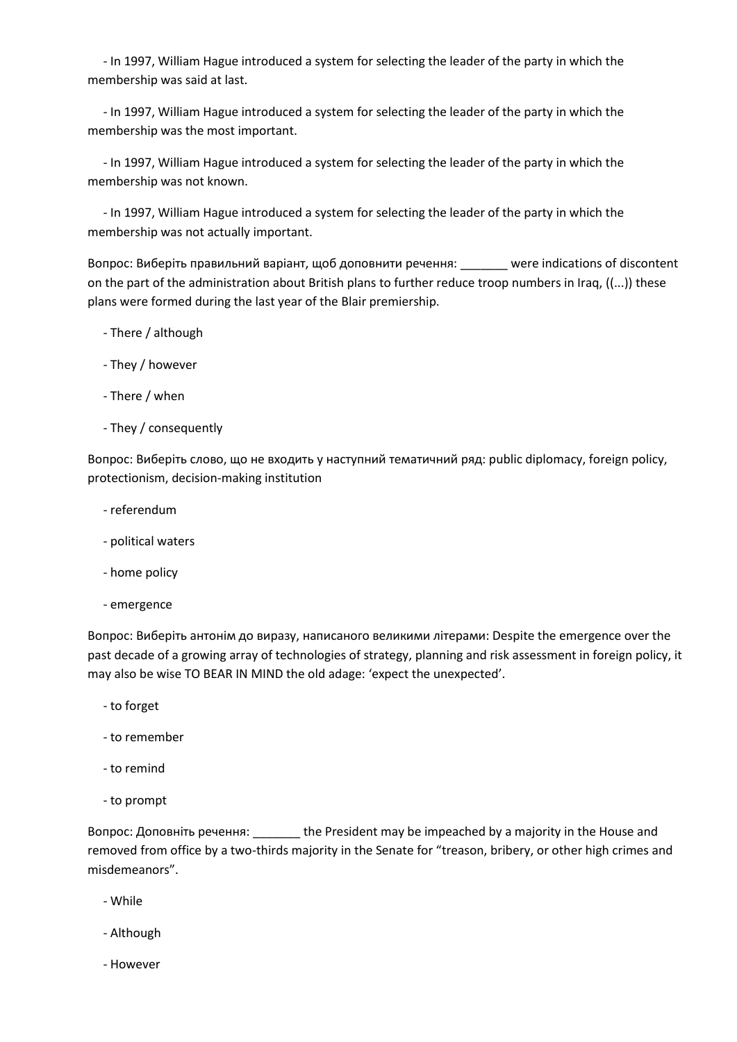- In 1997, William Hague introduced a system for selecting the leader of the party in which the membership was said at last.

- In 1997, William Hague introduced a system for selecting the leader of the party in which the membership was the most important.

- In 1997, William Hague introduced a system for selecting the leader of the party in which the membership was not known.

- In 1997, William Hague introduced a system for selecting the leader of the party in which the membership was not actually important.

Вопрос: Виберіть правильний варіант, щоб доповнити речення: _______ were indications of discontent on the part of the administration about British plans to further reduce troop numbers in Iraq, ((...)) these plans were formed during the last year of the Blair premiership.

- There / although

- They / however

- There / when

- They / consequently

Вопрос: Виберіть слово, що не входить у наступний тематичний ряд: public diplomacy, foreign policy, protectionism, decision-making institution

- referendum

- political waters

- home policy

- emergence

Вопрос: Виберіть антонім до виразу, написаного великими літерами: Despite the emergence over the past decade of a growing array of technologies of strategy, planning and risk assessment in foreign policy, it may also be wise TO BEAR IN MIND the old adage: 'expect the unexpected'.

- to forget

- to remember

- to remind

- to prompt

Вопрос: Доповніть речення: _______ the President may be impeached by a majority in the House and removed from office by a two-thirds majority in the Senate for "treason, bribery, or other high crimes and misdemeanors".

- While

- Although

- However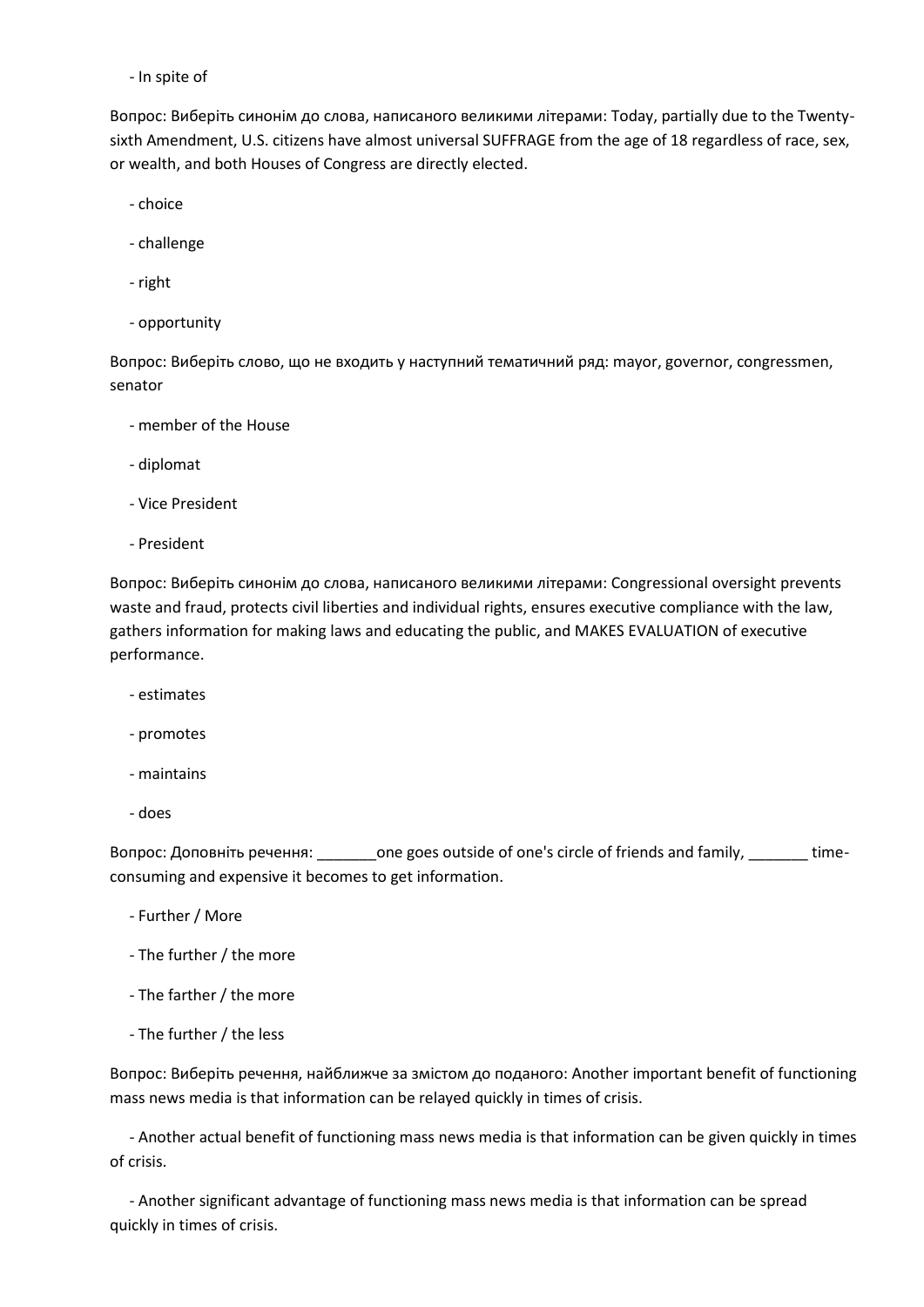- In spite of

Вопрос: Виберіть синонім до слова, написаного великими літерами: Today, partially due to the Twenty-sixth Amendment, U.S. citizens have almost universal SUFFRAGE from the age of 18 regardless of race, sex, or wealth, and both Houses of Congress are directly elected.

- choice
- challenge
- right
- opportunity

Вопрос: Виберіть слово, що не входить у наступний тематичний ряд: mayor, governor, congressmen, senator

- member of the House
- diplomat
- Vice President
- President

Вопрос: Виберіть синонім до слова, написаного великими літерами: Congressional oversight prevents waste and fraud, protects civil liberties and individual rights, ensures executive compliance with the law, gathers information for making laws and educating the public, and MAKES EVALUATION of executive performance.

- estimates
- promotes
- maintains
- does

Вопрос: Доповніть речення: _______one goes outside of one's circle of friends and family, _______ time-consuming and expensive it becomes to get information.

- Further / More
- The further / the more
- The farther / the more
- The further / the less

Вопрос: Виберіть речення, найближче за змістом до поданого: Another important benefit of functioning mass news media is that information can be relayed quickly in times of crisis.

- Another actual benefit of functioning mass news media is that information can be given quickly in times of crisis.
- Another significant advantage of functioning mass news media is that information can be spread quickly in times of crisis.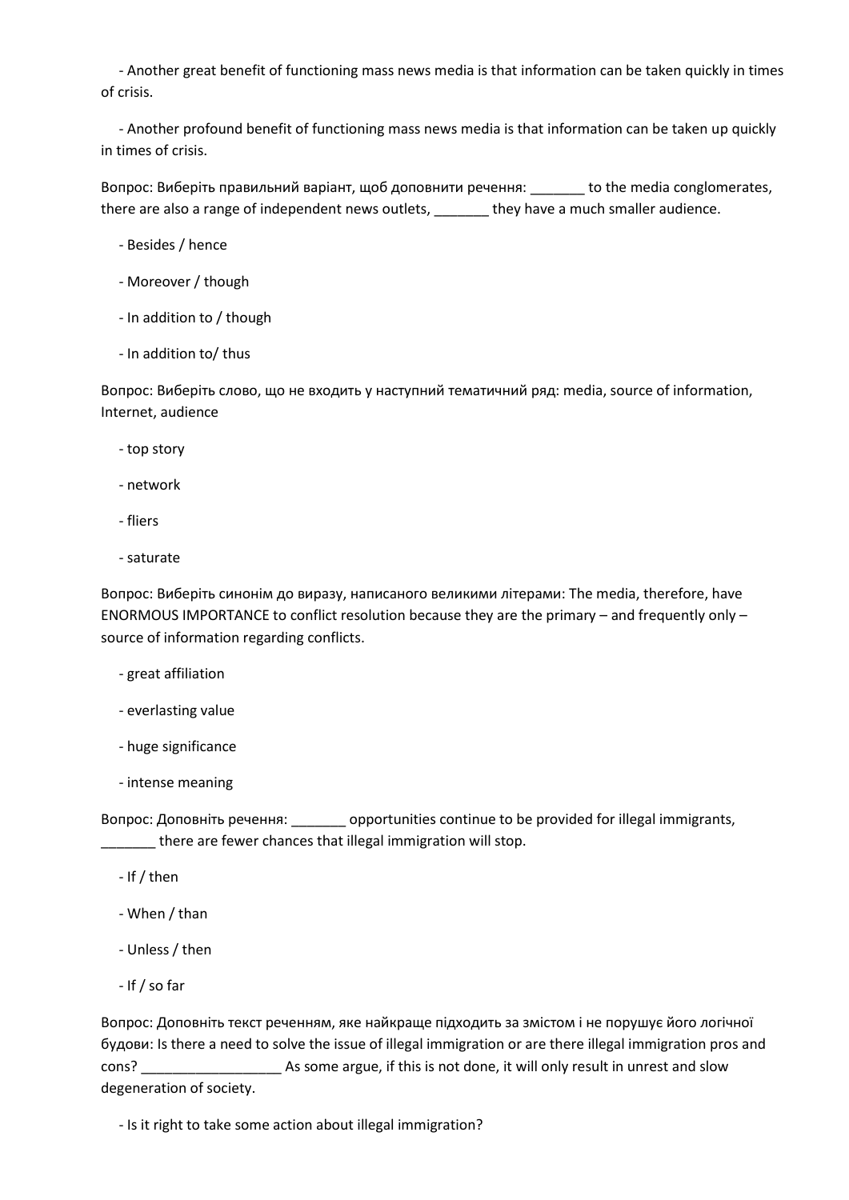- Another great benefit of functioning mass news media is that information can be taken quickly in times of crisis.

- Another profound benefit of functioning mass news media is that information can be taken up quickly in times of crisis.

Вопрос: Виберіть правильний варіант, щоб доповнити речення: _______ to the media conglomerates, there are also a range of independent news outlets, _______ they have a much smaller audience.

- Besides / hence

- Moreover / though

- In addition to / though

- In addition to/ thus

Вопрос: Виберіть слово, що не входить у наступний тематичний ряд: media, source of information, Internet, audience

- top story

- network

- fliers

- saturate

Вопрос: Виберіть синонім до виразу, написаного великими літерами: The media, therefore, have ENORMOUS IMPORTANCE to conflict resolution because they are the primary – and frequently only – source of information regarding conflicts.

- great affiliation

- everlasting value

- huge significance

- intense meaning

Вопрос: Доповніть речення: _______ opportunities continue to be provided for illegal immigrants, _______ there are fewer chances that illegal immigration will stop.

- If / then

- When / than

- Unless / then

- If / so far

Вопрос: Доповніть текст реченням, яке найкраще підходить за змістом і не порушує його логічної будови: Is there a need to solve the issue of illegal immigration or are there illegal immigration pros and cons? _________________ As some argue, if this is not done, it will only result in unrest and slow degeneration of society.

- Is it right to take some action about illegal immigration?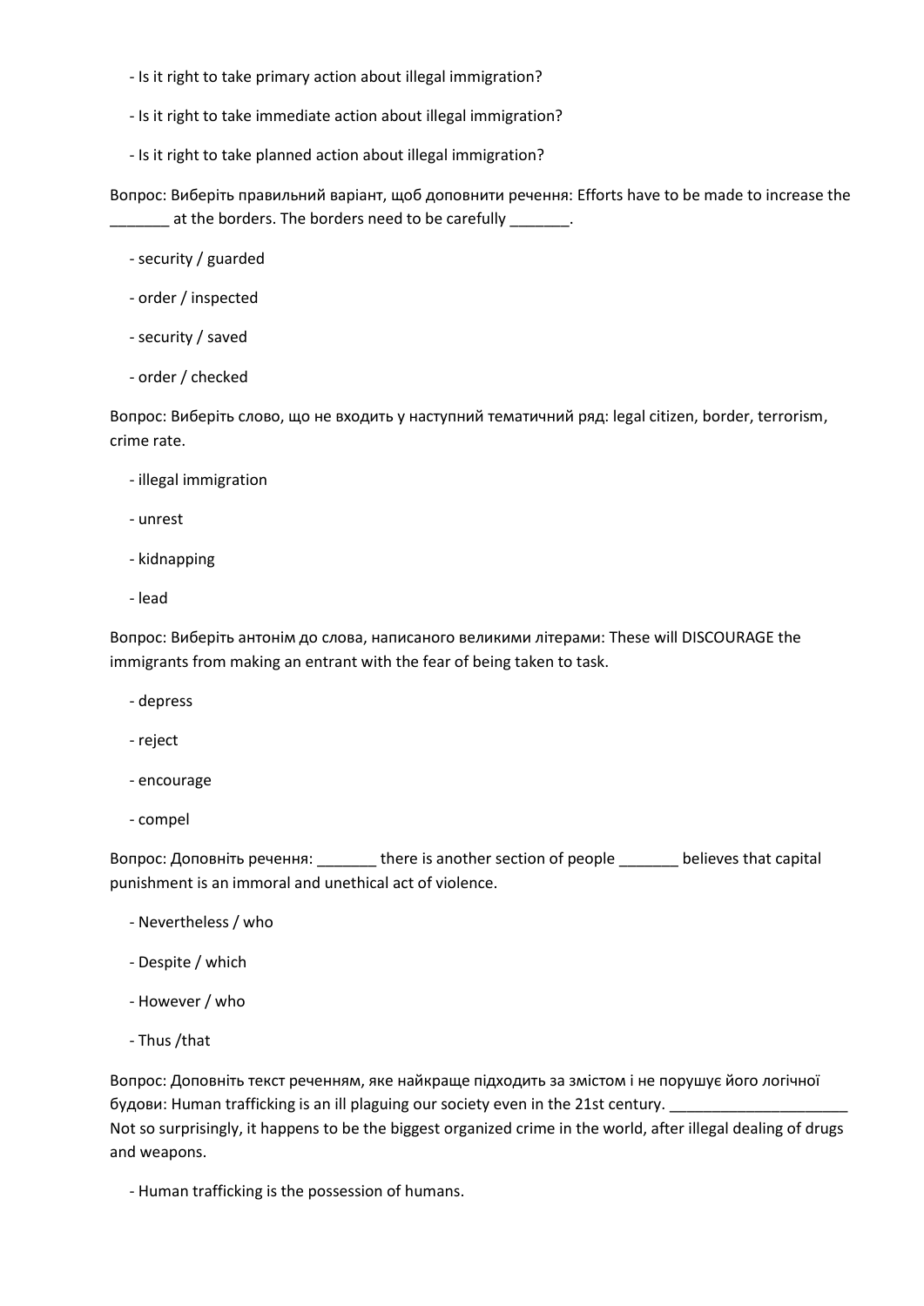- Is it right to take primary action about illegal immigration?

- Is it right to take immediate action about illegal immigration?

- Is it right to take planned action about illegal immigration?

Вопрос: Виберіть правильний варіант, щоб доповнити речення: Efforts have to be made to increase the _______ at the borders. The borders need to be carefully _______.

- security / guarded

- order / inspected

- security / saved

- order / checked

Вопрос: Виберіть слово, що не входить у наступний тематичний ряд: legal citizen, border, terrorism, crime rate.

- illegal immigration

- unrest

- kidnapping

- lead

Вопрос: Виберіть антонім до слова, написаного великими літерами: These will DISCOURAGE the immigrants from making an entrant with the fear of being taken to task.

- depress

- reject

- encourage

- compel

Вопрос: Доповніть речення: _______ there is another section of people _______ believes that capital punishment is an immoral and unethical act of violence.

- Nevertheless / who

- Despite / which

- However / who

- Thus /that

Вопрос: Доповніть текст реченням, яке найкраще підходить за змістом і не порушує його логічної будови: Human trafficking is an ill plaguing our society even in the 21st century. _____________________ Not so surprisingly, it happens to be the biggest organized crime in the world, after illegal dealing of drugs and weapons.

- Human trafficking is the possession of humans.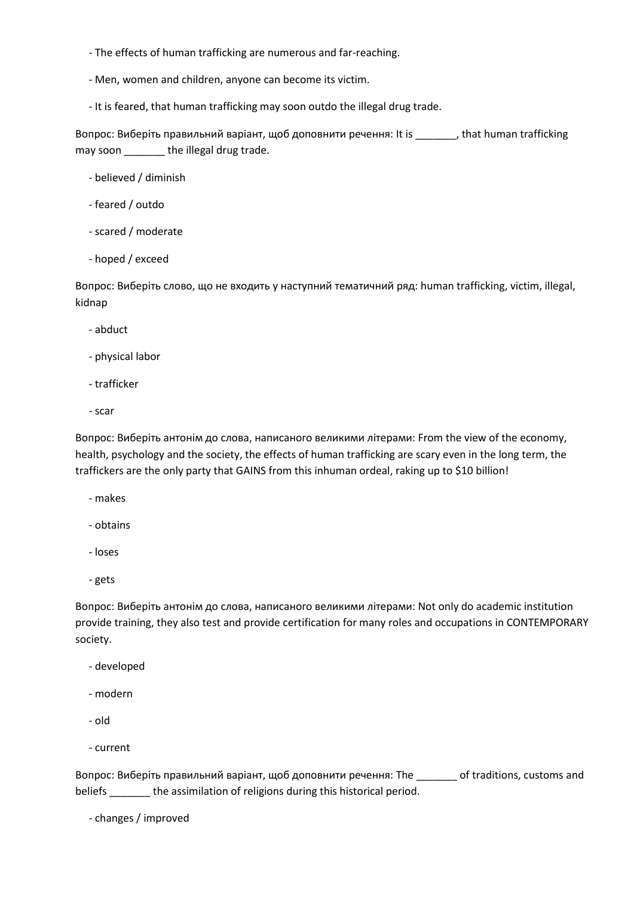- The effects of human trafficking are numerous and far-reaching.

- Men, women and children, anyone can become its victim.

- It is feared, that human trafficking may soon outdo the illegal drug trade.

Вопрос: Виберіть правильний варіант, щоб доповнити речення: It is _______, that human trafficking may soon _______ the illegal drug trade.

- believed / diminish

- feared / outdo

- scared / moderate

- hoped / exceed

Вопрос: Виберіть слово, що не входить у наступний тематичний ряд: human trafficking, victim, illegal, kidnap

- abduct

- physical labor

- trafficker

- scar

Вопрос: Виберіть антонім до слова, написаного великими літерами: From the view of the economy, health, psychology and the society, the effects of human trafficking are scary even in the long term, the traffickers are the only party that GAINS from this inhuman ordeal, raking up to $10 billion!

- makes

- obtains

- loses

- gets

Вопрос: Виберіть антонім до слова, написаного великими літерами: Not only do academic institution provide training, they also test and provide certification for many roles and occupations in CONTEMPORARY society.

- developed

- modern

- old

- current

Вопрос: Виберіть правильний варіант, щоб доповнити речення: The _______ of traditions, customs and beliefs _______ the assimilation of religions during this historical period.

- changes / improved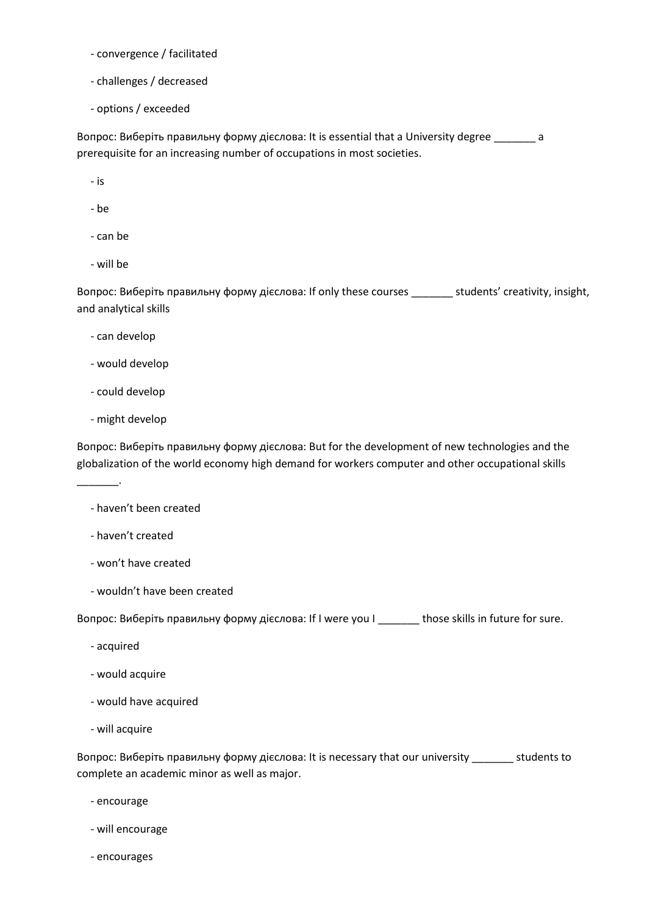- convergence / facilitated

- challenges / decreased

- options / exceeded

Вопрос: Виберіть правильну форму дієслова: It is essential that a University degree _______ a prerequisite for an increasing number of occupations in most societies.

- is

- be

- can be

- will be

Вопрос: Виберіть правильну форму дієслова: If only these courses _______ students' creativity, insight, and analytical skills

- can develop

- would develop

- could develop

- might develop

Вопрос: Виберіть правильну форму дієслова: But for the development of new technologies and the globalization of the world economy high demand for workers computer and other occupational skills _______.

- haven't been created

- haven't created

- won't have created

- wouldn't have been created

Вопрос: Виберіть правильну форму дієслова: If I were you I _______ those skills in future for sure.

- acquired

- would acquire

- would have acquired

- will acquire

Вопрос: Виберіть правильну форму дієслова: It is necessary that our university _______ students to complete an academic minor as well as major.

- encourage

- will encourage

- encourages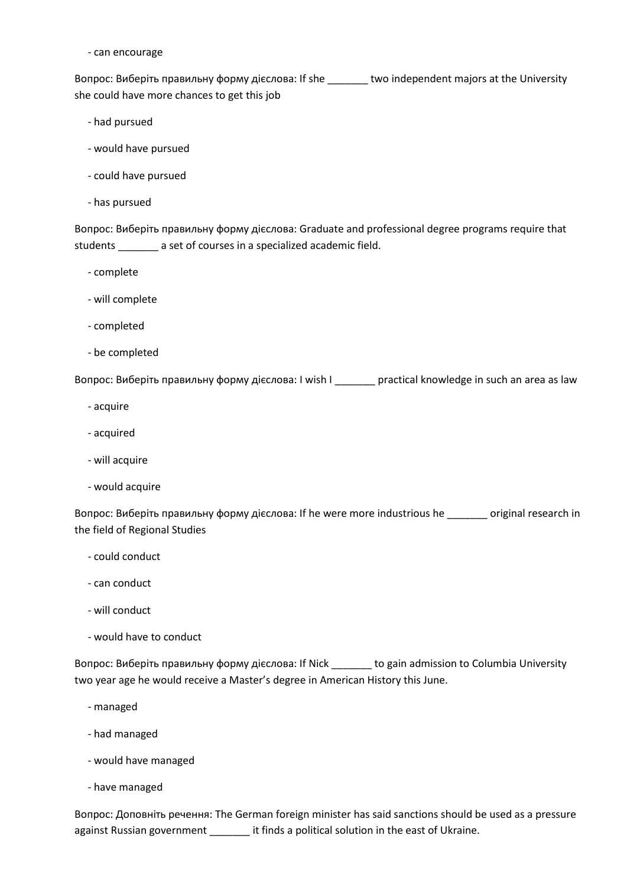- can encourage

Вопрос: Виберіть правильну форму дієслова: If she _______ two independent majors at the University she could have more chances to get this job

- had pursued
- would have pursued
- could have pursued
- has pursued

Вопрос: Виберіть правильну форму дієслова: Graduate and professional degree programs require that students _______ a set of courses in a specialized academic field.

- complete
- will complete
- completed
- be completed

Вопрос: Виберіть правильну форму дієслова: I wish I _______ practical knowledge in such an area as law

- acquire
- acquired
- will acquire
- would acquire

Вопрос: Виберіть правильну форму дієслова: If he were more industrious he _______ original research in the field of Regional Studies

- could conduct
- can conduct
- will conduct
- would have to conduct

Вопрос: Виберіть правильну форму дієслова: If Nick _______ to gain admission to Columbia University two year age he would receive a Master's degree in American History this June.

- managed
- had managed
- would have managed
- have managed

Вопрос: Доповніть речення: The German foreign minister has said sanctions should be used as a pressure against Russian government _______ it finds a political solution in the east of Ukraine.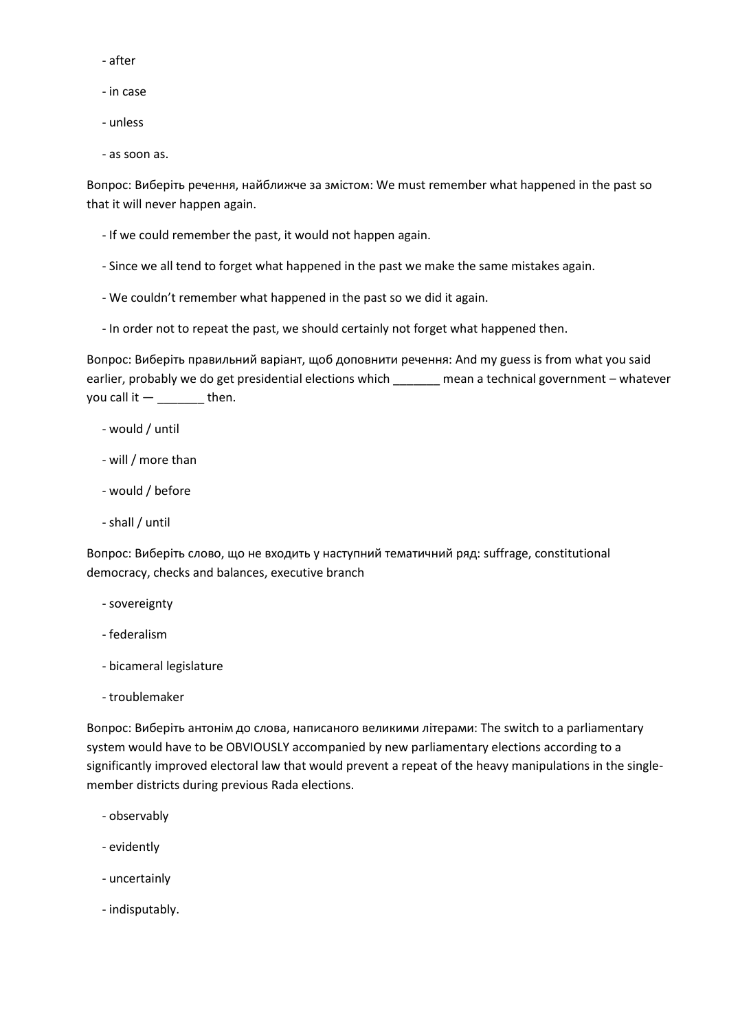- after
- in case
- unless
- as soon as.

Вопрос: Виберіть речення, найближче за змістом: We must remember what happened in the past so that it will never happen again.

- If we could remember the past, it would not happen again.
- Since we all tend to forget what happened in the past we make the same mistakes again.
- We couldn’t remember what happened in the past so we did it again.
- In order not to repeat the past, we should certainly not forget what happened then.

Вопрос: Виберіть правильний варіант, щоб доповнити речення: And my guess is from what you said earlier, probably we do get presidential elections which _______ mean a technical government – whatever you call it — _______ then.

- would / until
- will / more than
- would / before
- shall / until

Вопрос: Виберіть слово, що не входить у наступний тематичний ряд: suffrage, constitutional democracy, checks and balances, executive branch

- sovereignty
- federalism
- bicameral legislature
- troublemaker

Вопрос: Виберіть антонім до слова, написаного великими літерами: The switch to a parliamentary system would have to be OBVIOUSLY accompanied by new parliamentary elections according to a significantly improved electoral law that would prevent a repeat of the heavy manipulations in the single-member districts during previous Rada elections.

- observably
- evidently
- uncertainly
- indisputably.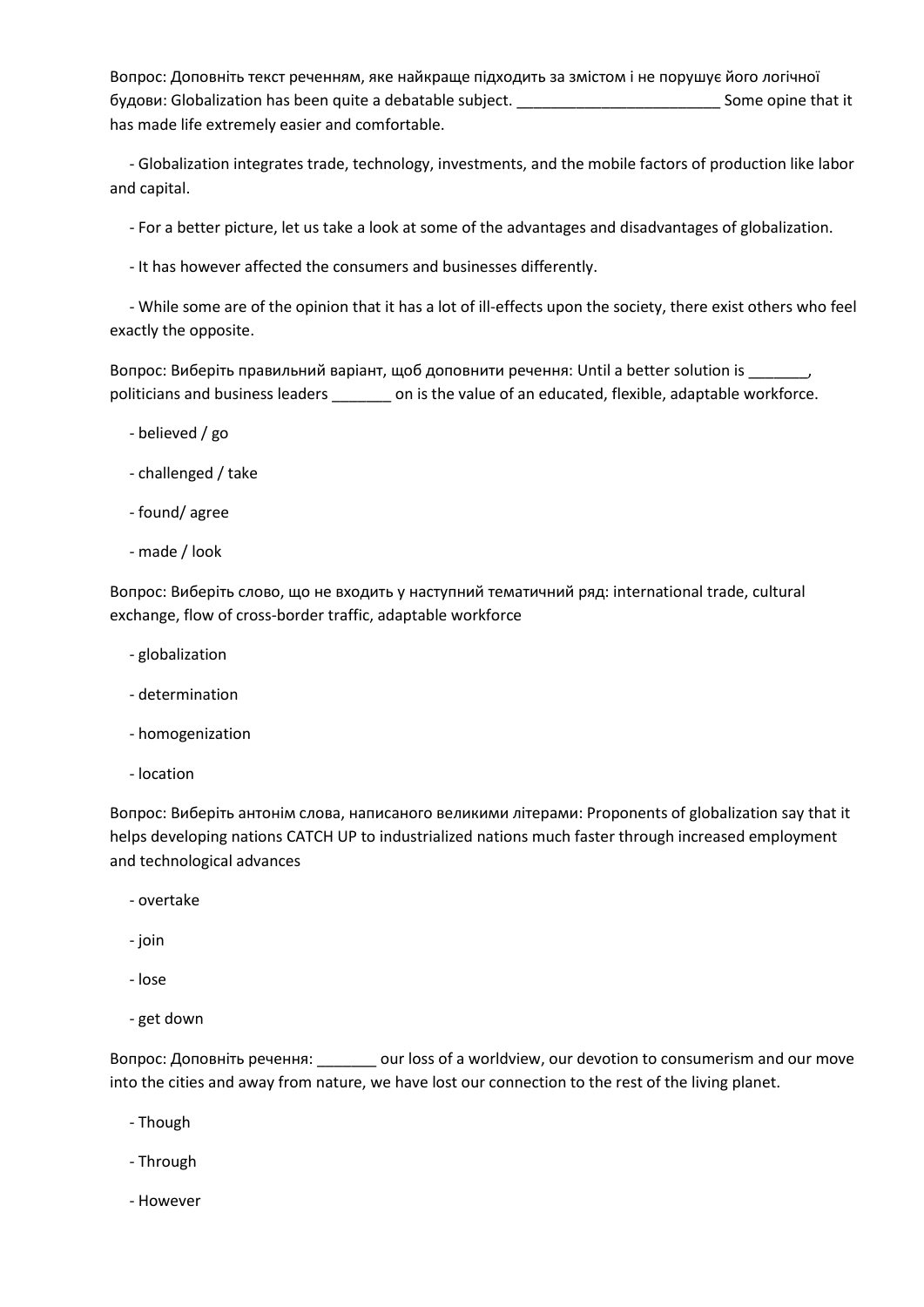Вопрос: Доповніть текст реченням, яке найкраще підходить за змістом і не порушує його логічної будови: Globalization has been quite a debatable subject. ________________________ Some opine that it has made life extremely easier and comfortable.

- Globalization integrates trade, technology, investments, and the mobile factors of production like labor and capital.
- For a better picture, let us take a look at some of the advantages and disadvantages of globalization.
- It has however affected the consumers and businesses differently.
- While some are of the opinion that it has a lot of ill-effects upon the society, there exist others who feel exactly the opposite.

Вопрос: Виберіть правильний варіант, щоб доповнити речення: Until a better solution is _______, politicians and business leaders _______ on is the value of an educated, flexible, adaptable workforce.

- believed / go
- challenged / take
- found/ agree
- made / look

Вопрос: Виберіть слово, що не входить у наступний тематичний ряд: international trade, cultural exchange, flow of cross-border traffic, adaptable workforce

- globalization
- determination
- homogenization
- location

Вопрос: Виберіть антонім слова, написаного великими літерами: Proponents of globalization say that it helps developing nations CATCH UP to industrialized nations much faster through increased employment and technological advances

- overtake
- join
- lose
- get down

Вопрос: Доповніть речення: _______ our loss of a worldview, our devotion to consumerism and our move into the cities and away from nature, we have lost our connection to the rest of the living planet.

- Though
- Through
- However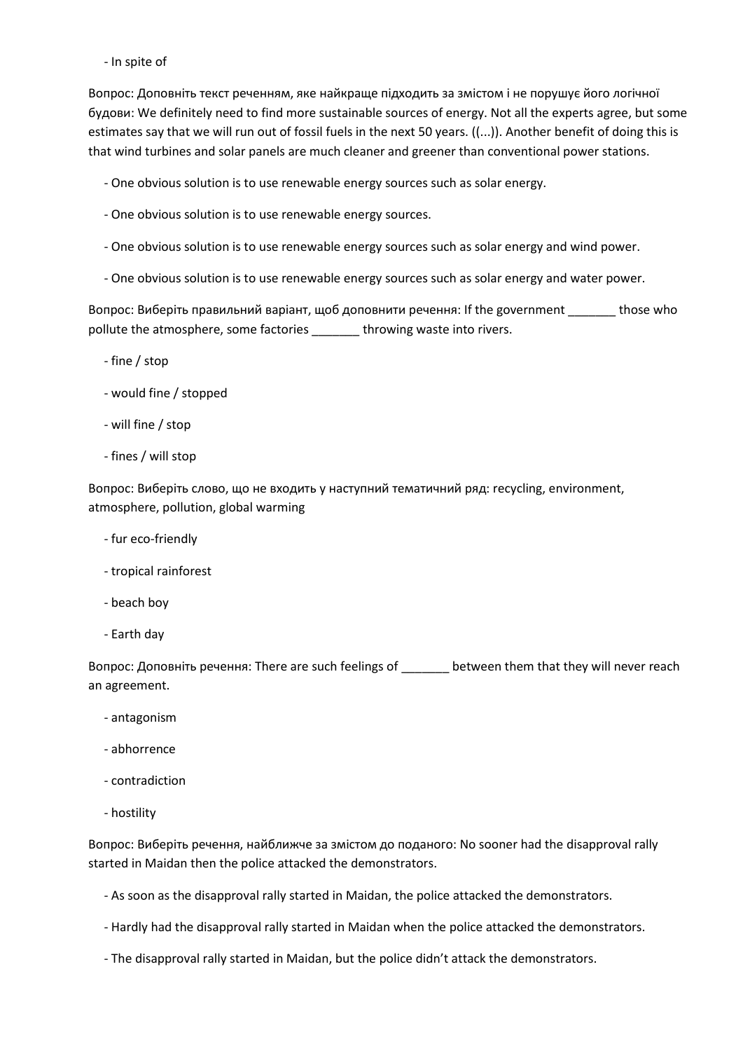- In spite of

Вопрос: Доповніть текст реченням, яке найкраще підходить за змістом і не порушує його логічної будови: We definitely need to find more sustainable sources of energy. Not all the experts agree, but some estimates say that we will run out of fossil fuels in the next 50 years. ((...)). Another benefit of doing this is that wind turbines and solar panels are much cleaner and greener than conventional power stations.

- One obvious solution is to use renewable energy sources such as solar energy.
- One obvious solution is to use renewable energy sources.
- One obvious solution is to use renewable energy sources such as solar energy and wind power.
- One obvious solution is to use renewable energy sources such as solar energy and water power.

Вопрос: Виберіть правильний варіант, щоб доповнити речення: If the government _______ those who pollute the atmosphere, some factories _______ throwing waste into rivers.

- fine / stop
- would fine / stopped
- will fine / stop
- fines / will stop

Вопрос: Виберіть слово, що не входить у наступний тематичний ряд: recycling, environment, atmosphere, pollution, global warming

- fur eco-friendly
- tropical rainforest
- beach boy
- Earth day

Вопрос: Доповніть речення: There are such feelings of _______ between them that they will never reach an agreement.

- antagonism
- abhorrence
- contradiction
- hostility

Вопрос: Виберіть речення, найближче за змістом до поданого: No sooner had the disapproval rally started in Maidan then the police attacked the demonstrators.

- As soon as the disapproval rally started in Maidan, the police attacked the demonstrators.
- Hardly had the disapproval rally started in Maidan when the police attacked the demonstrators.
- The disapproval rally started in Maidan, but the police didn't attack the demonstrators.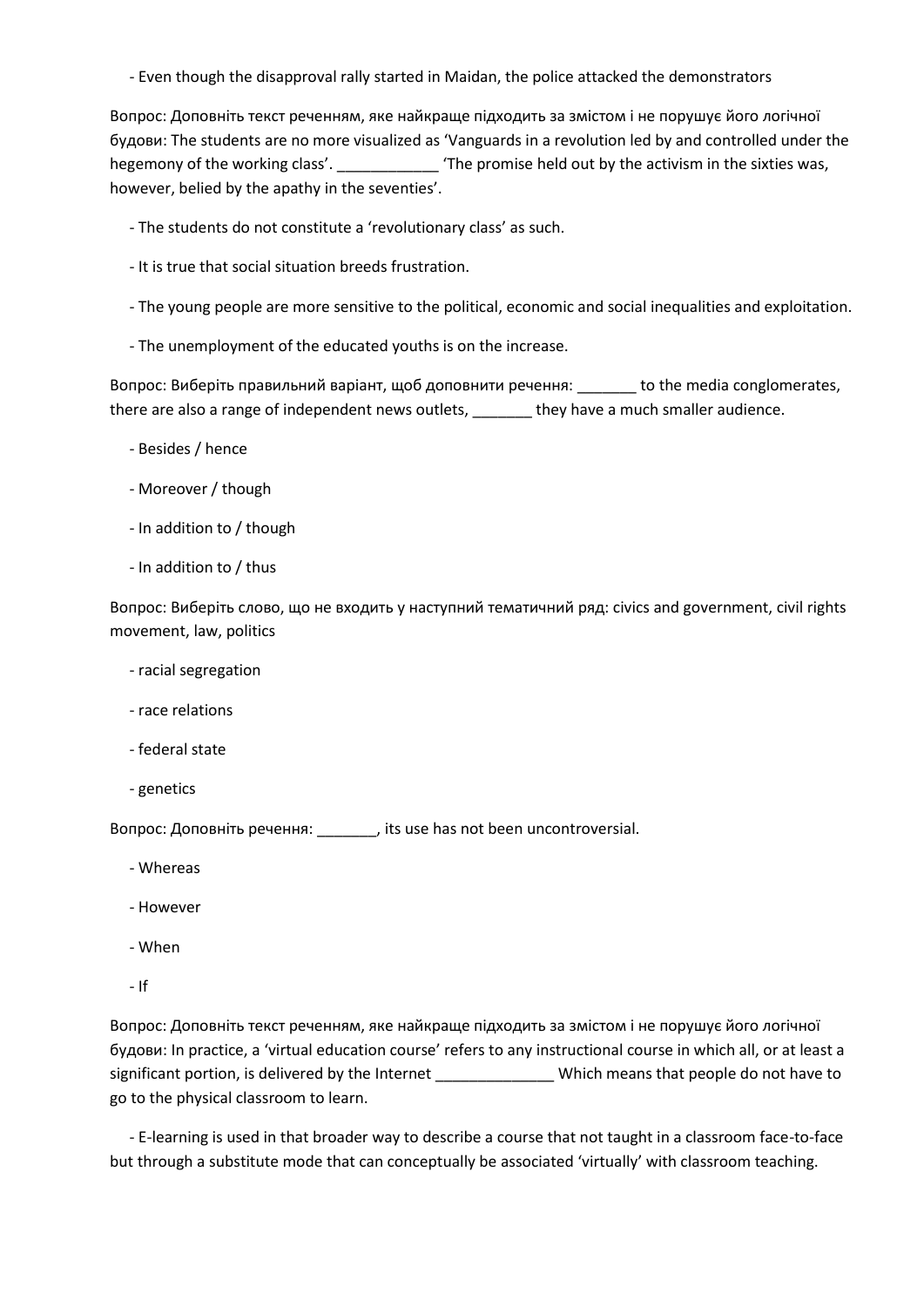- Even though the disapproval rally started in Maidan, the police attacked the demonstrators

Вопрос: Доповніть текст реченням, яке найкраще підходить за змістом і не порушує його логічної будови: The students are no more visualized as 'Vanguards in a revolution led by and controlled under the hegemony of the working class'. ____________ 'The promise held out by the activism in the sixties was, however, belied by the apathy in the seventies'.

- The students do not constitute a 'revolutionary class' as such.
- It is true that social situation breeds frustration.
- The young people are more sensitive to the political, economic and social inequalities and exploitation.
- The unemployment of the educated youths is on the increase.

Вопрос: Виберіть правильний варіант, щоб доповнити речення: _______ to the media conglomerates, there are also a range of independent news outlets, _______ they have a much smaller audience.

- Besides / hence
- Moreover / though
- In addition to / though
- In addition to / thus

Вопрос: Виберіть слово, що не входить у наступний тематичний ряд: civics and government, civil rights movement, law, politics

- racial segregation
- race relations
- federal state
- genetics

Вопрос: Доповніть речення: _______, its use has not been uncontroversial.

- Whereas
- However
- When
- If

Вопрос: Доповніть текст реченням, яке найкраще підходить за змістом і не порушує його логічної будови: In practice, a 'virtual education course' refers to any instructional course in which all, or at least a significant portion, is delivered by the Internet ______________ Which means that people do not have to go to the physical classroom to learn.

- E-learning is used in that broader way to describe a course that not taught in a classroom face-to-face but through a substitute mode that can conceptually be associated 'virtually' with classroom teaching.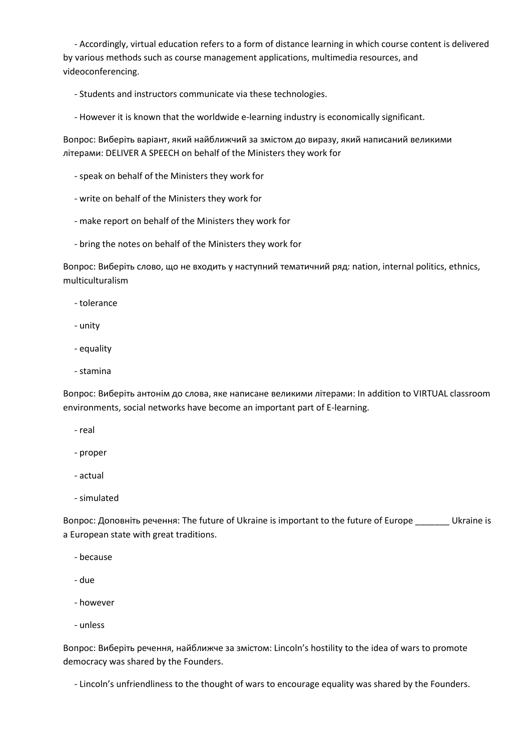- Accordingly, virtual education refers to a form of distance learning in which course content is delivered by various methods such as course management applications, multimedia resources, and videoconferencing.

- Students and instructors communicate via these technologies.

- However it is known that the worldwide e-learning industry is economically significant.

Вопрос: Виберіть варіант, який найближчий за змістом до виразу, який написаний великими літерами: DELIVER A SPEECH on behalf of the Ministers they work for

- speak on behalf of the Ministers they work for

- write on behalf of the Ministers they work for

- make report on behalf of the Ministers they work for

- bring the notes on behalf of the Ministers they work for

Вопрос: Виберіть слово, що не входить у наступний тематичний ряд: nation, internal politics, ethnics, multiculturalism

- tolerance

- unity

- equality

- stamina

Вопрос: Виберіть антонім до слова, яке написане великими літерами: In addition to VIRTUAL classroom environments, social networks have become an important part of E-learning.

- real

- proper

- actual

- simulated

Вопрос: Доповніть речення: The future of Ukraine is important to the future of Europe _______ Ukraine is a European state with great traditions.

- because

- due

- however

- unless

Вопрос: Виберіть речення, найближче за змістом: Lincoln's hostility to the idea of wars to promote democracy was shared by the Founders.

- Lincoln's unfriendliness to the thought of wars to encourage equality was shared by the Founders.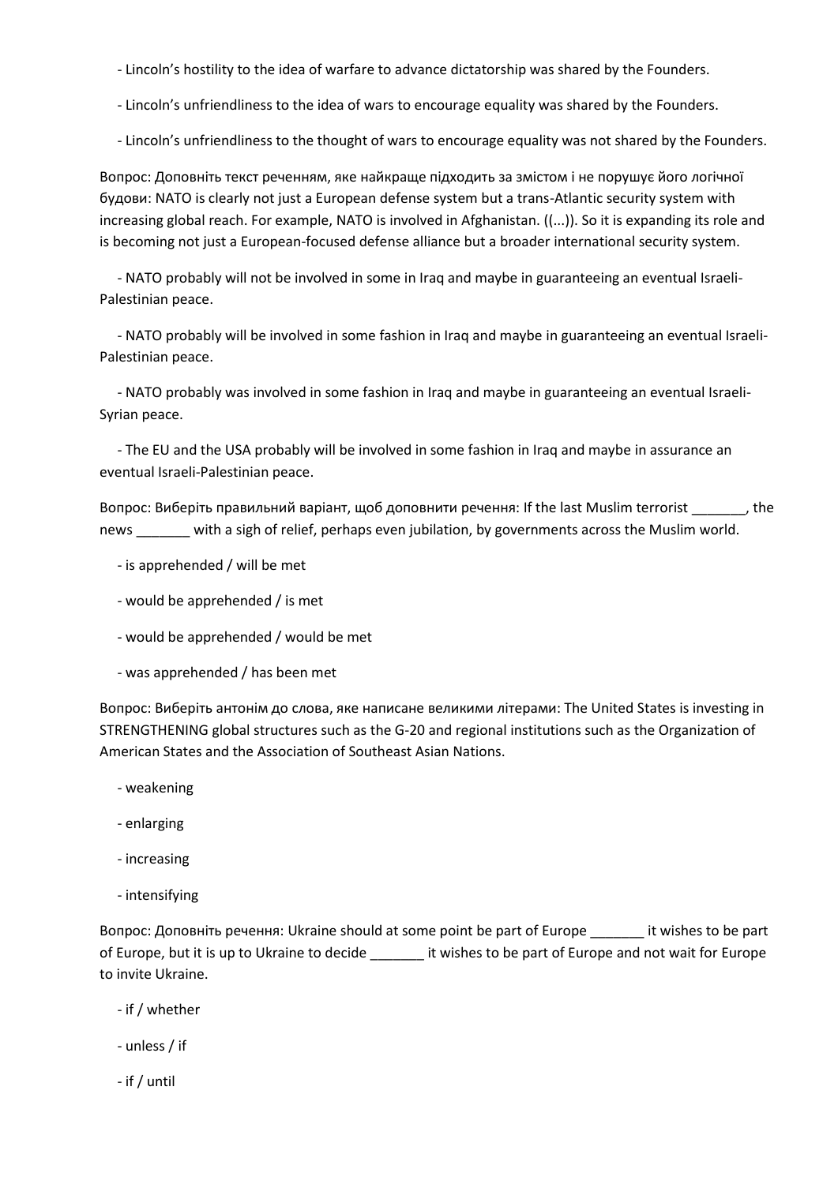- Lincoln's hostility to the idea of warfare to advance dictatorship was shared by the Founders.

- Lincoln's unfriendliness to the idea of wars to encourage equality was shared by the Founders.

- Lincoln's unfriendliness to the thought of wars to encourage equality was not shared by the Founders.

Вопрос: Доповніть текст реченням, яке найкраще підходить за змістом і не порушує його логічної будови: NATO is clearly not just a European defense system but a trans-Atlantic security system with increasing global reach. For example, NATO is involved in Afghanistan. ((...)). So it is expanding its role and is becoming not just a European-focused defense alliance but a broader international security system.

- NATO probably will not be involved in some in Iraq and maybe in guaranteeing an eventual Israeli-Palestinian peace.

- NATO probably will be involved in some fashion in Iraq and maybe in guaranteeing an eventual Israeli-Palestinian peace.

- NATO probably was involved in some fashion in Iraq and maybe in guaranteeing an eventual Israeli-Syrian peace.

- The EU and the USA probably will be involved in some fashion in Iraq and maybe in assurance an eventual Israeli-Palestinian peace.

Вопрос: Виберіть правильний варіант, щоб доповнити речення: If the last Muslim terrorist _______, the news _______ with a sigh of relief, perhaps even jubilation, by governments across the Muslim world.

- is apprehended / will be met

- would be apprehended / is met

- would be apprehended / would be met

- was apprehended / has been met

Вопрос: Виберіть антонім до слова, яке написане великими літерами: The United States is investing in STRENGTHENING global structures such as the G-20 and regional institutions such as the Organization of American States and the Association of Southeast Asian Nations.

- weakening

- enlarging

- increasing

- intensifying

Вопрос: Доповніть речення: Ukraine should at some point be part of Europe _______ it wishes to be part of Europe, but it is up to Ukraine to decide _______ it wishes to be part of Europe and not wait for Europe to invite Ukraine.

- if / whether

- unless / if

- if / until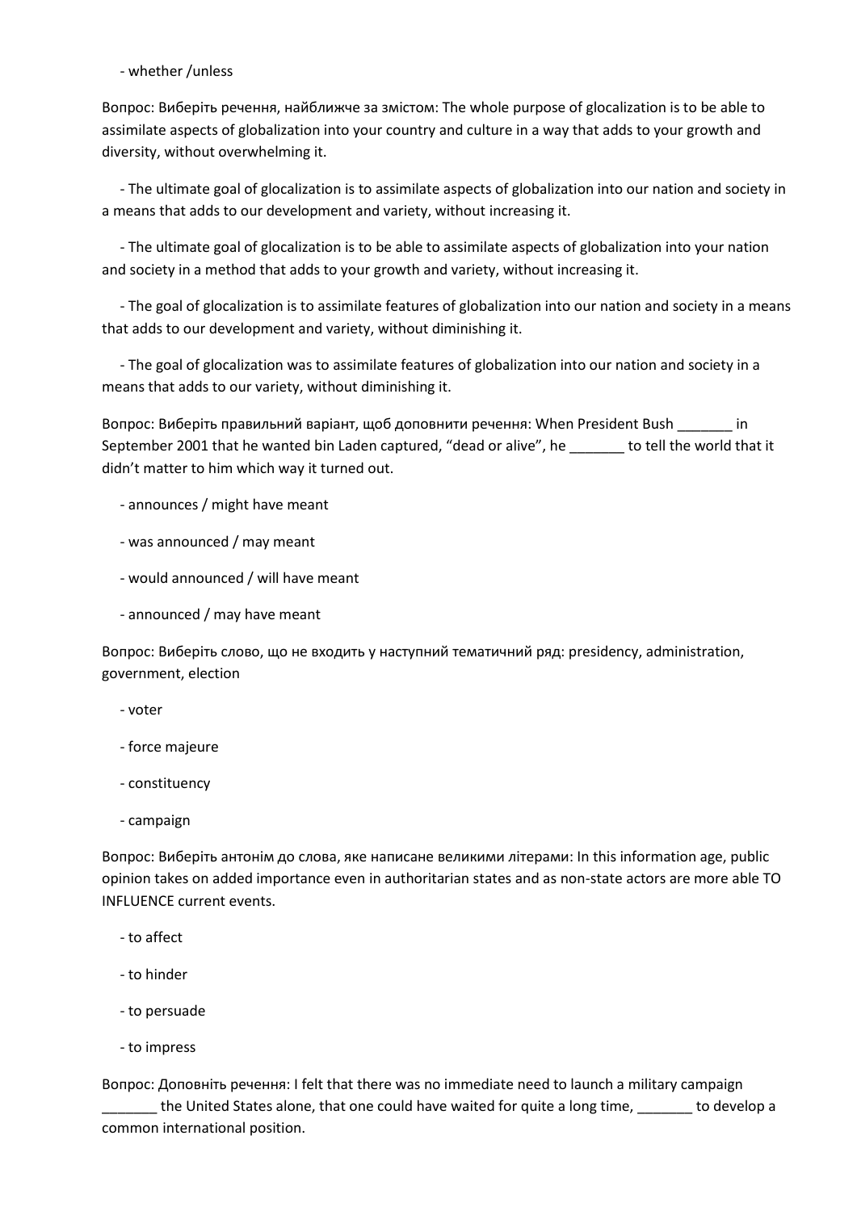- whether /unless

Вопрос: Виберіть речення, найближче за змістом: The whole purpose of glocalization is to be able to assimilate aspects of globalization into your country and culture in a way that adds to your growth and diversity, without overwhelming it.

- The ultimate goal of glocalization is to assimilate aspects of globalization into our nation and society in a means that adds to our development and variety, without increasing it.
- The ultimate goal of glocalization is to be able to assimilate aspects of globalization into your nation and society in a method that adds to your growth and variety, without increasing it.
- The goal of glocalization is to assimilate features of globalization into our nation and society in a means that adds to our development and variety, without diminishing it.
- The goal of glocalization was to assimilate features of globalization into our nation and society in a means that adds to our variety, without diminishing it.

Вопрос: Виберіть правильний варіант, щоб доповнити речення: When President Bush _______ in September 2001 that he wanted bin Laden captured, "dead or alive", he _______ to tell the world that it didn't matter to him which way it turned out.

- announces / might have meant
- was announced / may meant
- would announced / will have meant
- announced / may have meant

Вопрос: Виберіть слово, що не входить у наступний тематичний ряд: presidency, administration, government, election

- voter
- force majeure
- constituency
- campaign

Вопрос: Виберіть антонім до слова, яке написане великими літерами: In this information age, public opinion takes on added importance even in authoritarian states and as non-state actors are more able TO INFLUENCE current events.

- to affect
- to hinder
- to persuade
- to impress

Вопрос: Доповніть речення: I felt that there was no immediate need to launch a military campaign _______ the United States alone, that one could have waited for quite a long time, _______ to develop a common international position.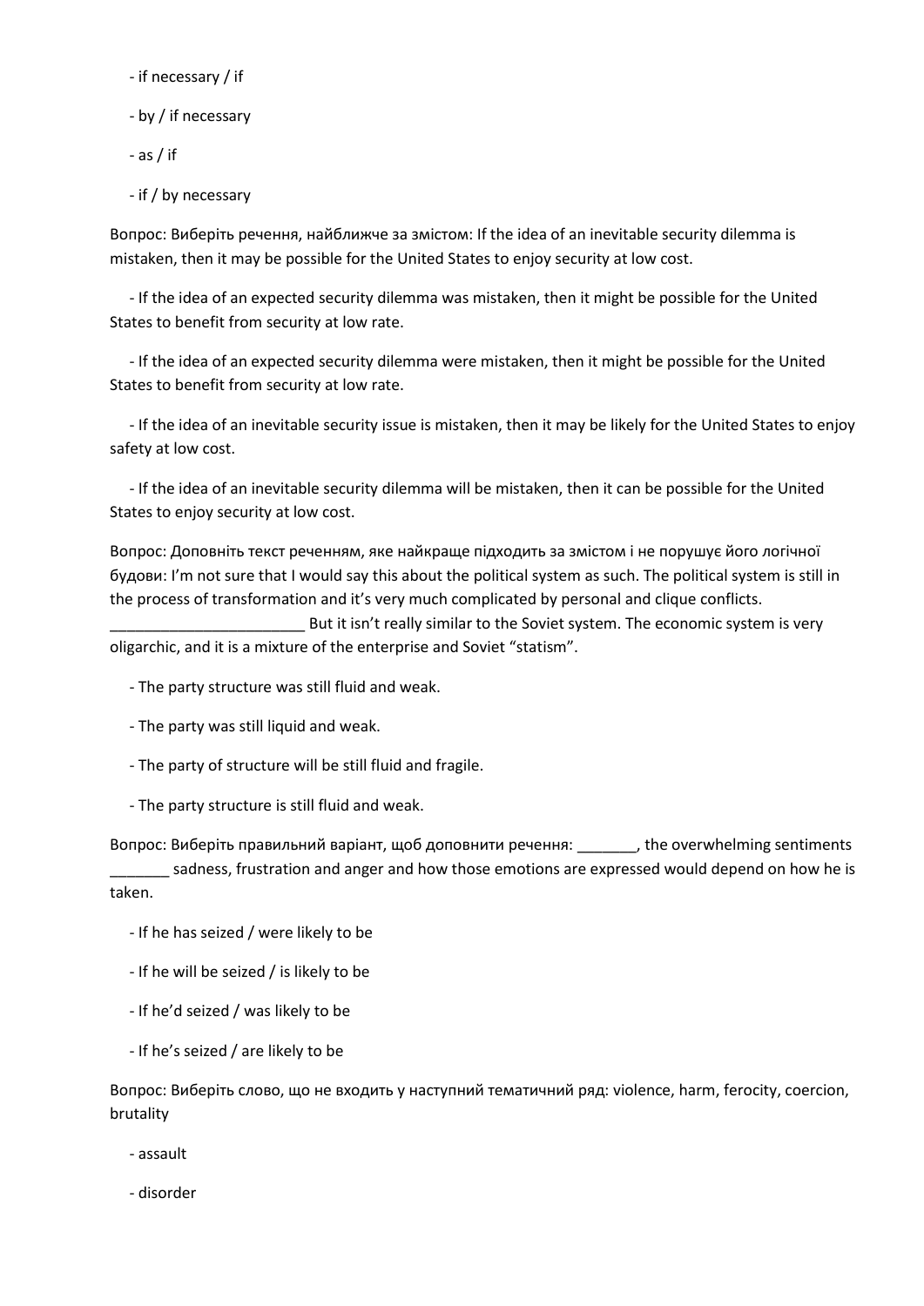- if necessary / if

- by / if necessary

- as / if

- if / by necessary

Вопрос: Виберіть речення, найближче за змістом: If the idea of an inevitable security dilemma is mistaken, then it may be possible for the United States to enjoy security at low cost.

- If the idea of an expected security dilemma was mistaken, then it might be possible for the United States to benefit from security at low rate.

- If the idea of an expected security dilemma were mistaken, then it might be possible for the United States to benefit from security at low rate.

- If the idea of an inevitable security issue is mistaken, then it may be likely for the United States to enjoy safety at low cost.

- If the idea of an inevitable security dilemma will be mistaken, then it can be possible for the United States to enjoy security at low cost.

Вопрос: Доповніть текст реченням, яке найкраще підходить за змістом і не порушує його логічної будови: I'm not sure that I would say this about the political system as such. The political system is still in the process of transformation and it's very much complicated by personal and clique conflicts. _______________________ But it isn't really similar to the Soviet system. The economic system is very oligarchic, and it is a mixture of the enterprise and Soviet "statism".

- The party structure was still fluid and weak.

- The party was still liquid and weak.

- The party of structure will be still fluid and fragile.

- The party structure is still fluid and weak.

Вопрос: Виберіть правильний варіант, щоб доповнити речення: _______, the overwhelming sentiments _______ sadness, frustration and anger and how those emotions are expressed would depend on how he is taken.

- If he has seized / were likely to be

- If he will be seized / is likely to be

- If he'd seized / was likely to be

- If he's seized / are likely to be

Вопрос: Виберіть слово, що не входить у наступний тематичний ряд: violence, harm, ferocity, coercion, brutality

- assault

- disorder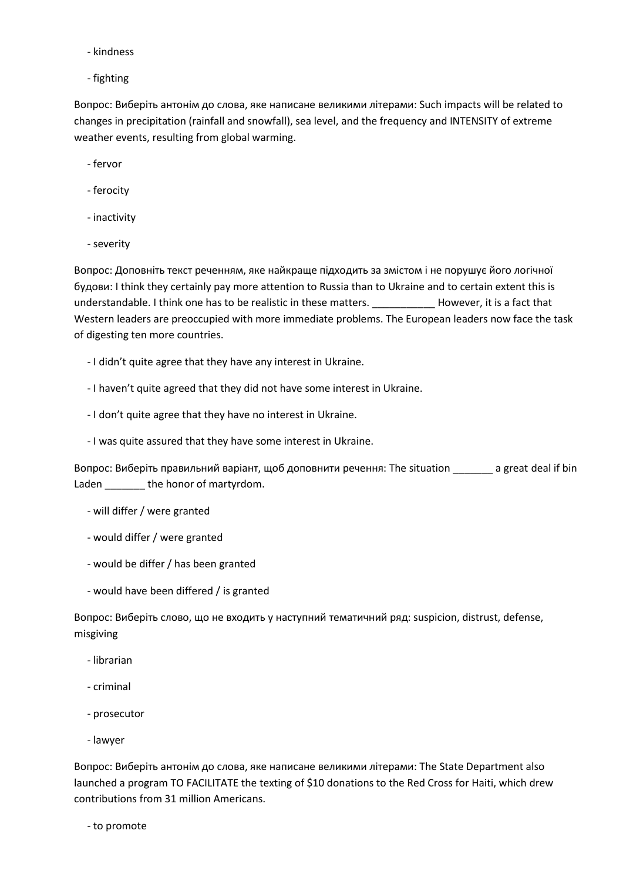- kindness
- fighting

Вопрос: Виберіть антонім до слова, яке написане великими літерами: Such impacts will be related to changes in precipitation (rainfall and snowfall), sea level, and the frequency and INTENSITY of extreme weather events, resulting from global warming.

- fervor
- ferocity
- inactivity
- severity

Вопрос: Доповніть текст реченням, яке найкраще підходить за змістом і не порушує його логічної будови: I think they certainly pay more attention to Russia than to Ukraine and to certain extent this is understandable. I think one has to be realistic in these matters. ___________ However, it is a fact that Western leaders are preoccupied with more immediate problems. The European leaders now face the task of digesting ten more countries.

- I didn't quite agree that they have any interest in Ukraine.
- I haven't quite agreed that they did not have some interest in Ukraine.
- I don't quite agree that they have no interest in Ukraine.
- I was quite assured that they have some interest in Ukraine.

Вопрос: Виберіть правильний варіант, щоб доповнити речення: The situation _______ a great deal if bin Laden _______ the honor of martyrdom.

- will differ / were granted
- would differ / were granted
- would be differ / has been granted
- would have been differed / is granted

Вопрос: Виберіть слово, що не входить у наступний тематичний ряд: suspicion, distrust, defense, misgiving

- librarian
- criminal
- prosecutor
- lawyer

Вопрос: Виберіть антонім до слова, яке написане великими літерами: The State Department also launched a program TO FACILITATE the texting of $10 donations to the Red Cross for Haiti, which drew contributions from 31 million Americans.

- to promote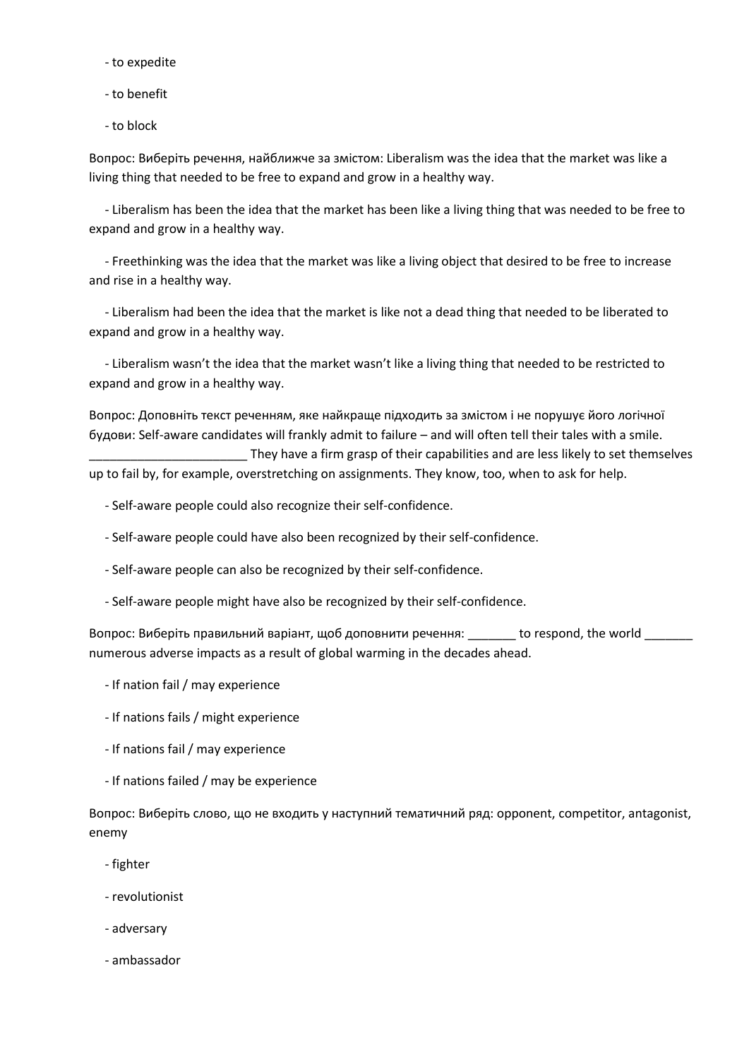- to expedite

- to benefit

- to block

Вопрос: Виберіть речення, найближче за змістом: Liberalism was the idea that the market was like a living thing that needed to be free to expand and grow in a healthy way.

- Liberalism has been the idea that the market has been like a living thing that was needed to be free to expand and grow in a healthy way.

- Freethinking was the idea that the market was like a living object that desired to be free to increase and rise in a healthy way.

- Liberalism had been the idea that the market is like not a dead thing that needed to be liberated to expand and grow in a healthy way.

- Liberalism wasn't the idea that the market wasn't like a living thing that needed to be restricted to expand and grow in a healthy way.

Вопрос: Доповніть текст реченням, яке найкраще підходить за змістом і не порушує його логічної будови: Self-aware candidates will frankly admit to failure – and will often tell their tales with a smile. _______________________ They have a firm grasp of their capabilities and are less likely to set themselves up to fail by, for example, overstretching on assignments. They know, too, when to ask for help.

- Self-aware people could also recognize their self-confidence.

- Self-aware people could have also been recognized by their self-confidence.

- Self-aware people can also be recognized by their self-confidence.

- Self-aware people might have also be recognized by their self-confidence.

Вопрос: Виберіть правильний варіант, щоб доповнити речення: _______ to respond, the world _______ numerous adverse impacts as a result of global warming in the decades ahead.

- If nation fail / may experience

- If nations fails / might experience

- If nations fail / may experience

- If nations failed / may be experience

Вопрос: Виберіть слово, що не входить у наступний тематичний ряд: opponent, competitor, antagonist, enemy

- fighter

- revolutionist

- adversary

- ambassador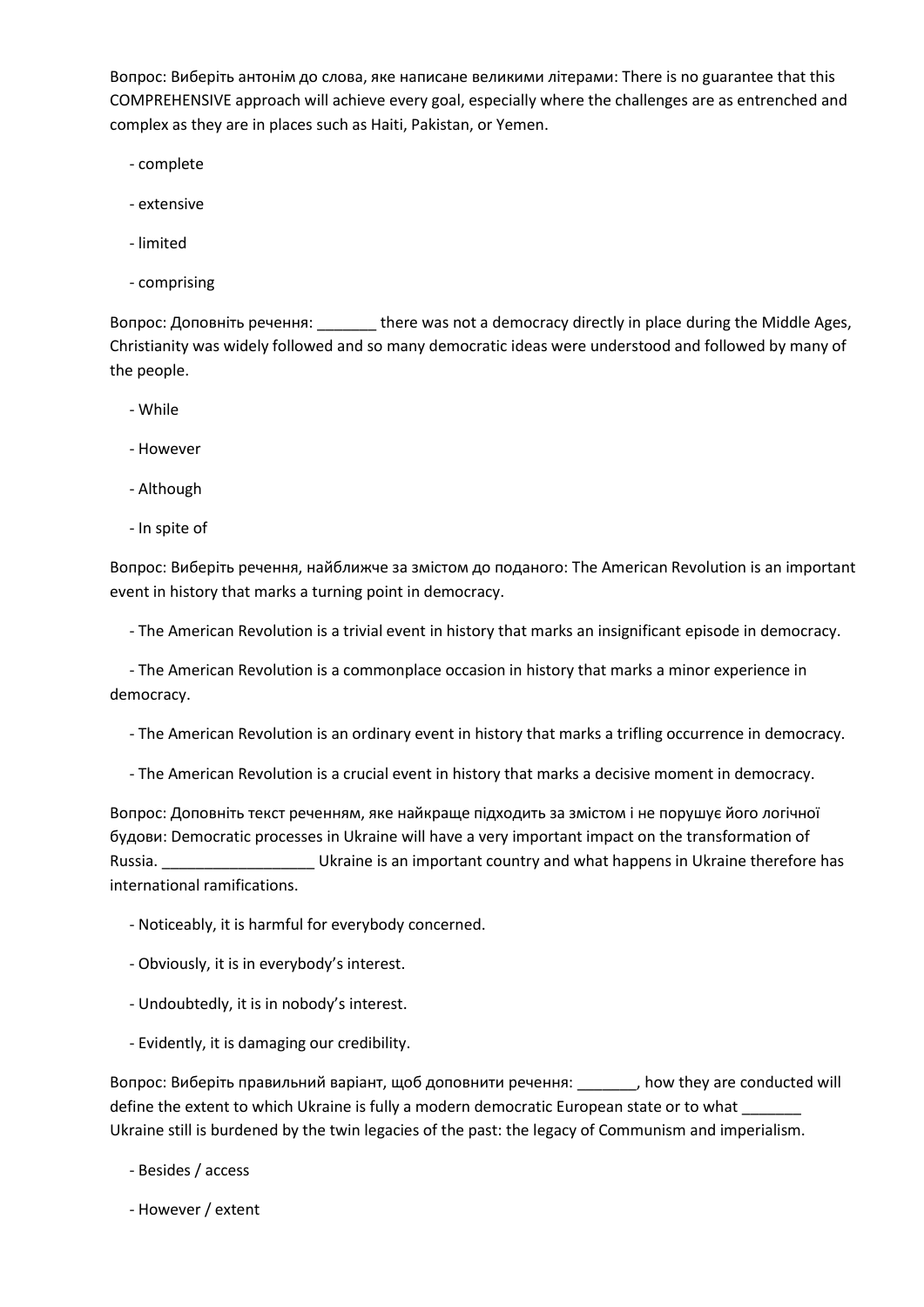Вопрос: Виберіть антонім до слова, яке написане великими літерами: There is no guarantee that this COMPREHENSIVE approach will achieve every goal, especially where the challenges are as entrenched and complex as they are in places such as Haiti, Pakistan, or Yemen.

- complete
- extensive
- limited
- comprising

Вопрос: Доповніть речення: _______ there was not a democracy directly in place during the Middle Ages, Christianity was widely followed and so many democratic ideas were understood and followed by many of the people.

- While
- However
- Although
- In spite of

Вопрос: Виберіть речення, найближче за змістом до поданого: The American Revolution is an important event in history that marks a turning point in democracy.

- The American Revolution is a trivial event in history that marks an insignificant episode in democracy.
- The American Revolution is a commonplace occasion in history that marks a minor experience in democracy.
- The American Revolution is an ordinary event in history that marks a trifling occurrence in democracy.
- The American Revolution is a crucial event in history that marks a decisive moment in democracy.

Вопрос: Доповніть текст реченням, яке найкраще підходить за змістом і не порушує його логічної будови: Democratic processes in Ukraine will have a very important impact on the transformation of Russia. __________________ Ukraine is an important country and what happens in Ukraine therefore has international ramifications.

- Noticeably, it is harmful for everybody concerned.
- Obviously, it is in everybody's interest.
- Undoubtedly, it is in nobody's interest.
- Evidently, it is damaging our credibility.

Вопрос: Виберіть правильний варіант, щоб доповнити речення: _______, how they are conducted will define the extent to which Ukraine is fully a modern democratic European state or to what _______ Ukraine still is burdened by the twin legacies of the past: the legacy of Communism and imperialism.

- Besides / access
- However / extent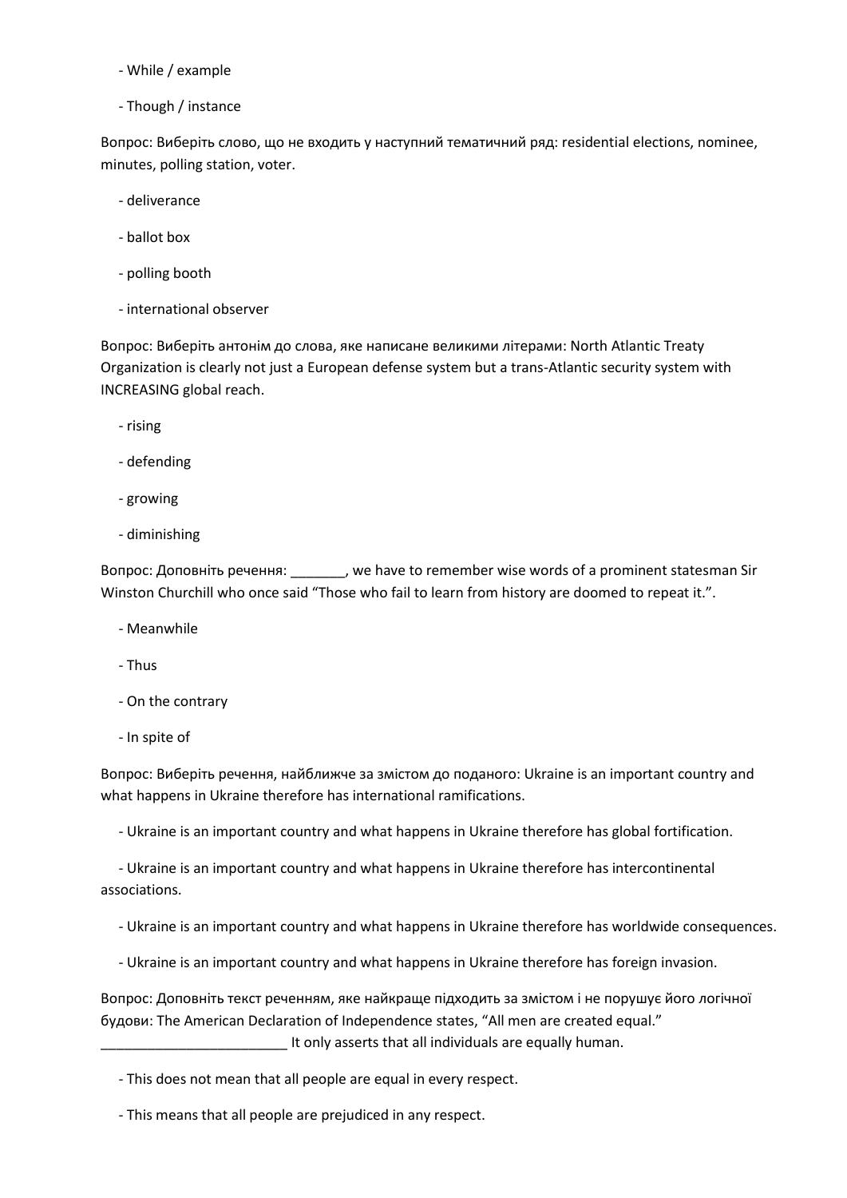- While / example

- Though / instance

Вопрос: Виберіть слово, що не входить у наступний тематичний ряд: residential elections, nominee, minutes, polling station, voter.

- deliverance

- ballot box

- polling booth

- international observer

Вопрос: Виберіть антонім до слова, яке написане великими літерами: North Atlantic Treaty Organization is clearly not just a European defense system but a trans-Atlantic security system with INCREASING global reach.

- rising

- defending

- growing

- diminishing

Вопрос: Доповніть речення: _______, we have to remember wise words of a prominent statesman Sir Winston Churchill who once said "Those who fail to learn from history are doomed to repeat it.".

- Meanwhile

- Thus

- On the contrary

- In spite of

Вопрос: Виберіть речення, найближче за змістом до поданого: Ukraine is an important country and what happens in Ukraine therefore has international ramifications.

- Ukraine is an important country and what happens in Ukraine therefore has global fortification.

- Ukraine is an important country and what happens in Ukraine therefore has intercontinental associations.

- Ukraine is an important country and what happens in Ukraine therefore has worldwide consequences.

- Ukraine is an important country and what happens in Ukraine therefore has foreign invasion.

Вопрос: Доповніть текст реченням, яке найкраще підходить за змістом і не порушує його логічної будови: The American Declaration of Independence states, "All men are created equal." ________________________ It only asserts that all individuals are equally human.

- This does not mean that all people are equal in every respect.

- This means that all people are prejudiced in any respect.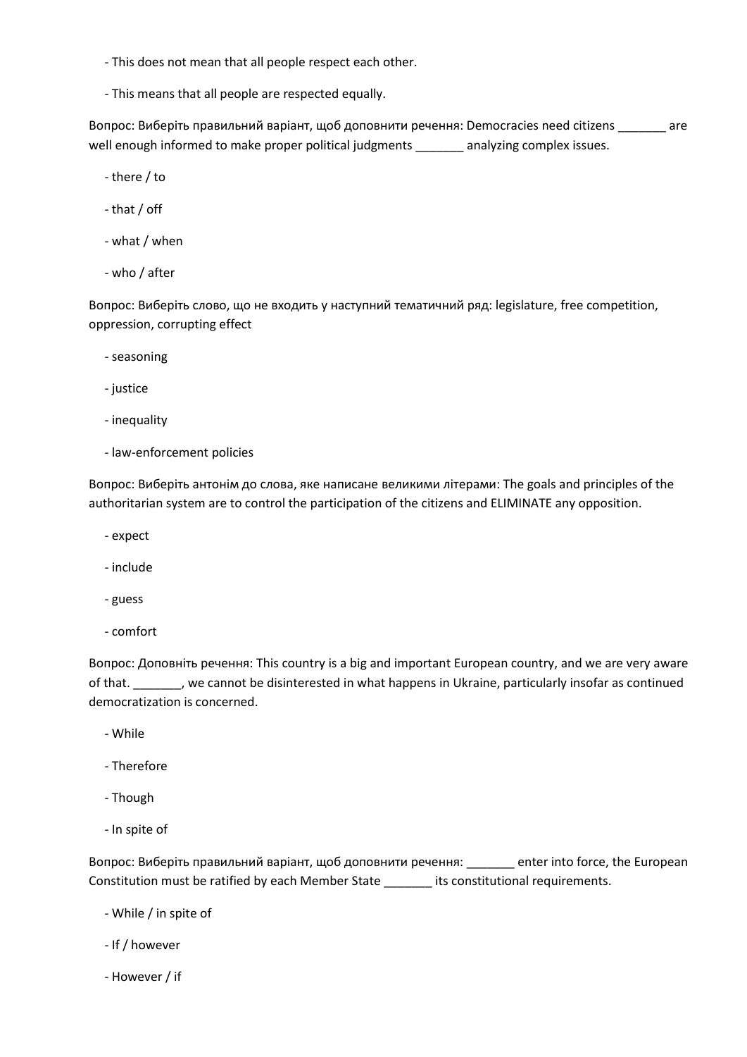- This does not mean that all people respect each other.

- This means that all people are respected equally.

Вопрос: Виберіть правильний варіант, щоб доповнити речення: Democracies need citizens _______ are well enough informed to make proper political judgments _______ analyzing complex issues.

- there / to

- that / off

- what / when

- who / after

Вопрос: Виберіть слово, що не входить у наступний тематичний ряд: legislature, free competition, oppression, corrupting effect

- seasoning

- justice

- inequality

- law-enforcement policies

Вопрос: Виберіть антонім до слова, яке написане великими літерами: The goals and principles of the authoritarian system are to control the participation of the citizens and ELIMINATE any opposition.

- expect

- include

- guess

- comfort

Вопрос: Доповніть речення: This country is a big and important European country, and we are very aware of that. _______, we cannot be disinterested in what happens in Ukraine, particularly insofar as continued democratization is concerned.

- While

- Therefore

- Though

- In spite of

Вопрос: Виберіть правильний варіант, щоб доповнити речення: _______ enter into force, the European Constitution must be ratified by each Member State _______ its constitutional requirements.

- While / in spite of

- If / however

- However / if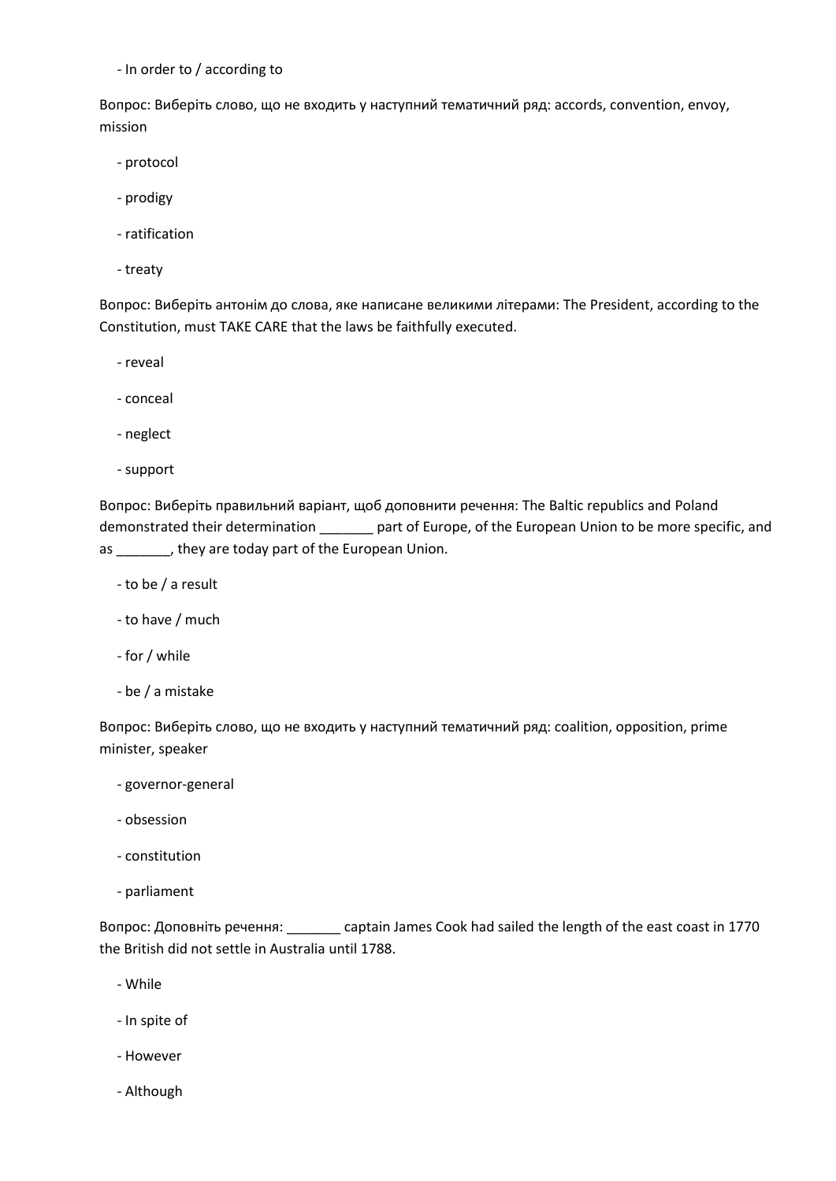- In order to / according to

Вопрос: Виберіть слово, що не входить у наступний тематичний ряд: accords, convention, envoy, mission

- protocol
- prodigy
- ratification
- treaty

Вопрос: Виберіть антонім до слова, яке написане великими літерами: The President, according to the Constitution, must TAKE CARE that the laws be faithfully executed.

- reveal
- conceal
- neglect
- support

Вопрос: Виберіть правильний варіант, щоб доповнити речення: The Baltic republics and Poland demonstrated their determination _______ part of Europe, of the European Union to be more specific, and as _______, they are today part of the European Union.

- to be / a result
- to have / much
- for / while
- be / a mistake

Вопрос: Виберіть слово, що не входить у наступний тематичний ряд: coalition, opposition, prime minister, speaker

- governor-general
- obsession
- constitution
- parliament

Вопрос: Доповніть речення: _______ captain James Cook had sailed the length of the east coast in 1770 the British did not settle in Australia until 1788.

- While
- In spite of
- However
- Although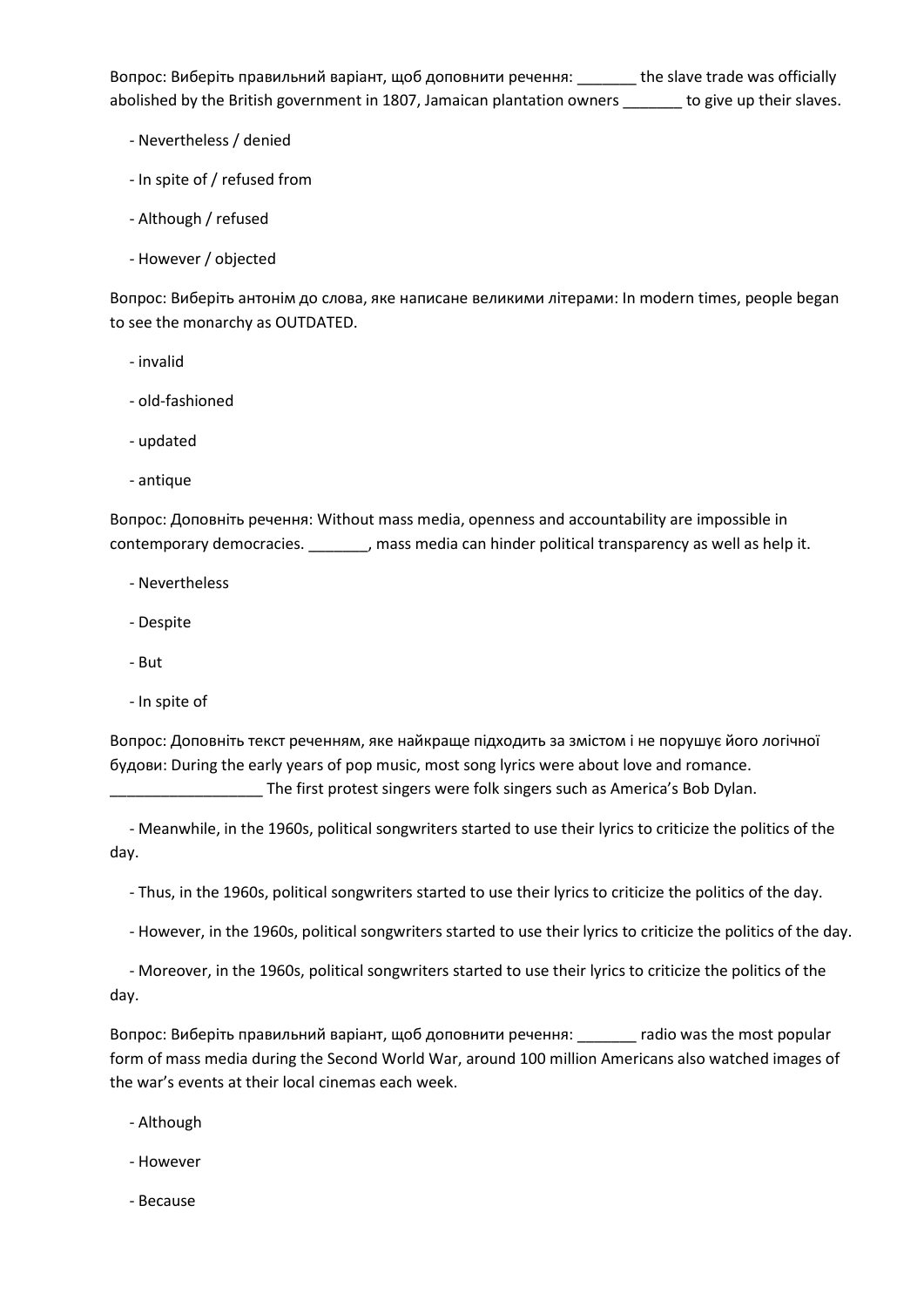Вопрос: Виберіть правильний варіант, щоб доповнити речення: _______ the slave trade was officially abolished by the British government in 1807, Jamaican plantation owners _______ to give up their slaves.

- Nevertheless / denied
- In spite of / refused from
- Although / refused
- However / objected

Вопрос: Виберіть антонім до слова, яке написане великими літерами: In modern times, people began to see the monarchy as OUTDATED.

- invalid
- old-fashioned
- updated
- antique

Вопрос: Доповніть речення: Without mass media, openness and accountability are impossible in contemporary democracies. _______, mass media can hinder political transparency as well as help it.

- Nevertheless
- Despite
- But
- In spite of

Вопрос: Доповніть текст реченням, яке найкраще підходить за змістом і не порушує його логічної будови: During the early years of pop music, most song lyrics were about love and romance. __________________ The first protest singers were folk singers such as America's Bob Dylan.

- Meanwhile, in the 1960s, political songwriters started to use their lyrics to criticize the politics of the day.
- Thus, in the 1960s, political songwriters started to use their lyrics to criticize the politics of the day.
- However, in the 1960s, political songwriters started to use their lyrics to criticize the politics of the day.
- Moreover, in the 1960s, political songwriters started to use their lyrics to criticize the politics of the day.

Вопрос: Виберіть правильний варіант, щоб доповнити речення: _______ radio was the most popular form of mass media during the Second World War, around 100 million Americans also watched images of the war's events at their local cinemas each week.

- Although
- However
- Because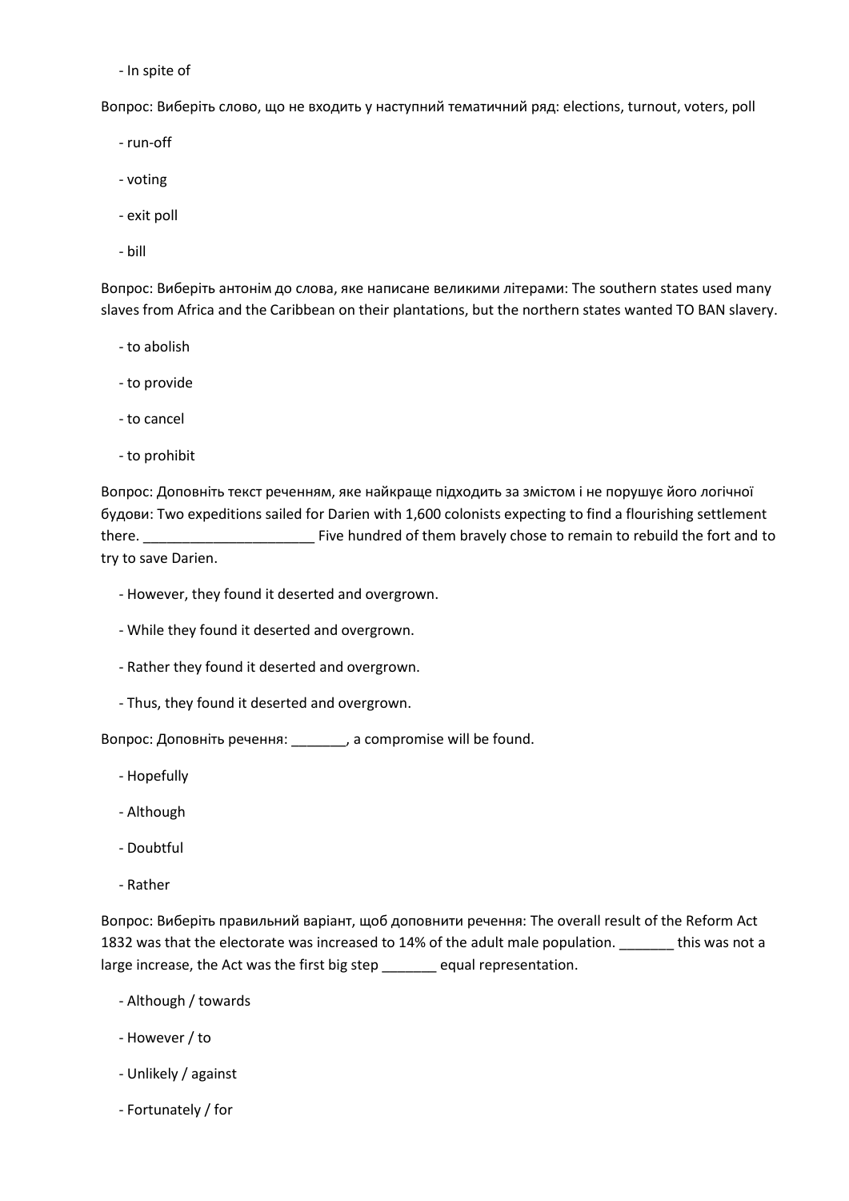- In spite of

Вопрос: Виберіть слово, що не входить у наступний тематичний ряд: elections, turnout, voters, poll

- run-off
- voting
- exit poll
- bill

Вопрос: Виберіть антонім до слова, яке написане великими літерами: The southern states used many slaves from Africa and the Caribbean on their plantations, but the northern states wanted TO BAN slavery.

- to abolish
- to provide
- to cancel
- to prohibit

Вопрос: Доповніть текст реченням, яке найкраще підходить за змістом і не порушує його логічної будови: Two expeditions sailed for Darien with 1,600 colonists expecting to find a flourishing settlement there. ______________________ Five hundred of them bravely chose to remain to rebuild the fort and to try to save Darien.

- However, they found it deserted and overgrown.
- While they found it deserted and overgrown.
- Rather they found it deserted and overgrown.
- Thus, they found it deserted and overgrown.

Вопрос: Доповніть речення: _______, a compromise will be found.

- Hopefully
- Although
- Doubtful
- Rather

Вопрос: Виберіть правильний варіант, щоб доповнити речення: The overall result of the Reform Act 1832 was that the electorate was increased to 14% of the adult male population. _______ this was not a large increase, the Act was the first big step _______ equal representation.

- Although / towards
- However / to
- Unlikely / against
- Fortunately / for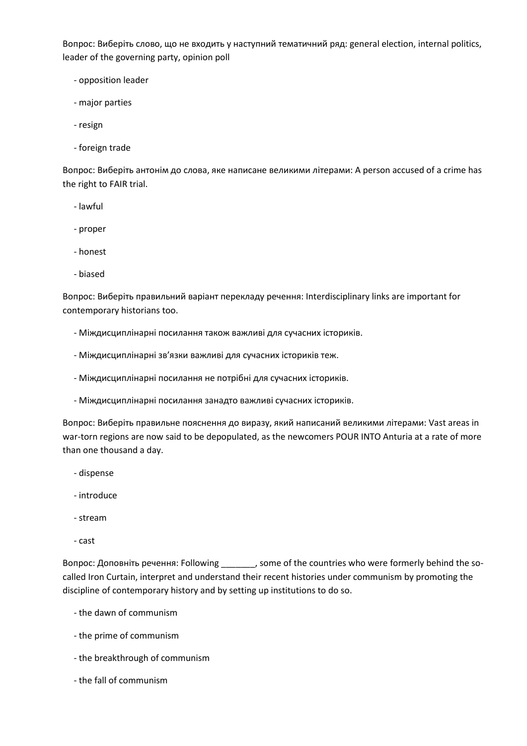Вопрос: Виберіть слово, що не входить у наступний тематичний ряд: general election, internal politics, leader of the governing party, opinion poll

- opposition leader
- major parties
- resign
- foreign trade

Вопрос: Виберіть антонім до слова, яке написане великими літерами: A person accused of a crime has the right to FAIR trial.

- lawful
- proper
- honest
- biased

Вопрос: Виберіть правильний варіант перекладу речення: Interdisciplinary links are important for contemporary historians too.

- Міждисциплінарні посилання також важливі для сучасних істориків.
- Міждисциплінарні зв'язки важливі для сучасних істориків теж.
- Міждисциплінарні посилання не потрібні для сучасних істориків.
- Міждисциплінарні посилання занадто важливі сучасних істориків.

Вопрос: Виберіть правильне пояснення до виразу, який написаний великими літерами: Vast areas in war-torn regions are now said to be depopulated, as the newcomers POUR INTO Anturia at a rate of more than one thousand a day.

- dispense
- introduce
- stream
- cast

Вопрос: Доповніть речення: Following _______, some of the countries who were formerly behind the so-called Iron Curtain, interpret and understand their recent histories under communism by promoting the discipline of contemporary history and by setting up institutions to do so.

- the dawn of communism
- the prime of communism
- the breakthrough of communism
- the fall of communism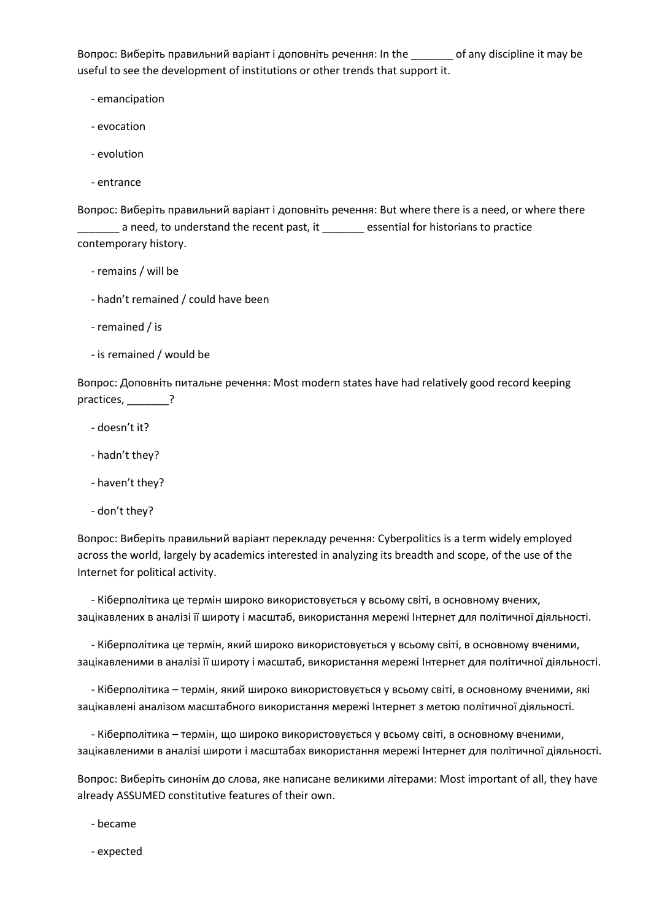Вопрос: Виберіть правильний варіант і доповніть речення: In the _______ of any discipline it may be useful to see the development of institutions or other trends that support it.

- emancipation
- evocation
- evolution
- entrance

Вопрос: Виберіть правильний варіант і доповніть речення: But where there is a need, or where there _______ a need, to understand the recent past, it _______ essential for historians to practice contemporary history.

- remains / will be
- hadn't remained / could have been
- remained / is
- is remained / would be

Вопрос: Доповніть питальне речення: Most modern states have had relatively good record keeping practices, _______?

- doesn't it?
- hadn't they?
- haven't they?
- don't they?

Вопрос: Виберіть правильний варіант перекладу речення: Cyberpolitics is a term widely employed across the world, largely by academics interested in analyzing its breadth and scope, of the use of the Internet for political activity.

- Кіберполітика це термін широко використовується у всьому світі, в основному вчених, зацікавлених в аналізі її широту і масштаб, використання мережі Інтернет для політичної діяльності.
- Кіберполітика це термін, який широко використовується у всьому світі, в основному вченими, зацікавленими в аналізі її широту і масштаб, використання мережі Інтернет для політичної діяльності.
- Кіберполітика – термін, який широко використовується у всьому світі, в основному вченими, які зацікавлені аналізом масштабного використання мережі Інтернет з метою політичної діяльності.
- Кіберполітика – термін, що широко використовується у всьому світі, в основному вченими, зацікавленими в аналізі широти і масштабах використання мережі Інтернет для політичної діяльності.

Вопрос: Виберіть синонім до слова, яке написане великими літерами: Most important of all, they have already ASSUMED constitutive features of their own.

- became
- expected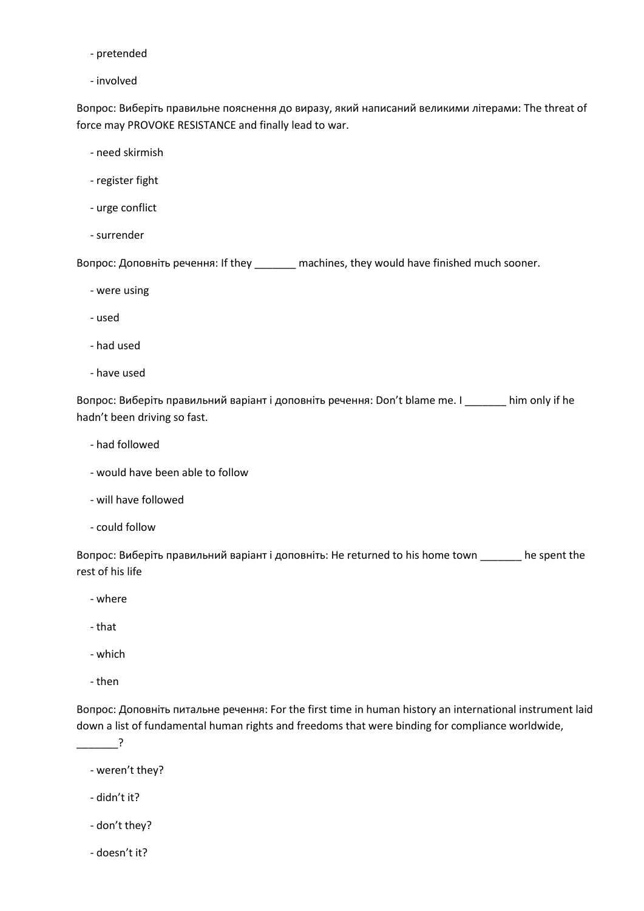- pretended

- involved

Вопрос: Виберіть правильне пояснення до виразу, який написаний великими літерами: The threat of force may PROVOKE RESISTANCE and finally lead to war.

- need skirmish

- register fight

- urge conflict

- surrender

Вопрос: Доповніть речення: If they _______ machines, they would have finished much sooner.

- were using

- used

- had used

- have used

Вопрос: Виберіть правильний варіант і доповніть речення: Don't blame me. I _______ him only if he hadn't been driving so fast.

- had followed

- would have been able to follow

- will have followed

- could follow

Вопрос: Виберіть правильний варіант і доповніть: He returned to his home town _______ he spent the rest of his life

- where

- that

- which

- then

Вопрос: Доповніть питальне речення: For the first time in human history an international instrument laid down a list of fundamental human rights and freedoms that were binding for compliance worldwide, _______?

- weren't they?

- didn't it?

- don't they?

- doesn't it?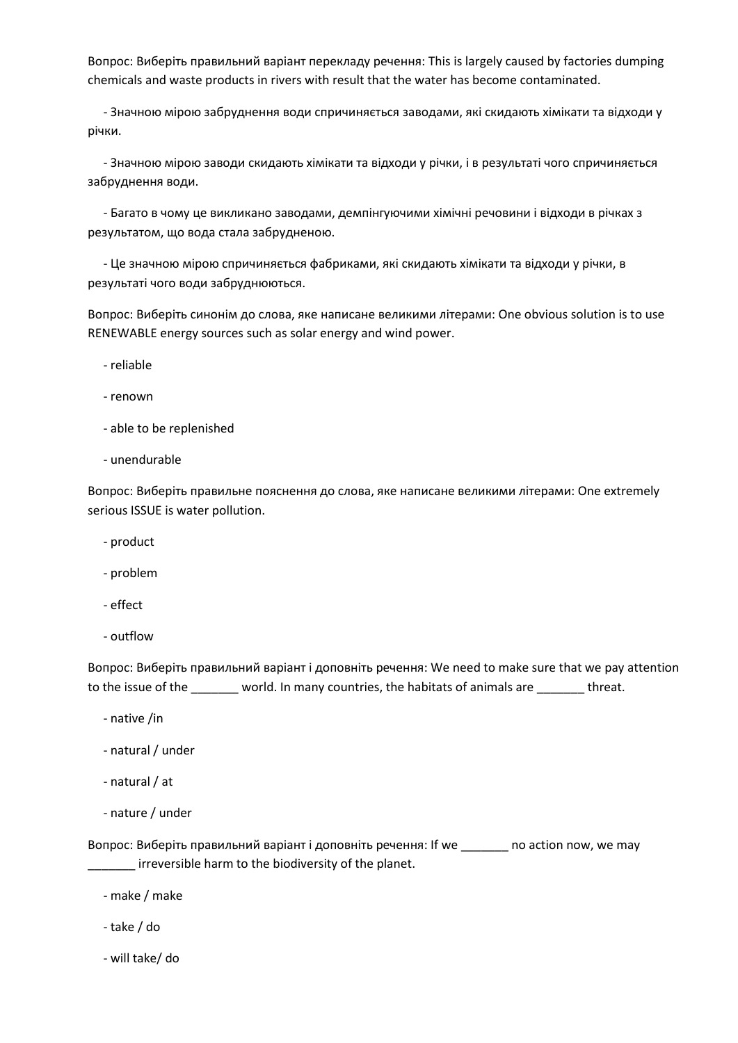Вопрос: Виберіть правильний варіант перекладу речення: This is largely caused by factories dumping chemicals and waste products in rivers with result that the water has become contaminated.

- Значною мірою забруднення води спричиняється заводами, які скидають хімікати та відходи у річки.

- Значною мірою заводи скидають хімікати та відходи у річки, і в результаті чого спричиняється забруднення води.

- Багато в чому це викликано заводами, демпінгуючими хімічні речовини і відходи в річках з результатом, що вода стала забрудненою.

- Це значною мірою спричиняється фабриками, які скидають хімікати та відходи у річки, в результаті чого води забруднюються.

Вопрос: Виберіть синонім до слова, яке написане великими літерами: One obvious solution is to use RENEWABLE energy sources such as solar energy and wind power.

- reliable

- renown

- able to be replenished

- unendurable

Вопрос: Виберіть правильне пояснення до слова, яке написане великими літерами: One extremely serious ISSUE is water pollution.

- product

- problem

- effect

- outflow

Вопрос: Виберіть правильний варіант і доповніть речення: We need to make sure that we pay attention to the issue of the _______ world. In many countries, the habitats of animals are _______ threat.

- native /in

- natural / under

- natural / at

- nature / under

Вопрос: Виберіть правильний варіант і доповніть речення: If we _______ no action now, we may _______ irreversible harm to the biodiversity of the planet.

- make / make

- take / do

- will take/ do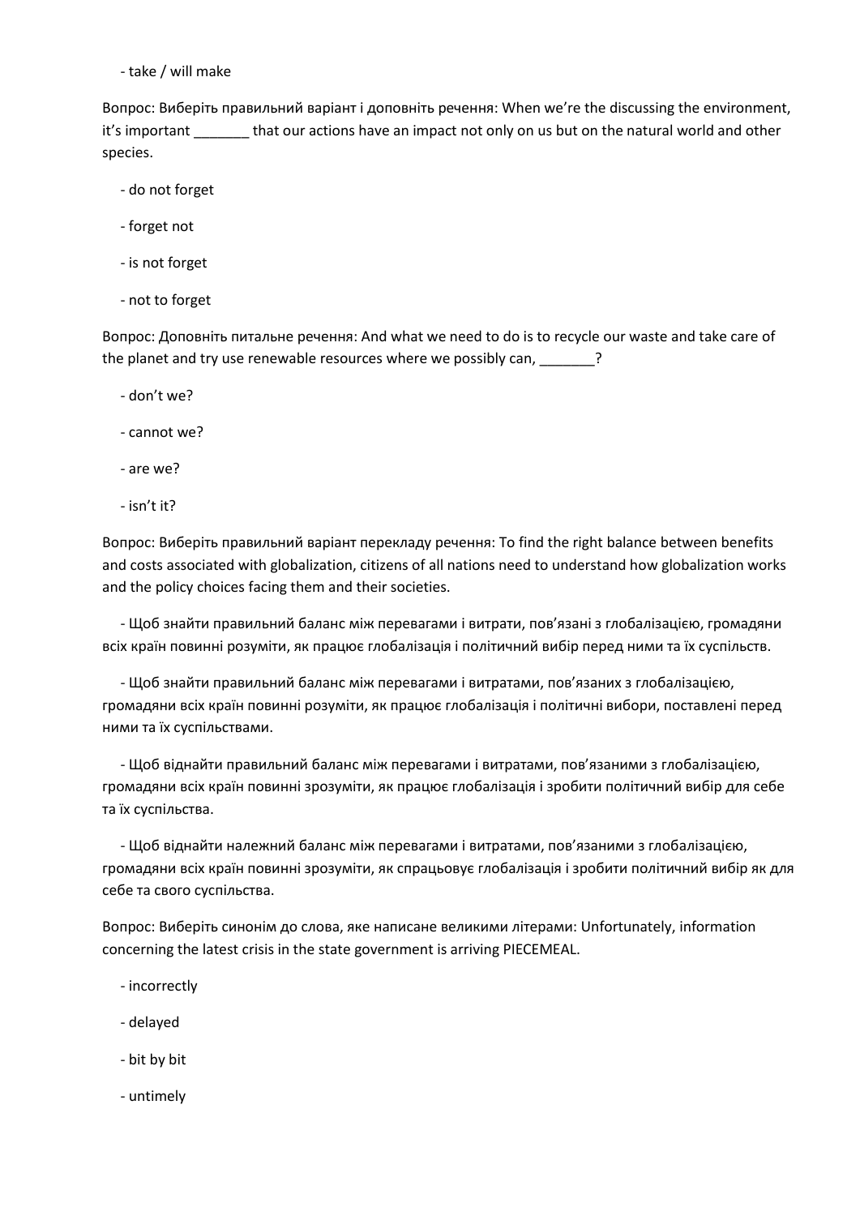- take / will make

Вопрос: Виберіть правильний варіант і доповніть речення: When we're the discussing the environment, it's important _______ that our actions have an impact not only on us but on the natural world and other species.

- do not forget
- forget not
- is not forget
- not to forget

Вопрос: Доповніть питальне речення: And what we need to do is to recycle our waste and take care of the planet and try use renewable resources where we possibly can, _______?

- don't we?
- cannot we?
- are we?
- isn't it?

Вопрос: Виберіть правильний варіант перекладу речення: To find the right balance between benefits and costs associated with globalization, citizens of all nations need to understand how globalization works and the policy choices facing them and their societies.

- Щоб знайти правильний баланс між перевагами і витрати, пов'язані з глобалізацією, громадяни всіх країн повинні розуміти, як працює глобалізація і політичний вибір перед ними та їх суспільств.
- Щоб знайти правильний баланс між перевагами і витратами, пов'язаних з глобалізацією, громадяни всіх країн повинні розуміти, як працює глобалізація і політичні вибори, поставлені перед ними та їх суспільствами.
- Щоб віднайти правильний баланс між перевагами і витратами, пов'язаними з глобалізацією, громадяни всіх країн повинні зрозуміти, як працює глобалізація і зробити політичний вибір для себе та їх суспільства.
- Щоб віднайти належний баланс між перевагами і витратами, пов'язаними з глобалізацією, громадяни всіх країн повинні зрозуміти, як спрацьовує глобалізація і зробити політичний вибір як для себе та свого суспільства.

Вопрос: Виберіть синонім до слова, яке написане великими літерами: Unfortunately, information concerning the latest crisis in the state government is arriving PIECEMEAL.

- incorrectly
- delayed
- bit by bit
- untimely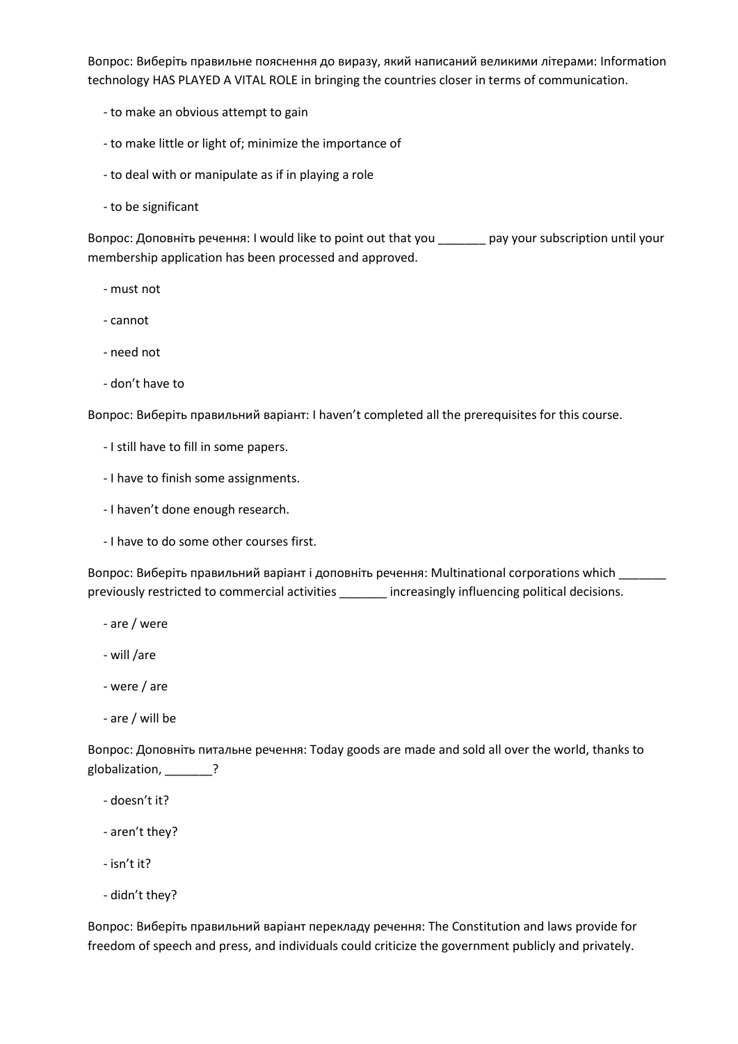Вопрос: Виберіть правильне пояснення до виразу, який написаний великими літерами: Information technology HAS PLAYED A VITAL ROLE in bringing the countries closer in terms of communication.

- to make an obvious attempt to gain
- to make little or light of; minimize the importance of
- to deal with or manipulate as if in playing a role
- to be significant

Вопрос: Доповніть речення: I would like to point out that you _______ pay your subscription until your membership application has been processed and approved.

- must not
- cannot
- need not
- don't have to

Вопрос: Виберіть правильний варіант: I haven't completed all the prerequisites for this course.

- I still have to fill in some papers.
- I have to finish some assignments.
- I haven't done enough research.
- I have to do some other courses first.

Вопрос: Виберіть правильний варіант і доповніть речення: Multinational corporations which _______ previously restricted to commercial activities _______ increasingly influencing political decisions.

- are / were
- will /are
- were / are
- are / will be

Вопрос: Доповніть питальне речення: Today goods are made and sold all over the world, thanks to globalization, _______?

- doesn't it?
- aren't they?
- isn't it?
- didn't they?

Вопрос: Виберіть правильний варіант перекладу речення: The Constitution and laws provide for freedom of speech and press, and individuals could criticize the government publicly and privately.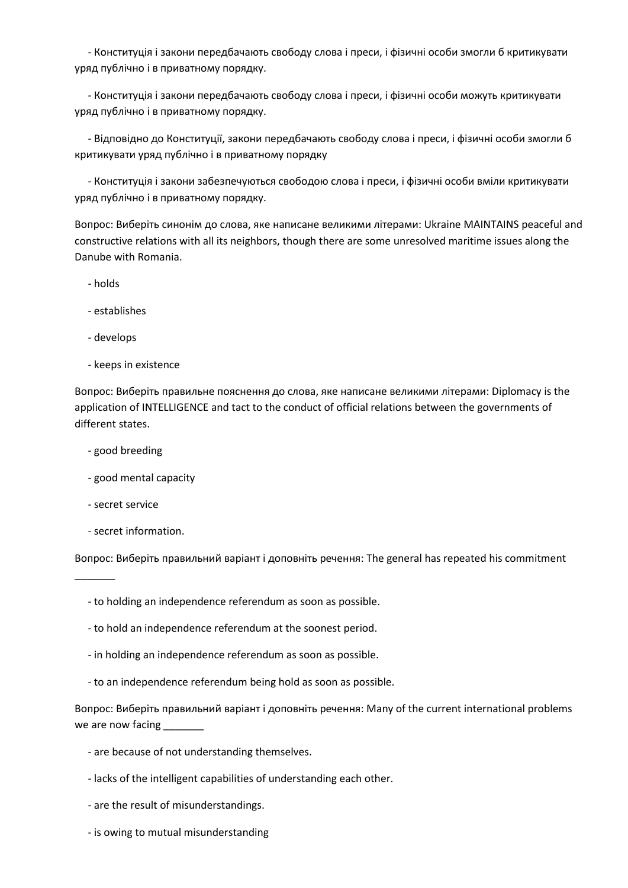- Конституція і закони передбачають свободу слова і преси, і фізичні особи змогли б критикувати уряд публічно і в приватному порядку.

- Конституція і закони передбачають свободу слова і преси, і фізичні особи можуть критикувати уряд публічно і в приватному порядку.

- Відповідно до Конституції, закони передбачають свободу слова і преси, і фізичні особи змогли б критикувати уряд публічно і в приватному порядку

- Конституція і закони забезпечуються свободою слова і преси, і фізичні особи вміли критикувати уряд публічно і в приватному порядку.

Вопрос: Виберіть синонім до слова, яке написане великими літерами: Ukraine MAINTAINS peaceful and constructive relations with all its neighbors, though there are some unresolved maritime issues along the Danube with Romania.

- holds

- establishes

- develops

- keeps in existence

Вопрос: Виберіть правильне пояснення до слова, яке написане великими літерами: Diplomacy is the application of INTELLIGENCE and tact to the conduct of official relations between the governments of different states.

- good breeding

- good mental capacity

- secret service

- secret information.

Вопрос: Виберіть правильний варіант і доповніть речення: The general has repeated his commitment _______

- to holding an independence referendum as soon as possible.

- to hold an independence referendum at the soonest period.

- in holding an independence referendum as soon as possible.

- to an independence referendum being hold as soon as possible.

Вопрос: Виберіть правильний варіант і доповніть речення: Many of the current international problems we are now facing _______

- are because of not understanding themselves.

- lacks of the intelligent capabilities of understanding each other.

- are the result of misunderstandings.

- is owing to mutual misunderstanding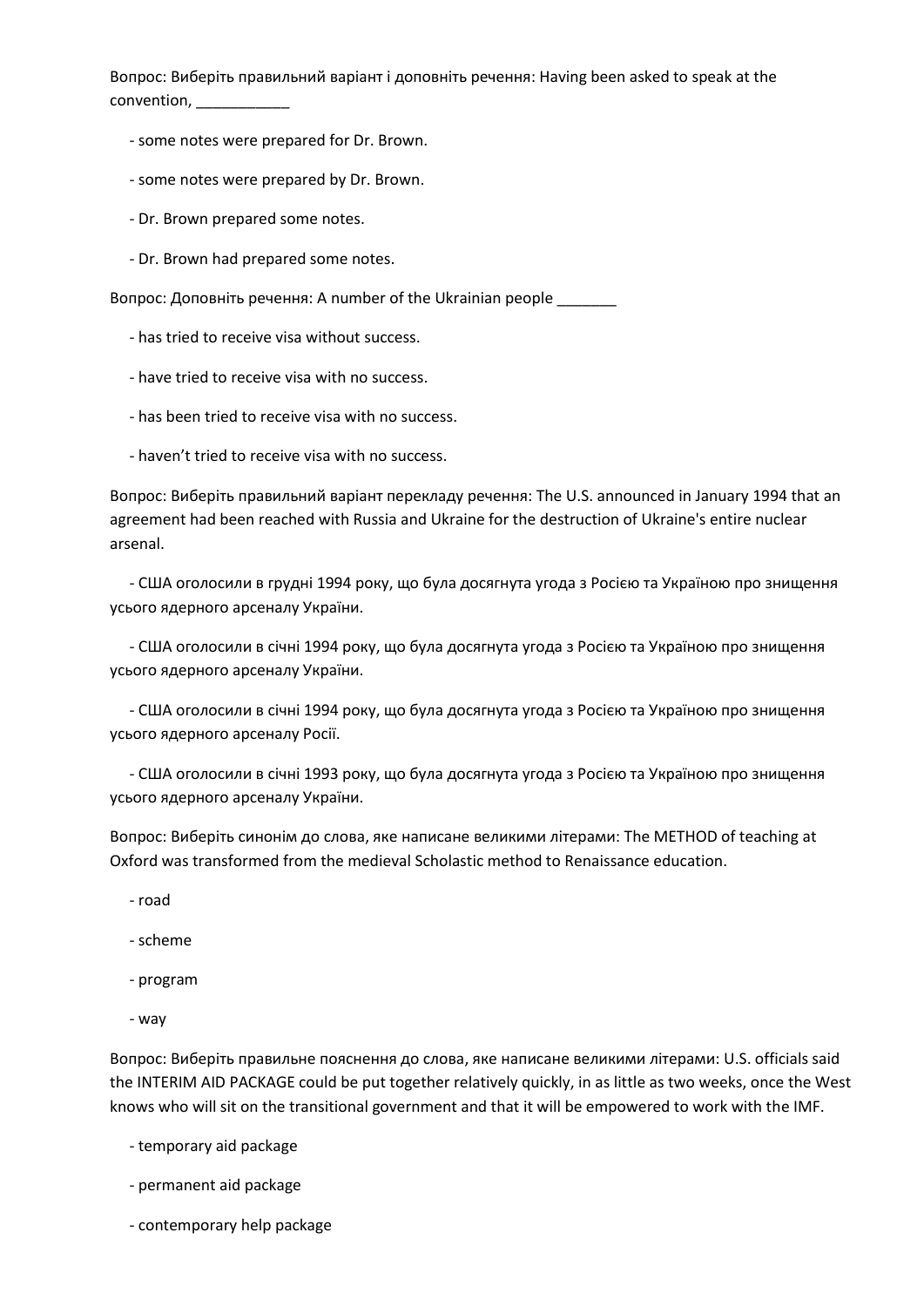Вопрос: Виберіть правильний варіант і доповніть речення: Having been asked to speak at the convention, ___________

- some notes were prepared for Dr. Brown.
- some notes were prepared by Dr. Brown.
- Dr. Brown prepared some notes.
- Dr. Brown had prepared some notes.

Вопрос: Доповніть речення: A number of the Ukrainian people _______

- has tried to receive visa without success.
- have tried to receive visa with no success.
- has been tried to receive visa with no success.
- haven't tried to receive visa with no success.

Вопрос: Виберіть правильний варіант перекладу речення: The U.S. announced in January 1994 that an agreement had been reached with Russia and Ukraine for the destruction of Ukraine's entire nuclear arsenal.

- США оголосили в грудні 1994 року, що була досягнута угода з Росією та Україною про знищення усього ядерного арсеналу України.
- США оголосили в січні 1994 року, що була досягнута угода з Росією та Україною про знищення усього ядерного арсеналу України.
- США оголосили в січні 1994 року, що була досягнута угода з Росією та Україною про знищення усього ядерного арсеналу Росії.
- США оголосили в січні 1993 року, що була досягнута угода з Росією та Україною про знищення усього ядерного арсеналу України.

Вопрос: Виберіть синонім до слова, яке написане великими літерами: The METHOD of teaching at Oxford was transformed from the medieval Scholastic method to Renaissance education.

- road
- scheme
- program
- way

Вопрос: Виберіть правильне пояснення до слова, яке написане великими літерами: U.S. officials said the INTERIM AID PACKAGE could be put together relatively quickly, in as little as two weeks, once the West knows who will sit on the transitional government and that it will be empowered to work with the IMF.

- temporary aid package
- permanent aid package
- contemporary help package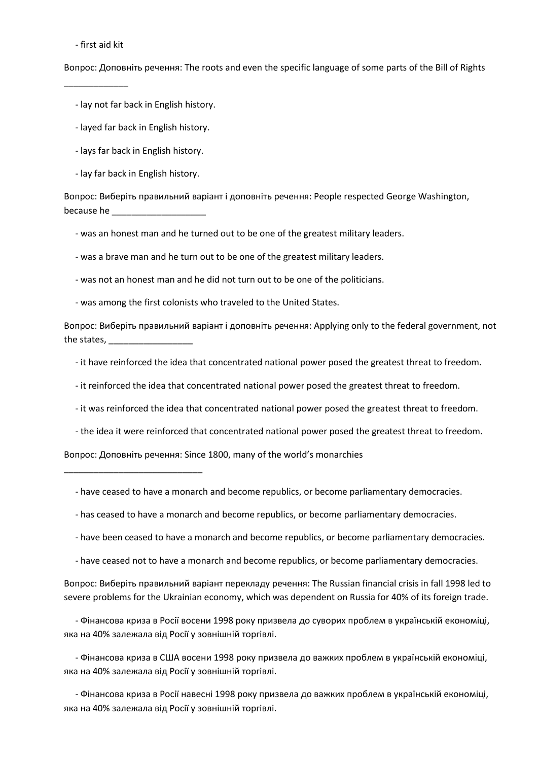- first aid kit

Вопрос: Доповніть речення: The roots and even the specific language of some parts of the Bill of Rights _____________

- lay not far back in English history.
- layed far back in English history.
- lays far back in English history.
- lay far back in English history.

Вопрос: Виберіть правильний варіант і доповніть речення: People respected George Washington, because he ___________________

- was an honest man and he turned out to be one of the greatest military leaders.
- was a brave man and he turn out to be one of the greatest military leaders.
- was not an honest man and he did not turn out to be one of the politicians.
- was among the first colonists who traveled to the United States.

Вопрос: Виберіть правильний варіант і доповніть речення: Applying only to the federal government, not the states, _________________

- it have reinforced the idea that concentrated national power posed the greatest threat to freedom.
- it reinforced the idea that concentrated national power posed the greatest threat to freedom.
- it was reinforced the idea that concentrated national power posed the greatest threat to freedom.
- the idea it were reinforced that concentrated national power posed the greatest threat to freedom.

Вопрос: Доповніть речення: Since 1800, many of the world's monarchies ____________________________

- have ceased to have a monarch and become republics, or become parliamentary democracies.
- has ceased to have a monarch and become republics, or become parliamentary democracies.
- have been ceased to have a monarch and become republics, or become parliamentary democracies.
- have ceased not to have a monarch and become republics, or become parliamentary democracies.

Вопрос: Виберіть правильний варіант перекладу речення: The Russian financial crisis in fall 1998 led to severe problems for the Ukrainian economy, which was dependent on Russia for 40% of its foreign trade.

- Фінансова криза в Росії восени 1998 року призвела до суворих проблем в українській економіці, яка на 40% залежала від Росії у зовнішній торгівлі.
- Фінансова криза в США восени 1998 року призвела до важких проблем в українській економіці, яка на 40% залежала від Росії у зовнішній торгівлі.
- Фінансова криза в Росії навесні 1998 року призвела до важких проблем в українській економіці, яка на 40% залежала від Росії у зовнішній торгівлі.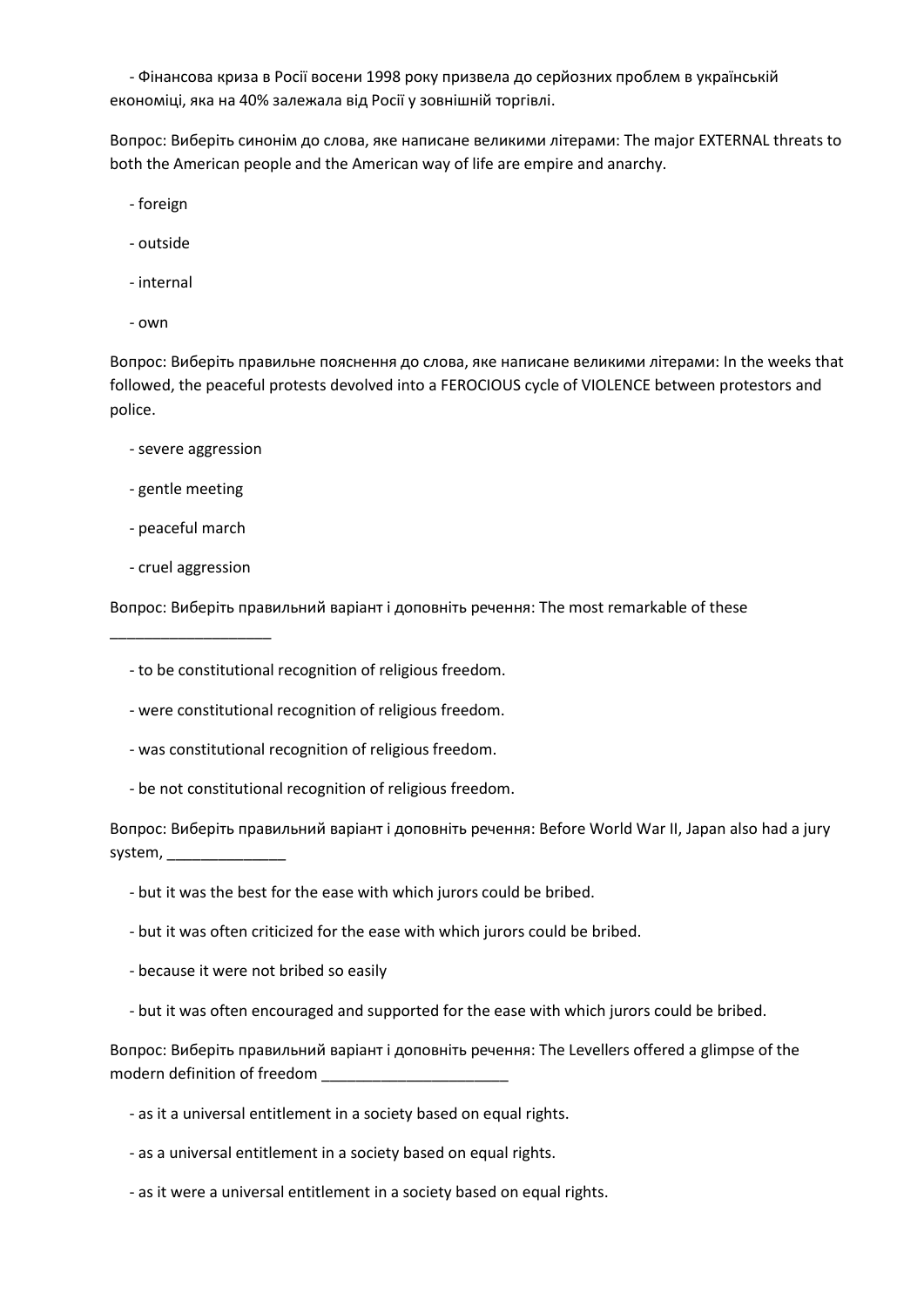- Фінансова криза в Росії восени 1998 року призвела до серйозних проблем в українській економіці, яка на 40% залежала від Росії у зовнішній торгівлі.

Вопрос: Виберіть синонім до слова, яке написане великими літерами: The major EXTERNAL threats to both the American people and the American way of life are empire and anarchy.

- foreign
- outside
- internal
- own

Вопрос: Виберіть правильне пояснення до слова, яке написане великими літерами: In the weeks that followed, the peaceful protests devolved into a FEROCIOUS cycle of VIOLENCE between protestors and police.

- severe aggression
- gentle meeting
- peaceful march
- cruel aggression

Вопрос: Виберіть правильний варіант і доповніть речення: The most remarkable of these ___________________

- to be constitutional recognition of religious freedom.
- were constitutional recognition of religious freedom.
- was constitutional recognition of religious freedom.
- be not constitutional recognition of religious freedom.

Вопрос: Виберіть правильний варіант і доповніть речення: Before World War II, Japan also had a jury system, ______________

- but it was the best for the ease with which jurors could be bribed.
- but it was often criticized for the ease with which jurors could be bribed.
- because it were not bribed so easily
- but it was often encouraged and supported for the ease with which jurors could be bribed.

Вопрос: Виберіть правильний варіант і доповніть речення: The Levellers offered a glimpse of the modern definition of freedom ______________________

- as it a universal entitlement in a society based on equal rights.
- as a universal entitlement in a society based on equal rights.
- as it were a universal entitlement in a society based on equal rights.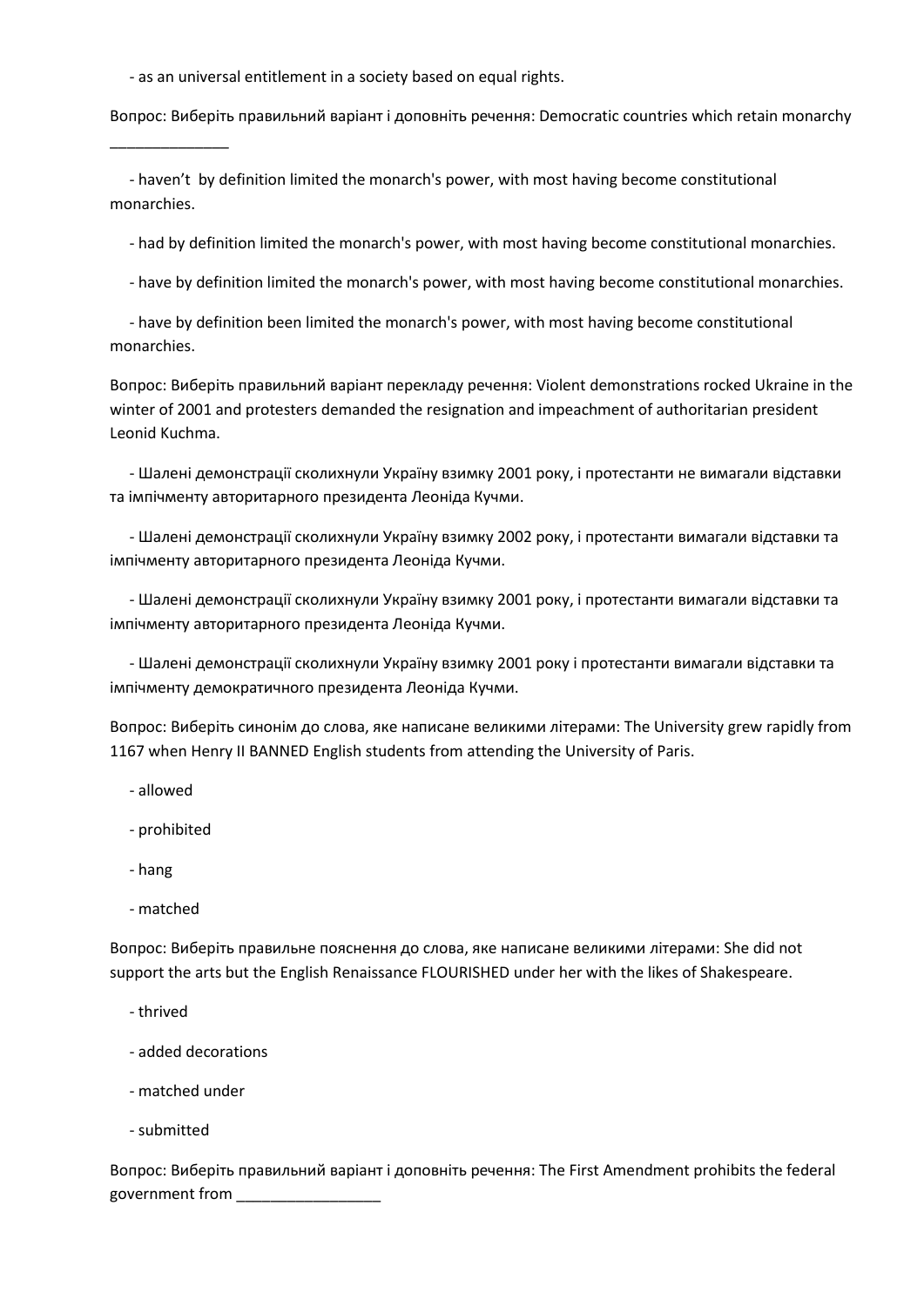- as an universal entitlement in a society based on equal rights.

Вопрос: Виберіть правильний варіант і доповніть речення: Democratic countries which retain monarchy ______________

- haven’t  by definition limited the monarch's power, with most having become constitutional monarchies.
- had by definition limited the monarch's power, with most having become constitutional monarchies.
- have by definition limited the monarch's power, with most having become constitutional monarchies.
- have by definition been limited the monarch's power, with most having become constitutional monarchies.

Вопрос: Виберіть правильний варіант перекладу речення: Violent demonstrations rocked Ukraine in the winter of 2001 and protesters demanded the resignation and impeachment of authoritarian president Leonid Kuchma.

- Шалені демонстрації сколихнули Україну взимку 2001 року, і протестанти не вимагали відставки та імпічменту авторитарного президента Леоніда Кучми.
- Шалені демонстрації сколихнули Україну взимку 2002 року, і протестанти вимагали відставки та імпічменту авторитарного президента Леоніда Кучми.
- Шалені демонстрації сколихнули Україну взимку 2001 року, і протестанти вимагали відставки та імпічменту авторитарного президента Леоніда Кучми.
- Шалені демонстрації сколихнули Україну взимку 2001 року і протестанти вимагали відставки та імпічменту демократичного президента Леоніда Кучми.

Вопрос: Виберіть синонім до слова, яке написане великими літерами: The University grew rapidly from 1167 when Henry II BANNED English students from attending the University of Paris.

- allowed
- prohibited
- hang
- matched

Вопрос: Виберіть правильне пояснення до слова, яке написане великими літерами: She did not support the arts but the English Renaissance FLOURISHED under her with the likes of Shakespeare.

- thrived
- added decorations
- matched under
- submitted

Вопрос: Виберіть правильний варіант і доповніть речення: The First Amendment prohibits the federal government from _________________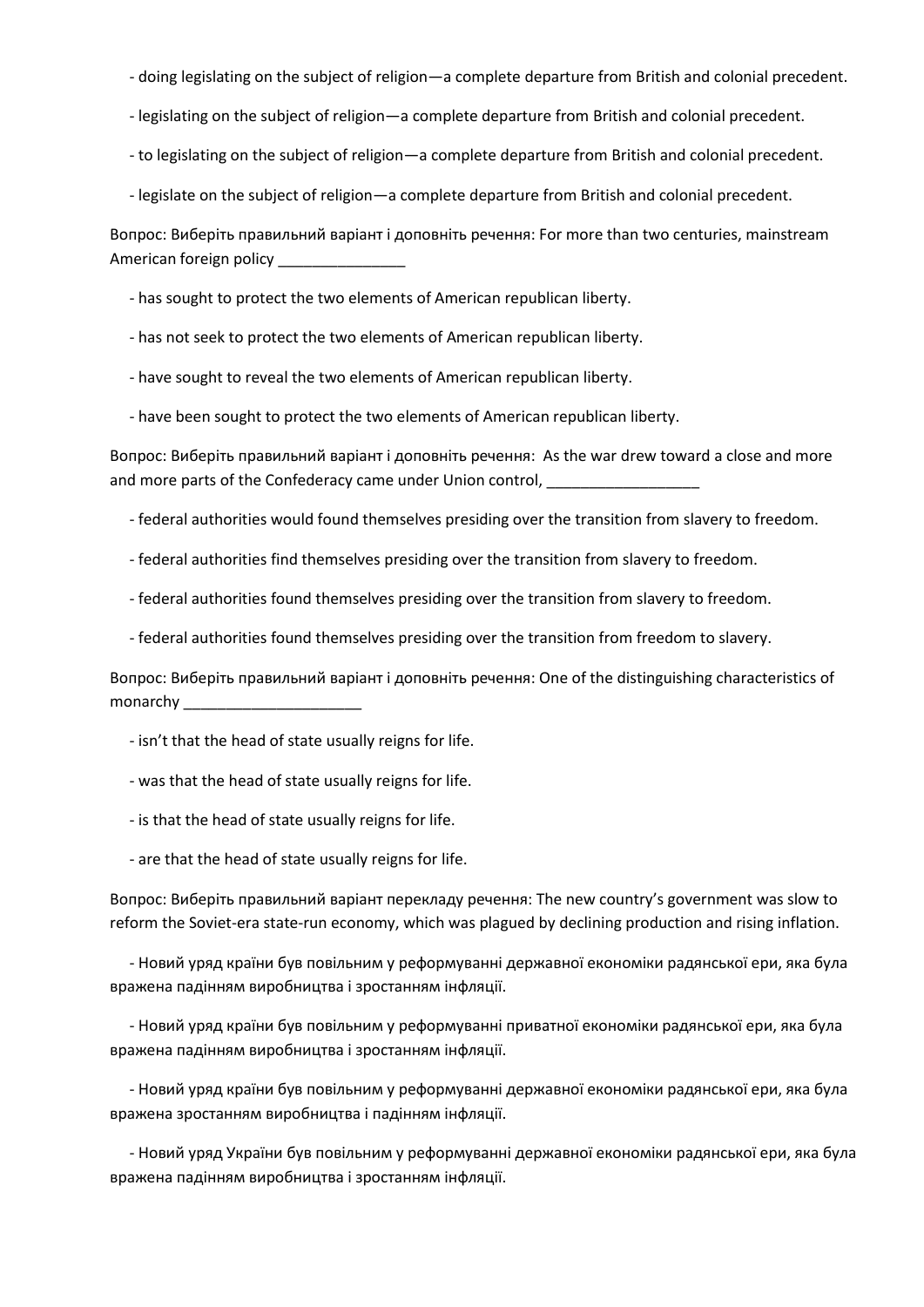- doing legislating on the subject of religion—a complete departure from British and colonial precedent.

- legislating on the subject of religion—a complete departure from British and colonial precedent.

- to legislating on the subject of religion—a complete departure from British and colonial precedent.

- legislate on the subject of religion—a complete departure from British and colonial precedent.

Вопрос: Виберіть правильний варіант і доповніть речення: For more than two centuries, mainstream American foreign policy _______________

- has sought to protect the two elements of American republican liberty.

- has not seek to protect the two elements of American republican liberty.

- have sought to reveal the two elements of American republican liberty.

- have been sought to protect the two elements of American republican liberty.

Вопрос: Виберіть правильний варіант і доповніть речення: As the war drew toward a close and more and more parts of the Confederacy came under Union control, __________________

- federal authorities would found themselves presiding over the transition from slavery to freedom.

- federal authorities find themselves presiding over the transition from slavery to freedom.

- federal authorities found themselves presiding over the transition from slavery to freedom.

- federal authorities found themselves presiding over the transition from freedom to slavery.

Вопрос: Виберіть правильний варіант і доповніть речення: One of the distinguishing characteristics of monarchy _____________________

- isn't that the head of state usually reigns for life.

- was that the head of state usually reigns for life.

- is that the head of state usually reigns for life.

- are that the head of state usually reigns for life.

Вопрос: Виберіть правильний варіант перекладу речення: The new country's government was slow to reform the Soviet-era state-run economy, which was plagued by declining production and rising inflation.

- Новий уряд країни був повільним у реформуванні державної економіки радянської ери, яка була вражена падінням виробництва і зростанням інфляції.

- Новий уряд країни був повільним у реформуванні приватної економіки радянської ери, яка була вражена падінням виробництва і зростанням інфляції.

- Новий уряд країни був повільним у реформуванні державної економіки радянської ери, яка була вражена зростанням виробництва і падінням інфляції.

- Новий уряд України був повільним у реформуванні державної економіки радянської ери, яка була вражена падінням виробництва і зростанням інфляції.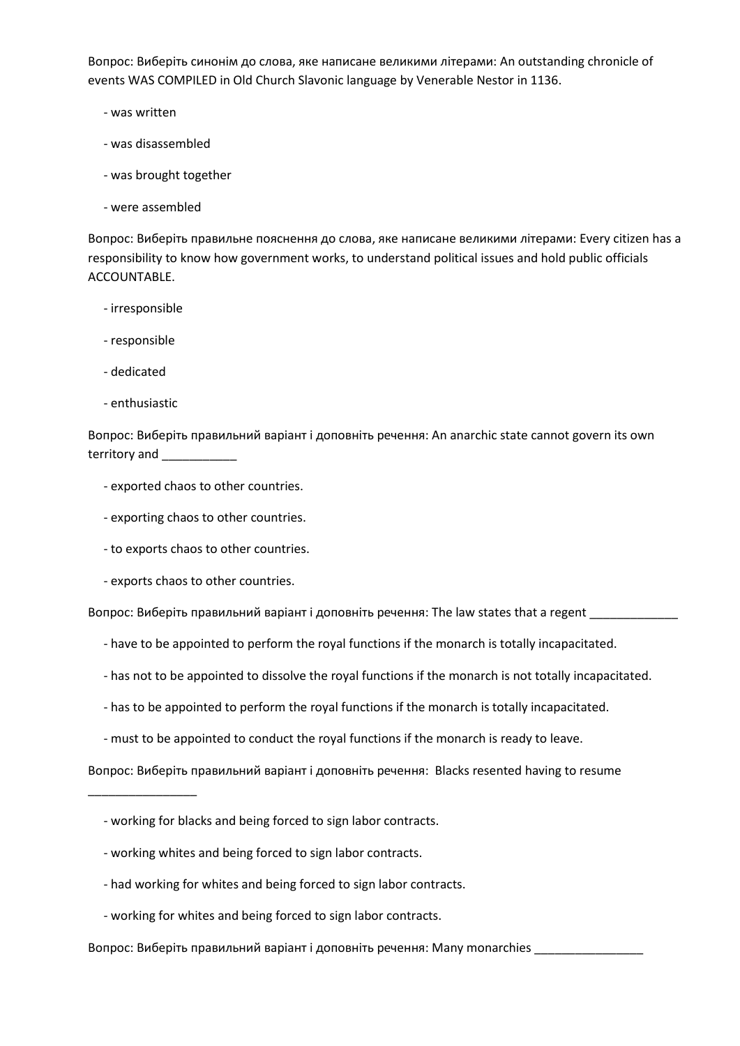Вопрос: Виберіть синонім до слова, яке написане великими літерами: An outstanding chronicle of events WAS COMPILED in Old Church Slavonic language by Venerable Nestor in 1136.

- was written
- was disassembled
- was brought together
- were assembled

Вопрос: Виберіть правильне пояснення до слова, яке написане великими літерами: Every citizen has a responsibility to know how government works, to understand political issues and hold public officials ACCOUNTABLE.

- irresponsible
- responsible
- dedicated
- enthusiastic

Вопрос: Виберіть правильний варіант і доповніть речення: An anarchic state cannot govern its own territory and ___________

- exported chaos to other countries.
- exporting chaos to other countries.
- to exports chaos to other countries.
- exports chaos to other countries.

Вопрос: Виберіть правильний варіант і доповніть речення: The law states that a regent _____________

- have to be appointed to perform the royal functions if the monarch is totally incapacitated.
- has not to be appointed to dissolve the royal functions if the monarch is not totally incapacitated.
- has to be appointed to perform the royal functions if the monarch is totally incapacitated.
- must to be appointed to conduct the royal functions if the monarch is ready to leave.

Вопрос: Виберіть правильний варіант і доповніть речення: Blacks resented having to resume ________________

- working for blacks and being forced to sign labor contracts.
- working whites and being forced to sign labor contracts.
- had working for whites and being forced to sign labor contracts.
- working for whites and being forced to sign labor contracts.

Вопрос: Виберіть правильний варіант і доповніть речення: Many monarchies ________________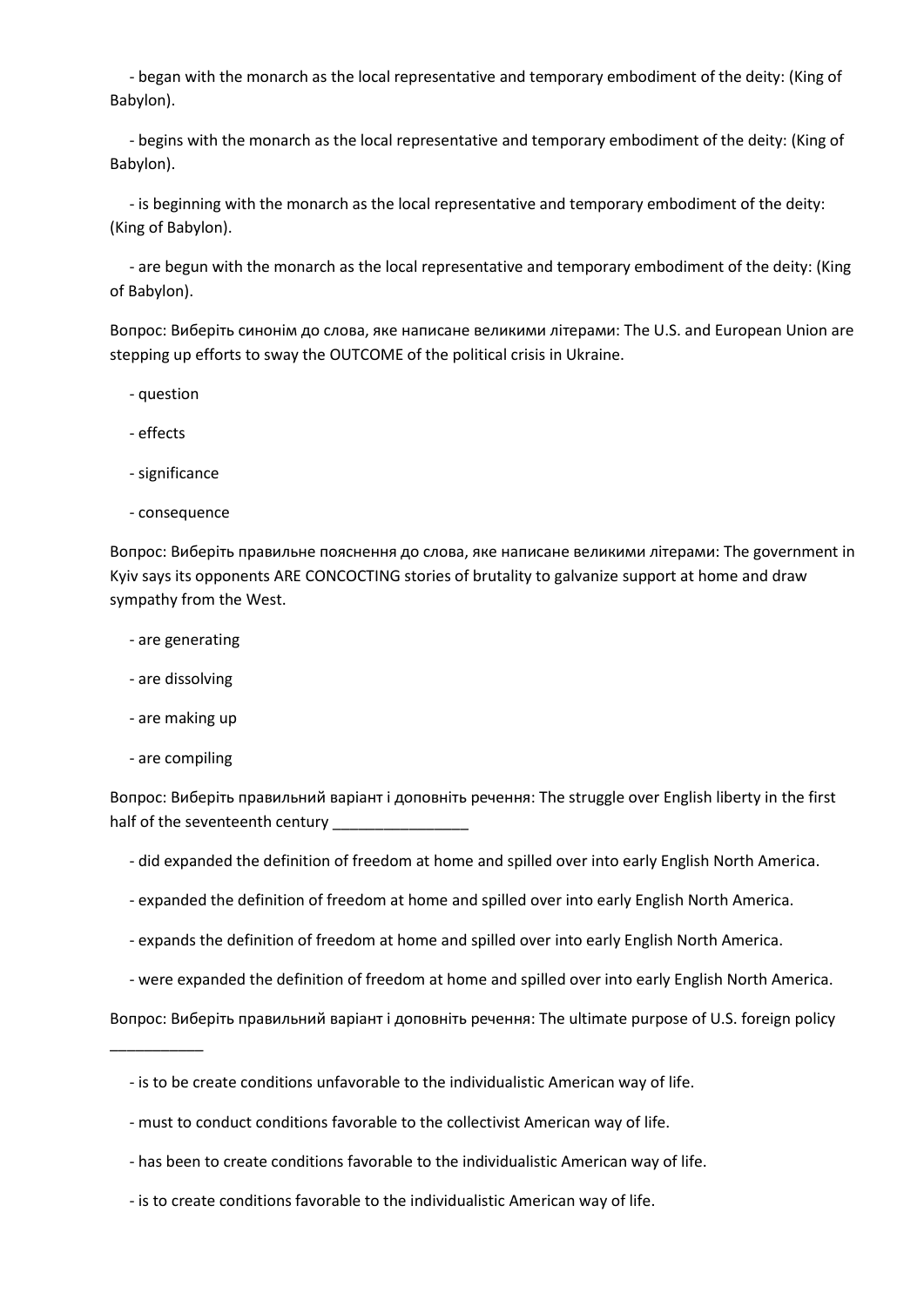- began with the monarch as the local representative and temporary embodiment of the deity: (King of Babylon).

- begins with the monarch as the local representative and temporary embodiment of the deity: (King of Babylon).

- is beginning with the monarch as the local representative and temporary embodiment of the deity: (King of Babylon).

- are begun with the monarch as the local representative and temporary embodiment of the deity: (King of Babylon).

Вопрос: Виберіть синонім до слова, яке написане великими літерами: The U.S. and European Union are stepping up efforts to sway the OUTCOME of the political crisis in Ukraine.

- question
- effects
- significance
- consequence

Вопрос: Виберіть правильне пояснення до слова, яке написане великими літерами: The government in Kyiv says its opponents ARE CONCOCTING stories of brutality to galvanize support at home and draw sympathy from the West.

- are generating
- are dissolving
- are making up
- are compiling

Вопрос: Виберіть правильний варіант і доповніть речення: The struggle over English liberty in the first half of the seventeenth century ________________

- did expanded the definition of freedom at home and spilled over into early English North America.
- expanded the definition of freedom at home and spilled over into early English North America.
- expands the definition of freedom at home and spilled over into early English North America.
- were expanded the definition of freedom at home and spilled over into early English North America.

Вопрос: Виберіть правильний варіант і доповніть речення: The ultimate purpose of U.S. foreign policy ___________

- is to be create conditions unfavorable to the individualistic American way of life.
- must to conduct conditions favorable to the collectivist American way of life.
- has been to create conditions favorable to the individualistic American way of life.
- is to create conditions favorable to the individualistic American way of life.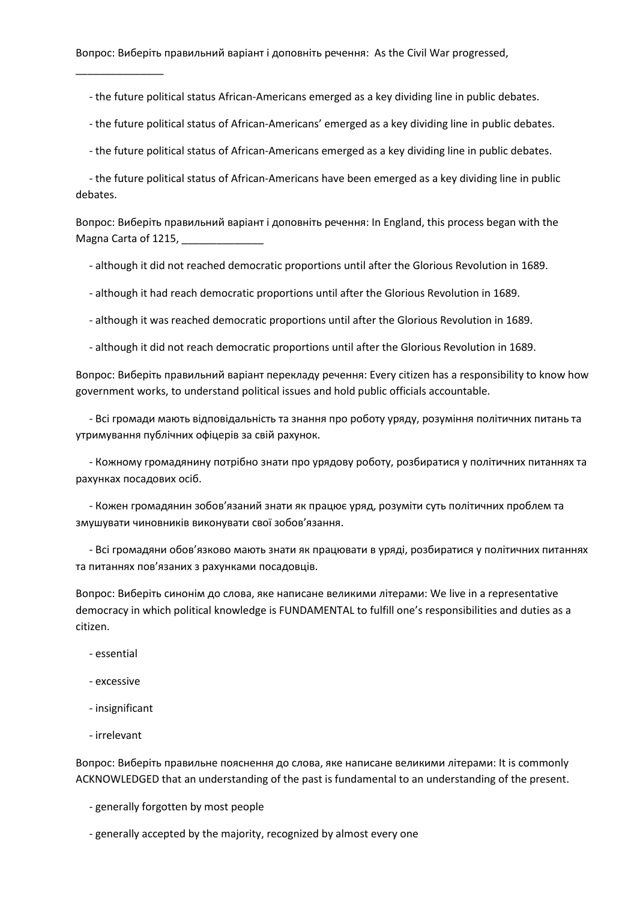Вопрос: Виберіть правильний варіант і доповніть речення: As the Civil War progressed, _______________

- the future political status African-Americans emerged as a key dividing line in public debates.
- the future political status of African-Americans' emerged as a key dividing line in public debates.
- the future political status of African-Americans emerged as a key dividing line in public debates.
- the future political status of African-Americans have been emerged as a key dividing line in public debates.

Вопрос: Виберіть правильний варіант і доповніть речення: In England, this process began with the Magna Carta of 1215, ______________

- although it did not reached democratic proportions until after the Glorious Revolution in 1689.
- although it had reach democratic proportions until after the Glorious Revolution in 1689.
- although it was reached democratic proportions until after the Glorious Revolution in 1689.
- although it did not reach democratic proportions until after the Glorious Revolution in 1689.

Вопрос: Виберіть правильний варіант перекладу речення: Every citizen has a responsibility to know how government works, to understand political issues and hold public officials accountable.

- Всі громади мають відповідальність та знання про роботу уряду, розуміння політичних питань та утримування публічних офіцерів за свій рахунок.
- Кожному громадянину потрібно знати про урядову роботу, розбиратися у політичних питаннях та рахунках посадових осіб.
- Кожен громадянин зобов'язаний знати як працює уряд, розуміти суть політичних проблем та змушувати чиновників виконувати свої зобов'язання.
- Всі громадяни обов'язково мають знати як працювати в уряді, розбиратися у політичних питаннях та питаннях пов'язаних з рахунками посадовців.

Вопрос: Виберіть синонім до слова, яке написане великими літерами: We live in a representative democracy in which political knowledge is FUNDAMENTAL to fulfill one's responsibilities and duties as a citizen.

- essential
- excessive
- insignificant
- irrelevant

Вопрос: Виберіть правильне пояснення до слова, яке написане великими літерами: It is commonly ACKNOWLEDGED that an understanding of the past is fundamental to an understanding of the present.

- generally forgotten by most people
- generally accepted by the majority, recognized by almost every one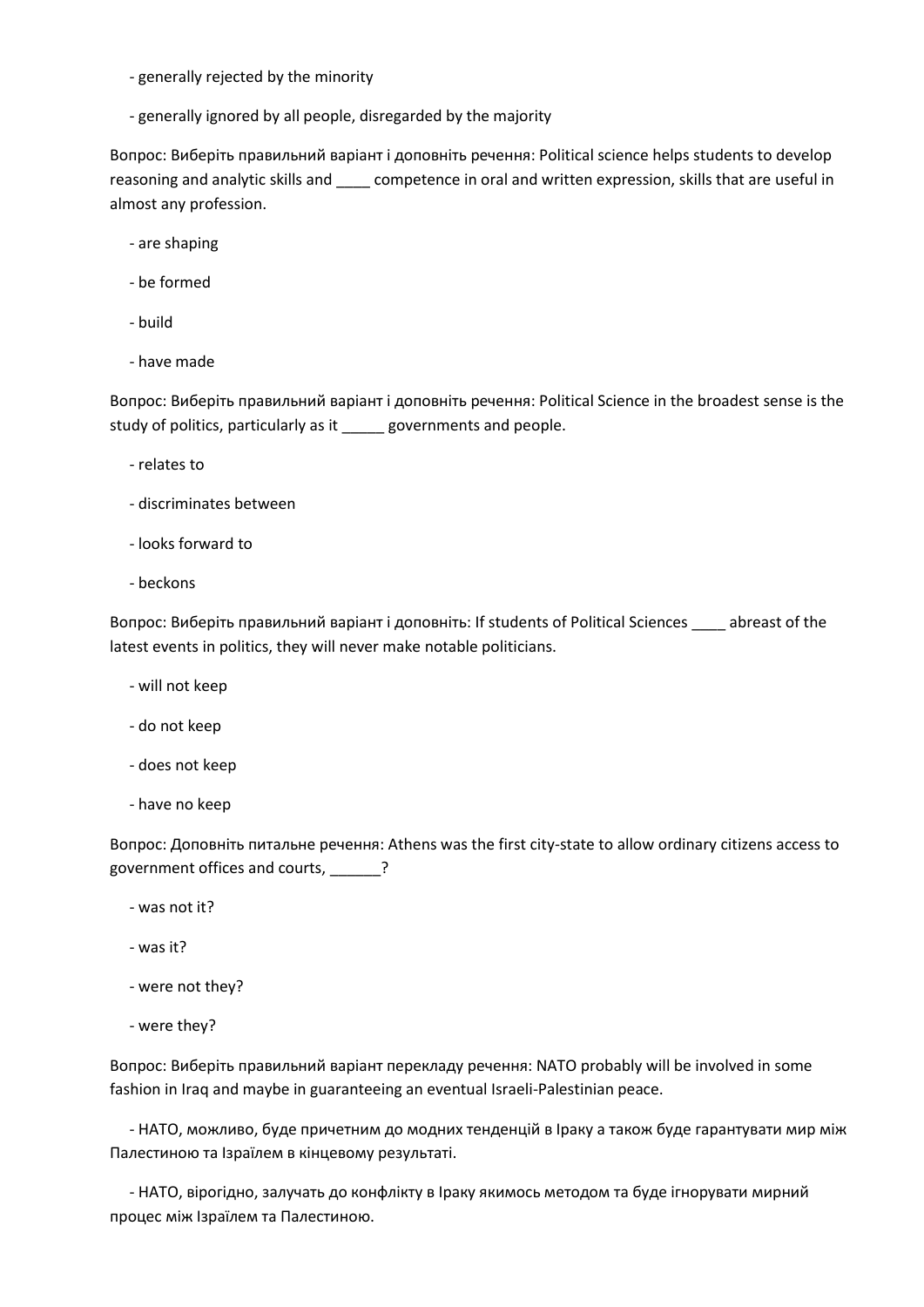- generally rejected by the minority

- generally ignored by all people, disregarded by the majority

Вопрос: Виберіть правильний варіант і доповніть речення: Political science helps students to develop reasoning and analytic skills and ____ competence in oral and written expression, skills that are useful in almost any profession.

- are shaping

- be formed

- build

- have made

Вопрос: Виберіть правильний варіант і доповніть речення: Political Science in the broadest sense is the study of politics, particularly as it _____ governments and people.

- relates to

- discriminates between

- looks forward to

- beckons

Вопрос: Виберіть правильний варіант і доповніть: If students of Political Sciences ____ abreast of the latest events in politics, they will never make notable politicians.

- will not keep

- do not keep

- does not keep

- have no keep

Вопрос: Доповніть питальне речення: Athens was the first city-state to allow ordinary citizens access to government offices and courts, ______?

- was not it?

- was it?

- were not they?

- were they?

Вопрос: Виберіть правильний варіант перекладу речення: NATO probably will be involved in some fashion in Iraq and maybe in guaranteeing an eventual Israeli-Palestinian peace.

- НАТО, можливо, буде причетним до модних тенденцій в Іраку а також буде гарантувати мир між Палестиною та Ізраїлем в кінцевому результаті.

- НАТО, вірогідно, залучать до конфлікту в Іраку якимось методом та буде ігнорувати мирний процес між Ізраїлем та Палестиною.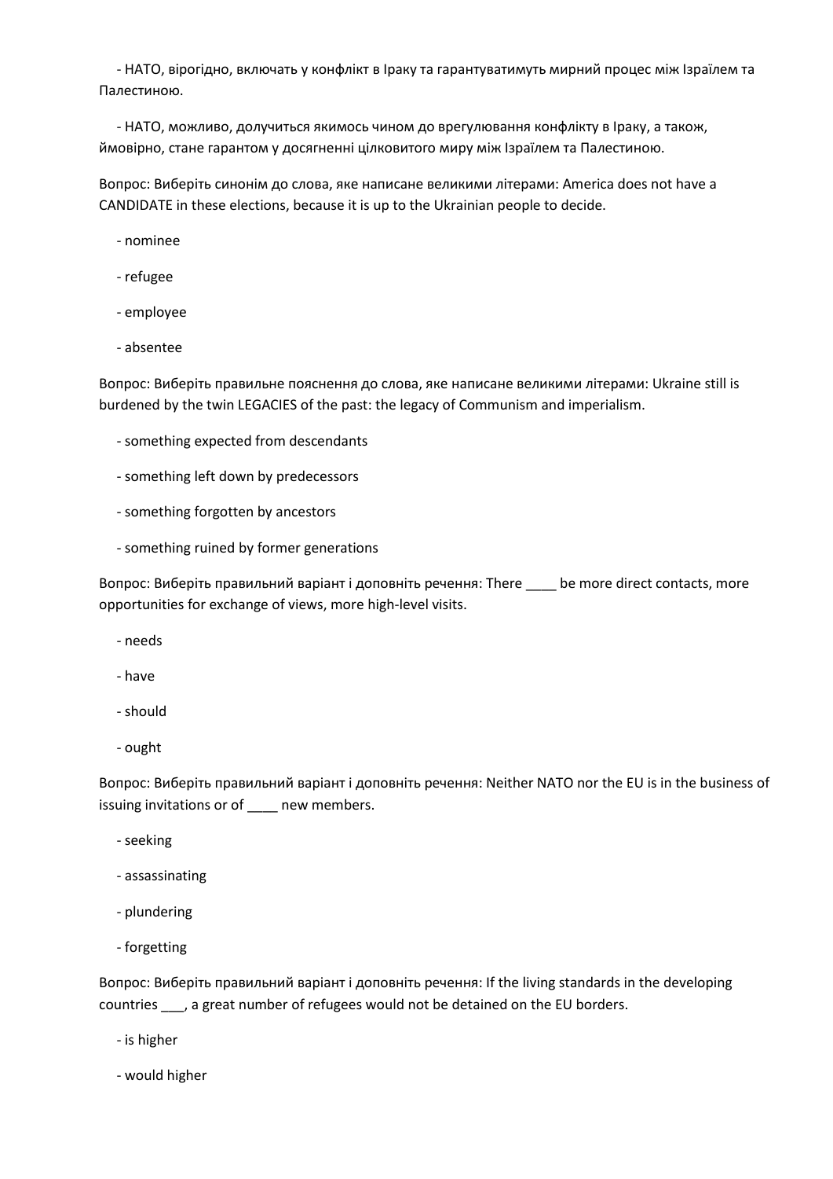- НАТО, вірогідно, включать у конфлікт в Іраку та гарантуватимуть мирний процес між Ізраїлем та Палестиною.

- НАТО, можливо, долучиться якимось чином до врегулювання конфлікту в Іраку, а також, ймовірно, стане гарантом у досягненні цілковитого миру між Ізраїлем та Палестиною.

Вопрос: Виберіть синонім до слова, яке написане великими літерами: America does not have a CANDIDATE in these elections, because it is up to the Ukrainian people to decide.

- nominee

- refugee

- employee

- absentee

Вопрос: Виберіть правильне пояснення до слова, яке написане великими літерами: Ukraine still is burdened by the twin LEGACIES of the past: the legacy of Communism and imperialism.

- something expected from descendants

- something left down by predecessors

- something forgotten by ancestors

- something ruined by former generations

Вопрос: Виберіть правильний варіант і доповніть речення: There ____ be more direct contacts, more opportunities for exchange of views, more high-level visits.

- needs

- have

- should

- ought

Вопрос: Виберіть правильний варіант і доповніть речення: Neither NATO nor the EU is in the business of issuing invitations or of ____ new members.

- seeking

- assassinating

- plundering

- forgetting

Вопрос: Виберіть правильний варіант і доповніть речення: If the living standards in the developing countries ___, a great number of refugees would not be detained on the EU borders.

- is higher

- would higher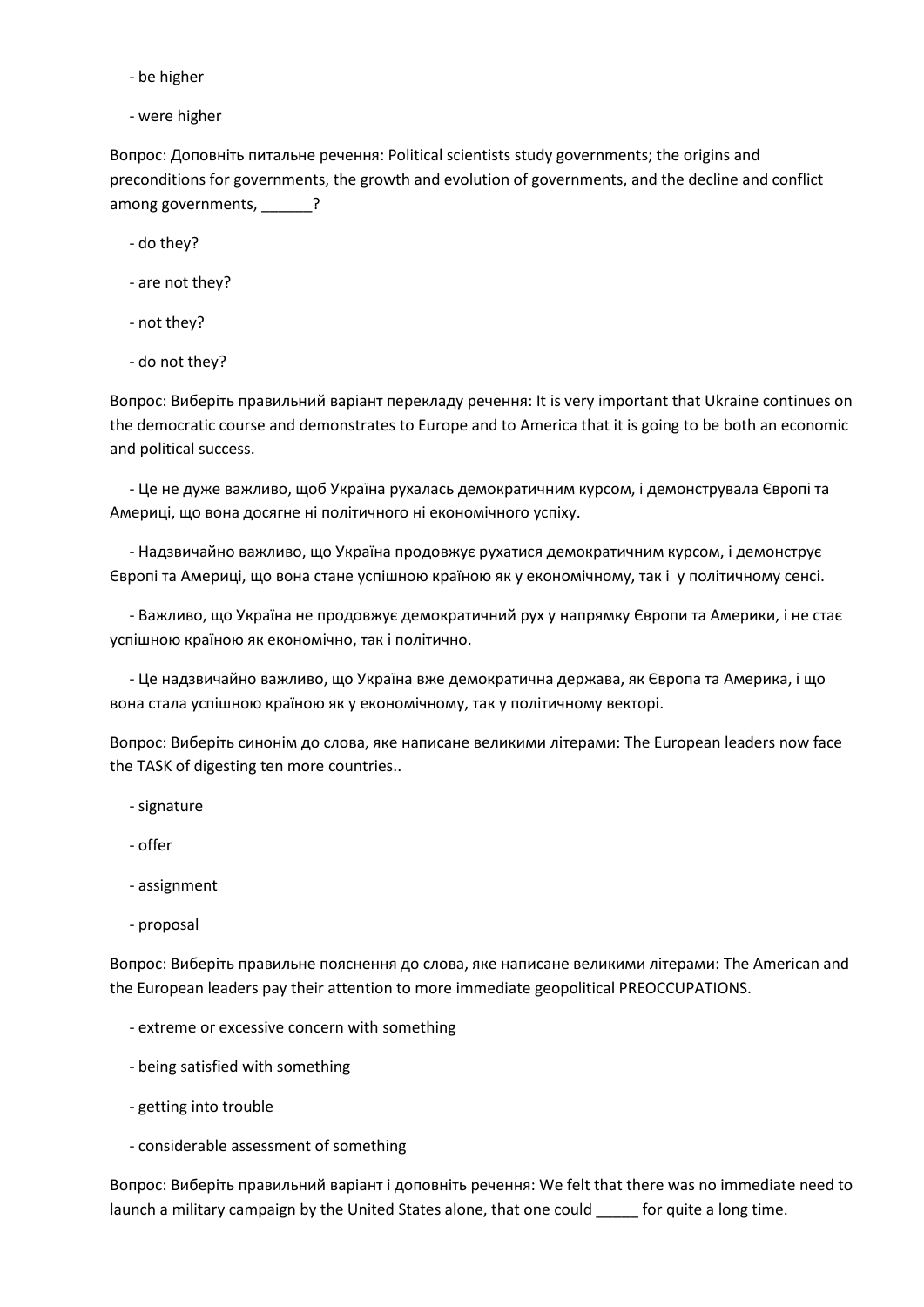- be higher

- were higher

Вопрос: Доповніть питальне речення: Political scientists study governments; the origins and preconditions for governments, the growth and evolution of governments, and the decline and conflict among governments, ______?

- do they?

- are not they?

- not they?

- do not they?

Вопрос: Виберіть правильний варіант перекладу речення: It is very important that Ukraine continues on the democratic course and demonstrates to Europe and to America that it is going to be both an economic and political success.

- Це не дуже важливо, щоб Україна рухалась демократичним курсом, і демонструвала Європі та Америці, що вона досягне ні політичного ні економічного успіху.

- Надзвичайно важливо, що Україна продовжує рухатися демократичним курсом, і демонструє Європі та Америці, що вона стане успішною країною як у економічному, так і  у політичному сенсі.

- Важливо, що Україна не продовжує демократичний рух у напрямку Європи та Америки, і не стає успішною країною як економічно, так і політично.

- Це надзвичайно важливо, що Україна вже демократична держава, як Європа та Америка, і що вона стала успішною країною як у економічному, так у політичному векторі.

Вопрос: Виберіть синонім до слова, яке написане великими літерами: The European leaders now face the TASK of digesting ten more countries..

- signature

- offer

- assignment

- proposal

Вопрос: Виберіть правильне пояснення до слова, яке написане великими літерами: The American and the European leaders pay their attention to more immediate geopolitical PREOCCUPATIONS.

- extreme or excessive concern with something

- being satisfied with something

- getting into trouble

- considerable assessment of something

Вопрос: Виберіть правильний варіант і доповніть речення: We felt that there was no immediate need to launch a military campaign by the United States alone, that one could _____ for quite a long time.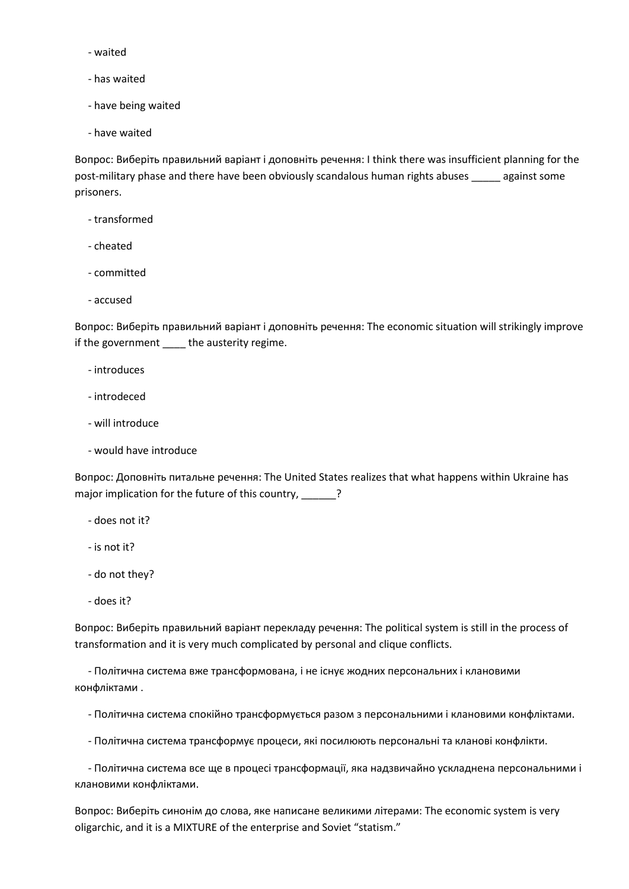- waited

- has waited

- have being waited

- have waited

Вопрос: Виберіть правильний варіант і доповніть речення: I think there was insufficient planning for the post-military phase and there have been obviously scandalous human rights abuses _____ against some prisoners.

- transformed

- cheated

- committed

- accused

Вопрос: Виберіть правильний варіант і доповніть речення: The economic situation will strikingly improve if the government ____ the austerity regime.

- introduces

- introdeced

- will introduce

- would have introduce

Вопрос: Доповніть питальне речення: The United States realizes that what happens within Ukraine has major implication for the future of this country, ______?

- does not it?

- is not it?

- do not they?

- does it?

Вопрос: Виберіть правильний варіант перекладу речення: The political system is still in the process of transformation and it is very much complicated by personal and clique conflicts.

- Політична система вже трансформована, і не існує жодних персональних і клановими конфліктами .

- Політична система спокійно трансформується разом з персональними і клановими конфліктами.

- Політична система трансформує процеси, які посилюють персональні та кланові конфлікти.

- Політична система все ще в процесі трансформації, яка надзвичайно ускладнена персональними і клановими конфліктами.

Вопрос: Виберіть синонім до слова, яке написане великими літерами: The economic system is very oligarchic, and it is a MIXTURE of the enterprise and Soviet "statism."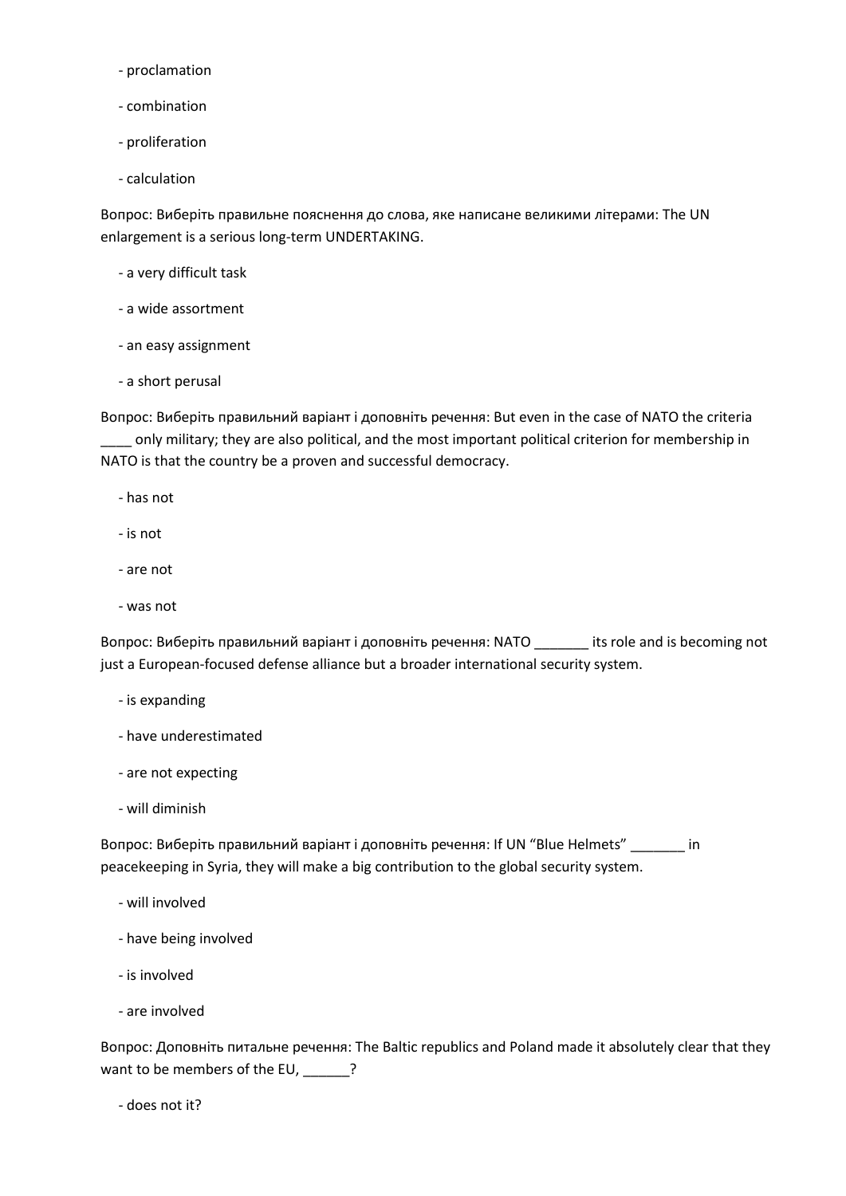- proclamation

- combination

- proliferation

- calculation

Вопрос: Виберіть правильне пояснення до слова, яке написане великими літерами: The UN enlargement is a serious long-term UNDERTAKING.

- a very difficult task

- a wide assortment

- an easy assignment

- a short perusal

Вопрос: Виберіть правильний варіант і доповніть речення: But even in the case of NATO the criteria ____ only military; they are also political, and the most important political criterion for membership in NATO is that the country be a proven and successful democracy.

- has not

- is not

- are not

- was not

Вопрос: Виберіть правильний варіант і доповніть речення: NATO _______ its role and is becoming not just a European-focused defense alliance but a broader international security system.

- is expanding

- have underestimated

- are not expecting

- will diminish

Вопрос: Виберіть правильний варіант і доповніть речення: If UN "Blue Helmets" _______ in peacekeeping in Syria, they will make a big contribution to the global security system.

- will involved

- have being involved

- is involved

- are involved

Вопрос: Доповніть питальне речення: The Baltic republics and Poland made it absolutely clear that they want to be members of the EU, ______?

- does not it?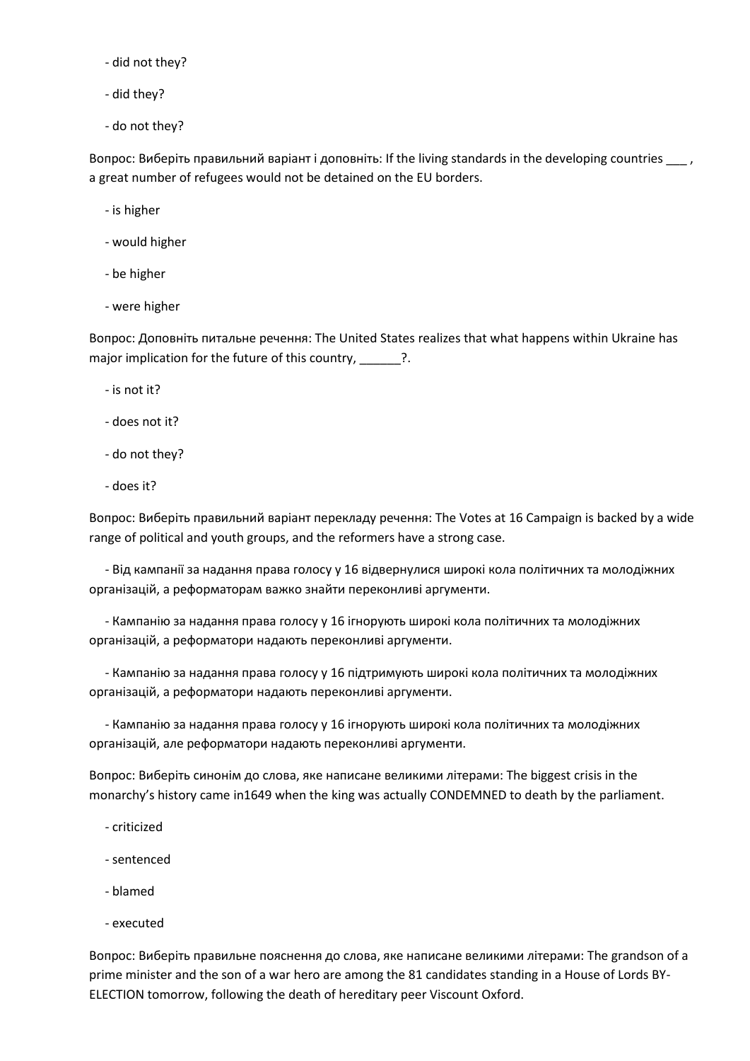- did not they?

- did they?

- do not they?

Вопрос: Виберіть правильний варіант і доповніть: If the living standards in the developing countries ___ , a great number of refugees would not be detained on the EU borders.

- is higher

- would higher

- be higher

- were higher

Вопрос: Доповніть питальне речення: The United States realizes that what happens within Ukraine has major implication for the future of this country, ______?.

- is not it?

- does not it?

- do not they?

- does it?

Вопрос: Виберіть правильний варіант перекладу речення: The Votes at 16 Campaign is backed by a wide range of political and youth groups, and the reformers have a strong case.

- Від кампанії за надання права голосу у 16 відвернулися широкі кола політичних та молодіжних організацій, а реформаторам важко знайти переконливі аргументи.

- Кампанію за надання права голосу у 16 ігнорують широкі кола політичних та молодіжних організацій, а реформатори надають переконливі аргументи.

- Кампанію за надання права голосу у 16 підтримують широкі кола політичних та молодіжних організацій, а реформатори надають переконливі аргументи.

- Кампанію за надання права голосу у 16 ігнорують широкі кола політичних та молодіжних організацій, але реформатори надають переконливі аргументи.

Вопрос: Виберіть синонім до слова, яке написане великими літерами: The biggest crisis in the monarchy's history came in1649 when the king was actually CONDEMNED to death by the parliament.

- criticized

- sentenced

- blamed

- executed

Вопрос: Виберіть правильне пояснення до слова, яке написане великими літерами: The grandson of a prime minister and the son of a war hero are among the 81 candidates standing in a House of Lords BY-ELECTION tomorrow, following the death of hereditary peer Viscount Oxford.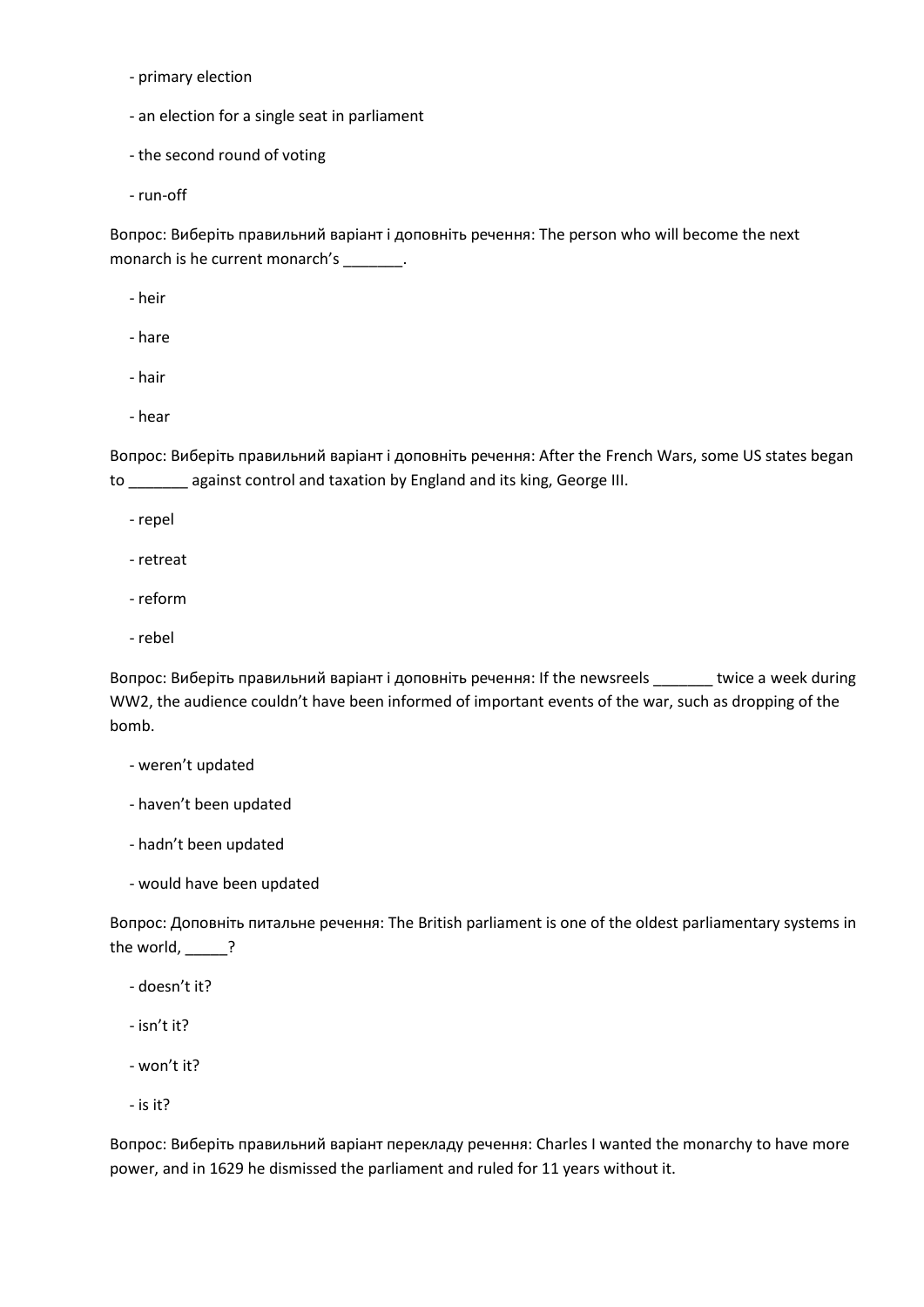- primary election

- an election for a single seat in parliament

- the second round of voting

- run-off

Вопрос: Виберіть правильний варіант і доповніть речення: The person who will become the next monarch is he current monarch's _______.

- heir

- hare

- hair

- hear

Вопрос: Виберіть правильний варіант і доповніть речення: After the French Wars, some US states began to _______ against control and taxation by England and its king, George III.

- repel

- retreat

- reform

- rebel

Вопрос: Виберіть правильний варіант і доповніть речення: If the newsreels _______ twice a week during WW2, the audience couldn't have been informed of important events of the war, such as dropping of the bomb.

- weren't updated

- haven't been updated

- hadn't been updated

- would have been updated

Вопрос: Доповніть питальне речення: The British parliament is one of the oldest parliamentary systems in the world, _____?

- doesn't it?

- isn't it?

- won't it?

- is it?

Вопрос: Виберіть правильний варіант перекладу речення: Charles I wanted the monarchy to have more power, and in 1629 he dismissed the parliament and ruled for 11 years without it.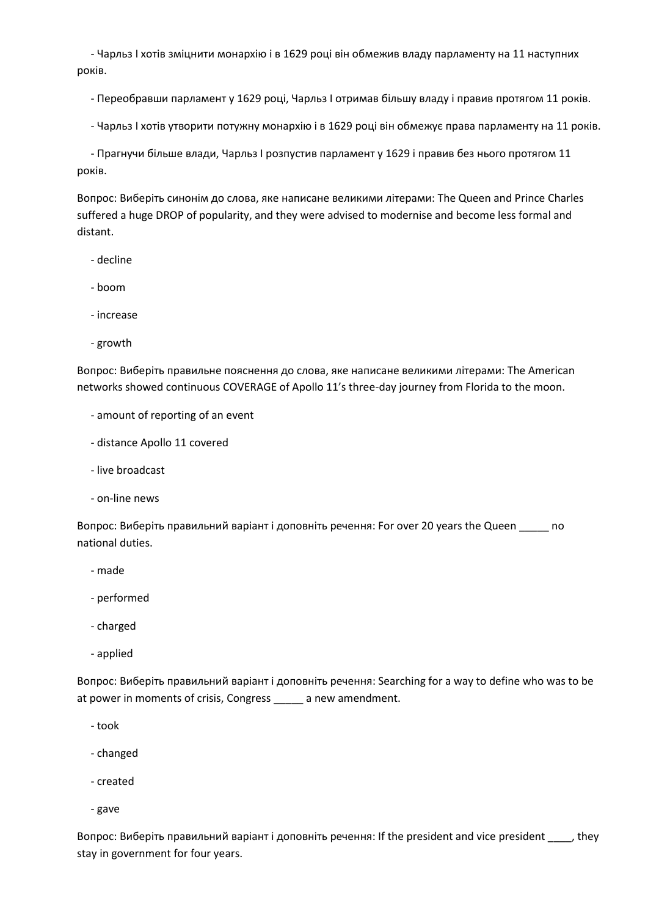- Чарльз I хотів зміцнити монархію і в 1629 році він обмежив владу парламенту на 11 наступних років.

- Переобравши парламент у 1629 році, Чарльз I отримав більшу владу і правив протягом 11 років.

- Чарльз I хотів утворити потужну монархію і в 1629 році він обмежує права парламенту на 11 років.

- Прагнучи більше влади, Чарльз I розпустив парламент у 1629 і правив без нього протягом 11 років.

Вопрос: Виберіть синонім до слова, яке написане великими літерами: The Queen and Prince Charles suffered a huge DROP of popularity, and they were advised to modernise and become less formal and distant.

- decline

- boom

- increase

- growth

Вопрос: Виберіть правильне пояснення до слова, яке написане великими літерами: The American networks showed continuous COVERAGE of Apollo 11's three-day journey from Florida to the moon.

- amount of reporting of an event

- distance Apollo 11 covered

- live broadcast

- on-line news

Вопрос: Виберіть правильний варіант і доповніть речення: For over 20 years the Queen _____ no national duties.

- made

- performed

- charged

- applied

Вопрос: Виберіть правильний варіант і доповніть речення: Searching for a way to define who was to be at power in moments of crisis, Congress _____ a new amendment.

- took

- changed

- created

- gave

Вопрос: Виберіть правильний варіант і доповніть речення: If the president and vice president ____, they stay in government for four years.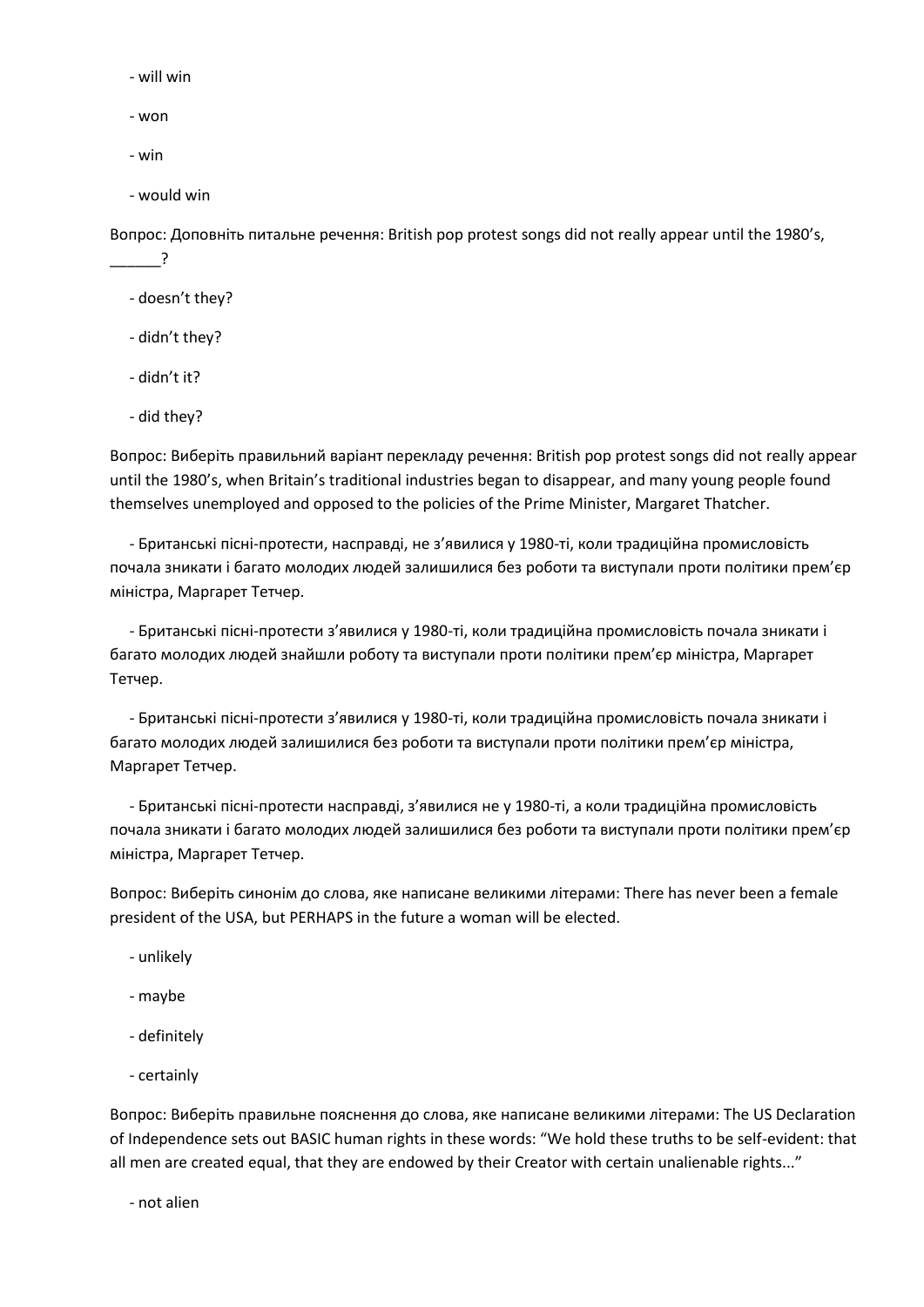- will win

- won

- win

- would win

Вопрос: Доповніть питальне речення: British pop protest songs did not really appear until the 1980's, ______?

- doesn't they?

- didn't they?

- didn't it?

- did they?

Вопрос: Виберіть правильний варіант перекладу речення: British pop protest songs did not really appear until the 1980's, when Britain's traditional industries began to disappear, and many young people found themselves unemployed and opposed to the policies of the Prime Minister, Margaret Thatcher.

- Британські пісні-протести, насправді, не з'явилися у 1980-ті, коли традиційна промисловість почала зникати і багато молодих людей залишилися без роботи та виступали проти політики прем'єр міністра, Маргарет Тетчер.

- Британські пісні-протести з'явилися у 1980-ті, коли традиційна промисловість почала зникати і багато молодих людей знайшли роботу та виступали проти політики прем'єр міністра, Маргарет Тетчер.

- Британські пісні-протести з'явилися у 1980-ті, коли традиційна промисловість почала зникати і багато молодих людей залишилися без роботи та виступали проти політики прем'єр міністра, Маргарет Тетчер.

- Британські пісні-протести насправді, з'явилися не у 1980-ті, а коли традиційна промисловість почала зникати і багато молодих людей залишилися без роботи та виступали проти політики прем'єр міністра, Маргарет Тетчер.

Вопрос: Виберіть синонім до слова, яке написане великими літерами: There has never been a female president of the USA, but PERHAPS in the future a woman will be elected.

- unlikely

- maybe

- definitely

- certainly

Вопрос: Виберіть правильне пояснення до слова, яке написане великими літерами: The US Declaration of Independence sets out BASIC human rights in these words: "We hold these truths to be self-evident: that all men are created equal, that they are endowed by their Creator with certain unalienable rights..."

- not alien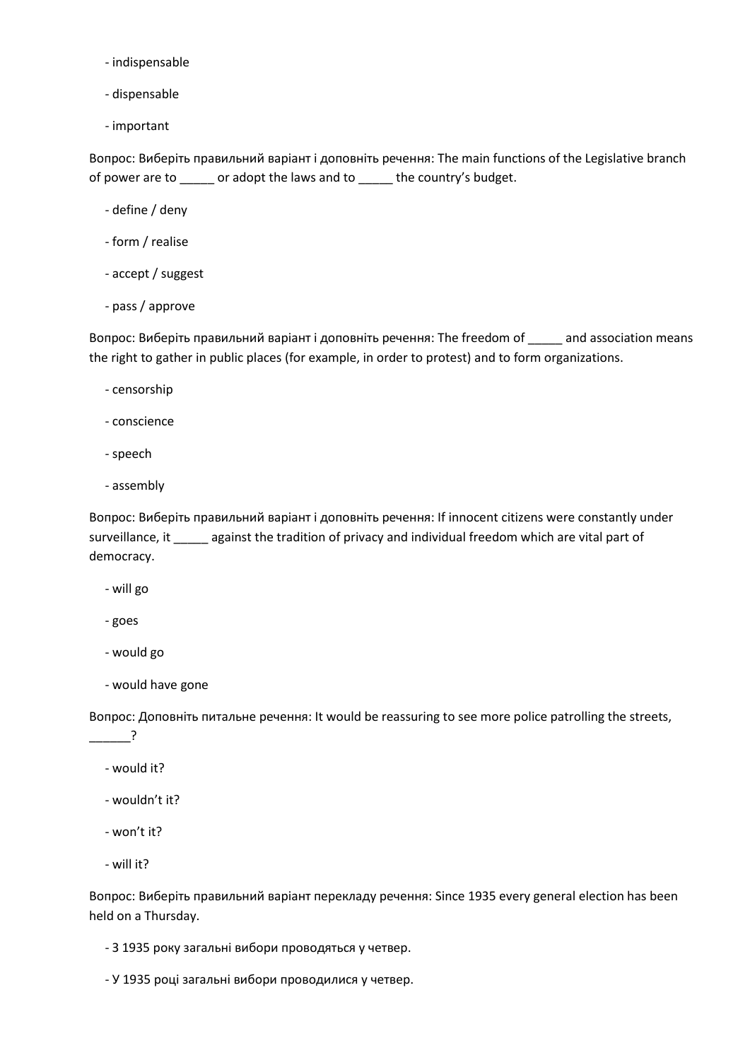- indispensable

- dispensable

- important

Вопрос: Виберіть правильний варіант і доповніть речення: The main functions of the Legislative branch of power are to _____ or adopt the laws and to _____ the country's budget.

- define / deny

- form / realise

- accept / suggest

- pass / approve

Вопрос: Виберіть правильний варіант і доповніть речення: The freedom of _____ and association means the right to gather in public places (for example, in order to protest) and to form organizations.

- censorship

- conscience

- speech

- assembly

Вопрос: Виберіть правильний варіант і доповніть речення: If innocent citizens were constantly under surveillance, it _____ against the tradition of privacy and individual freedom which are vital part of democracy.

- will go

- goes

- would go

- would have gone

Вопрос: Доповніть питальне речення: It would be reassuring to see more police patrolling the streets, ______?

- would it?

- wouldn't it?

- won't it?

- will it?

Вопрос: Виберіть правильний варіант перекладу речення: Since 1935 every general election has been held on a Thursday.

- З 1935 року загальні вибори проводяться у четвер.

- У 1935 році загальні вибори проводилися у четвер.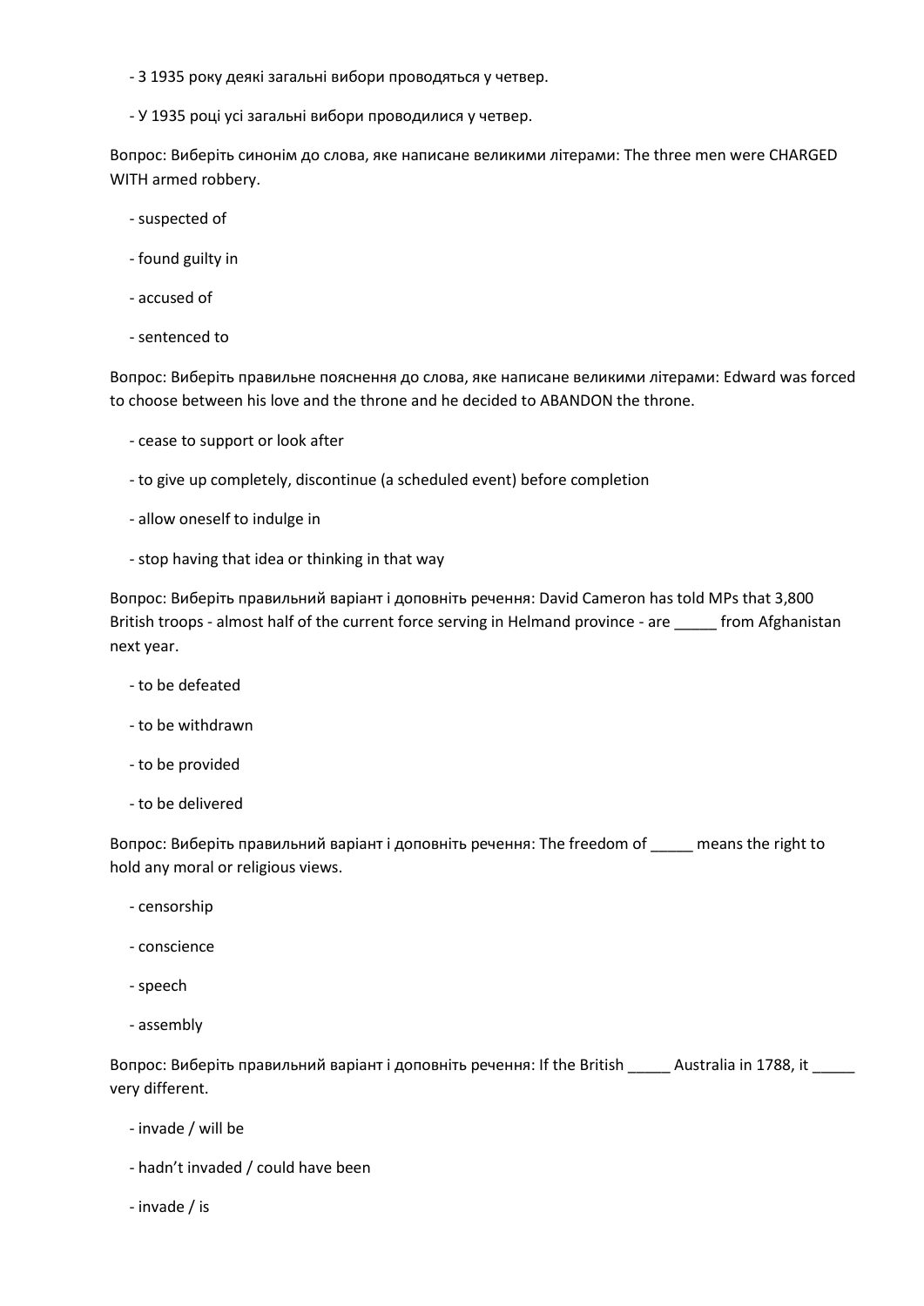- З 1935 року деякі загальні вибори проводяться у четвер.

- У 1935 році усі загальні вибори проводилися у четвер.

Вопрос: Виберіть синонім до слова, яке написане великими літерами: The three men were CHARGED WITH armed robbery.

- suspected of

- found guilty in

- accused of

- sentenced to

Вопрос: Виберіть правильне пояснення до слова, яке написане великими літерами: Edward was forced to choose between his love and the throne and he decided to ABANDON the throne.

- cease to support or look after

- to give up completely, discontinue (a scheduled event) before completion

- allow oneself to indulge in

- stop having that idea or thinking in that way

Вопрос: Виберіть правильний варіант і доповніть речення: David Cameron has told MPs that 3,800 British troops - almost half of the current force serving in Helmand province - are _____ from Afghanistan next year.

- to be defeated

- to be withdrawn

- to be provided

- to be delivered

Вопрос: Виберіть правильний варіант і доповніть речення: The freedom of _____ means the right to hold any moral or religious views.

- censorship

- conscience

- speech

- assembly

Вопрос: Виберіть правильний варіант і доповніть речення: If the British _____ Australia in 1788, it _____ very different.

- invade / will be

- hadn't invaded / could have been

- invade / is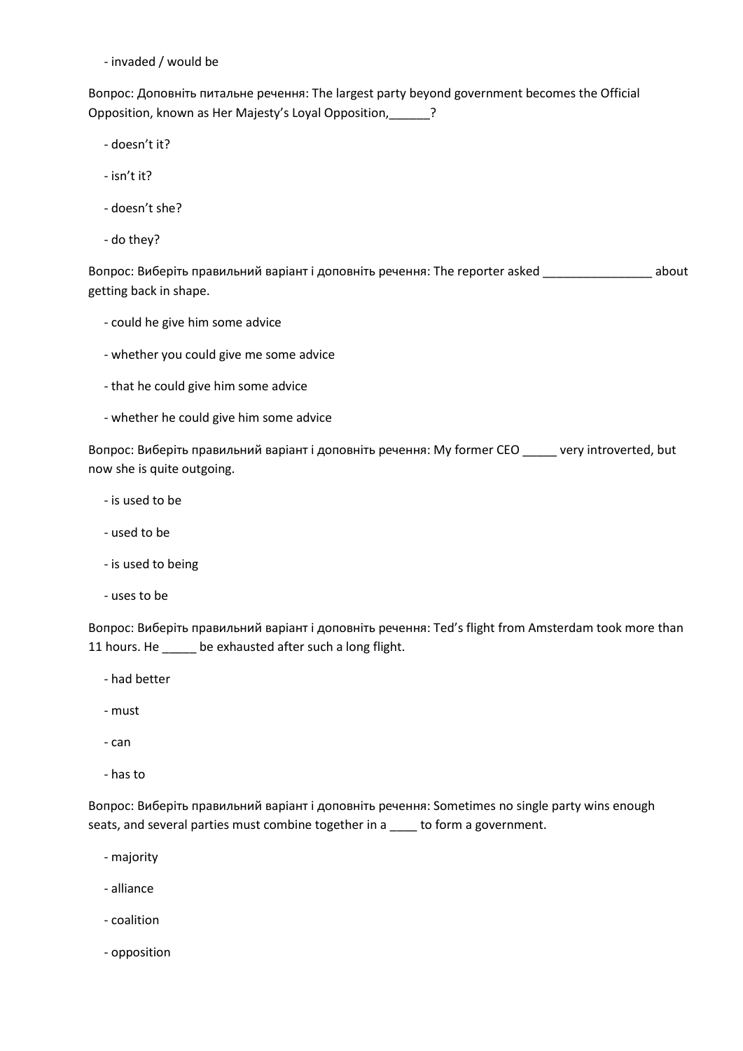- invaded / would be

Вопрос: Доповніть питальне речення: The largest party beyond government becomes the Official Opposition, known as Her Majesty's Loyal Opposition,______?

- doesn't it?
- isn't it?
- doesn't she?
- do they?

Вопрос: Виберіть правильний варіант і доповніть речення: The reporter asked ________________ about getting back in shape.

- could he give him some advice
- whether you could give me some advice
- that he could give him some advice
- whether he could give him some advice

Вопрос: Виберіть правильний варіант і доповніть речення: My former CEO _____ very introverted, but now she is quite outgoing.

- is used to be
- used to be
- is used to being
- uses to be

Вопрос: Виберіть правильний варіант і доповніть речення: Ted's flight from Amsterdam took more than 11 hours. He _____ be exhausted after such a long flight.

- had better
- must
- can
- has to

Вопрос: Виберіть правильний варіант і доповніть речення: Sometimes no single party wins enough seats, and several parties must combine together in a ____ to form a government.

- majority
- alliance
- coalition
- opposition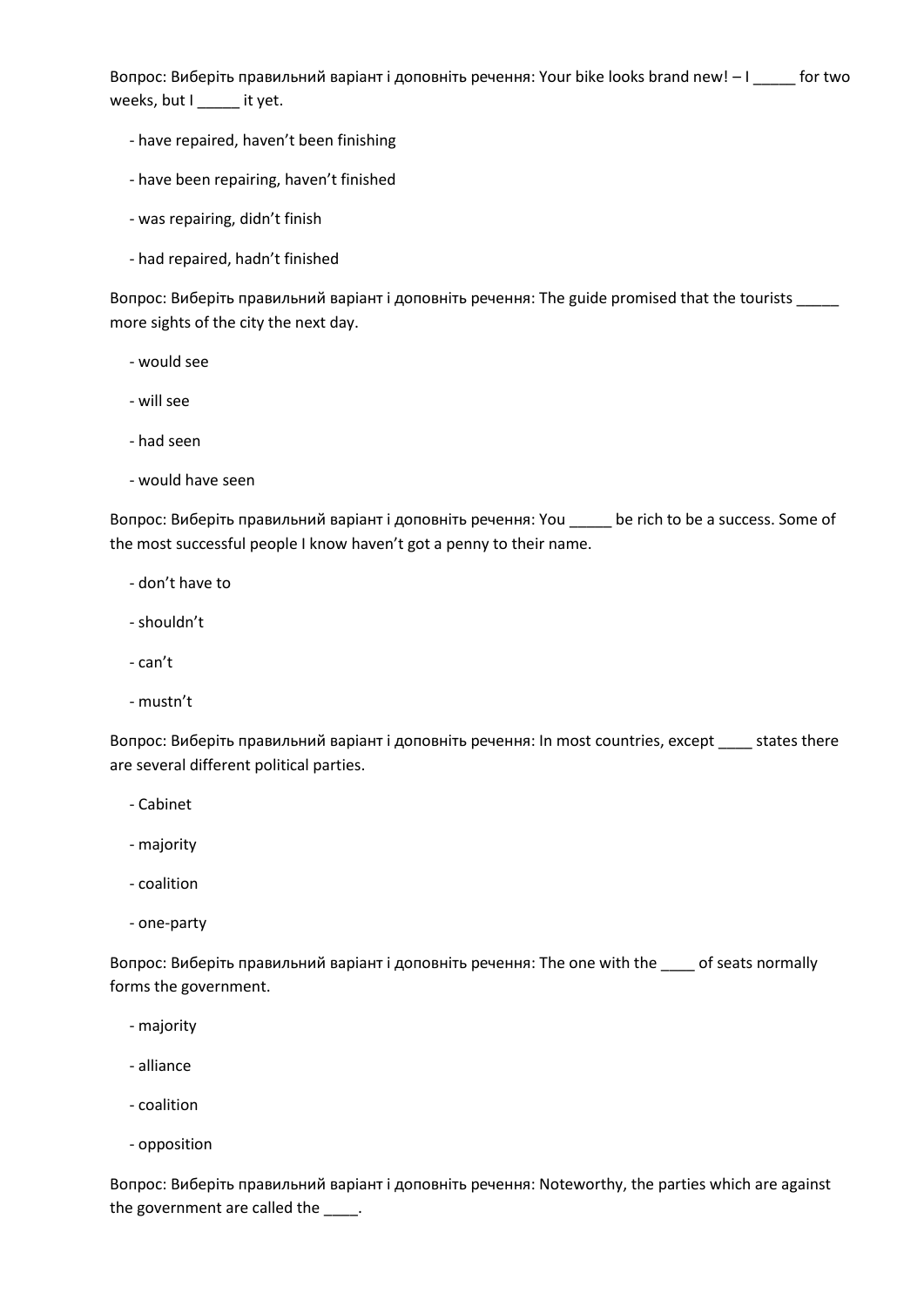Вопрос: Виберіть правильний варіант і доповніть речення: Your bike looks brand new! – I _____ for two weeks, but I _____ it yet.

- have repaired, haven’t been finishing
- have been repairing, haven’t finished
- was repairing, didn’t finish
- had repaired, hadn’t finished

Вопрос: Виберіть правильний варіант і доповніть речення: The guide promised that the tourists _____ more sights of the city the next day.

- would see
- will see
- had seen
- would have seen

Вопрос: Виберіть правильний варіант і доповніть речення: You _____ be rich to be a success. Some of the most successful people I know haven’t got a penny to their name.

- don’t have to
- shouldn’t
- can’t
- mustn’t

Вопрос: Виберіть правильний варіант і доповніть речення: In most countries, except ____ states there are several different political parties.

- Cabinet
- majority
- coalition
- one-party

Вопрос: Виберіть правильний варіант і доповніть речення: The one with the ____ of seats normally forms the government.

- majority
- alliance
- coalition
- opposition

Вопрос: Виберіть правильний варіант і доповніть речення: Noteworthy, the parties which are against the government are called the ____.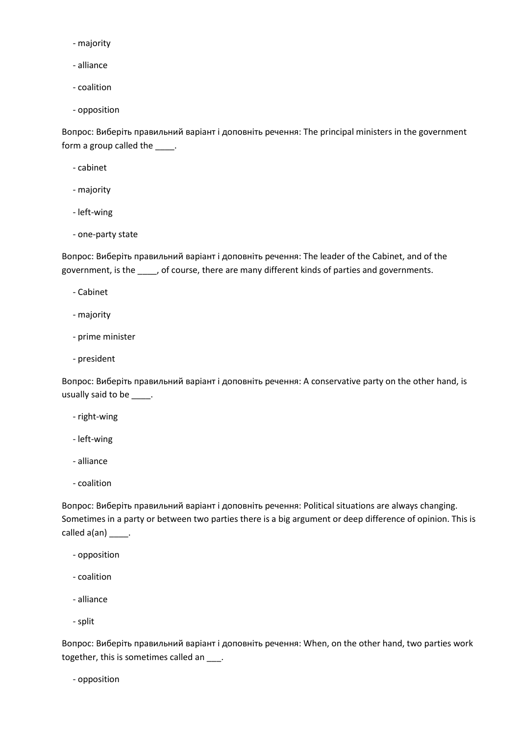- majority
- alliance
- coalition
- opposition

Вопрос: Виберіть правильний варіант і доповніть речення: The principal ministers in the government form a group called the ____.

- cabinet
- majority
- left-wing
- one-party state

Вопрос: Виберіть правильний варіант і доповніть речення: The leader of the Cabinet, and of the government, is the ____, of course, there are many different kinds of parties and governments.

- Cabinet
- majority
- prime minister
- president

Вопрос: Виберіть правильний варіант і доповніть речення: A conservative party on the other hand, is usually said to be ____.

- right-wing
- left-wing
- alliance
- coalition

Вопрос: Виберіть правильний варіант і доповніть речення: Political situations are always changing. Sometimes in a party or between two parties there is a big argument or deep difference of opinion. This is called a(an) ____.

- opposition
- coalition
- alliance
- split

Вопрос: Виберіть правильний варіант і доповніть речення: When, on the other hand, two parties work together, this is sometimes called an ___.

- opposition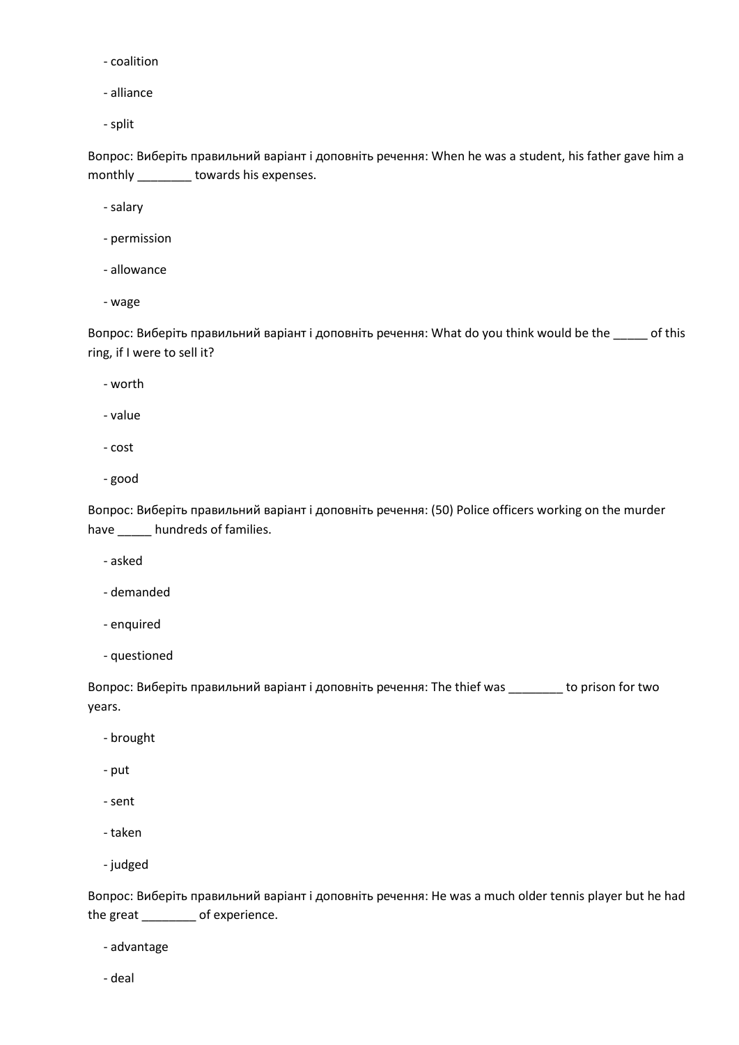- coalition

- alliance

- split

Вопрос: Виберіть правильний варіант і доповніть речення: When he was a student, his father gave him a monthly ________ towards his expenses.

- salary

- permission

- allowance

- wage

Вопрос: Виберіть правильний варіант і доповніть речення: What do you think would be the _____ of this ring, if I were to sell it?

- worth

- value

- cost

- good

Вопрос: Виберіть правильний варіант і доповніть речення: (50) Police officers working on the murder have _____ hundreds of families.

- asked

- demanded

- enquired

- questioned

Вопрос: Виберіть правильний варіант і доповніть речення: The thief was ________ to prison for two years.

- brought

- put

- sent

- taken

- judged

Вопрос: Виберіть правильний варіант і доповніть речення: He was a much older tennis player but he had the great ________ of experience.

- advantage

- deal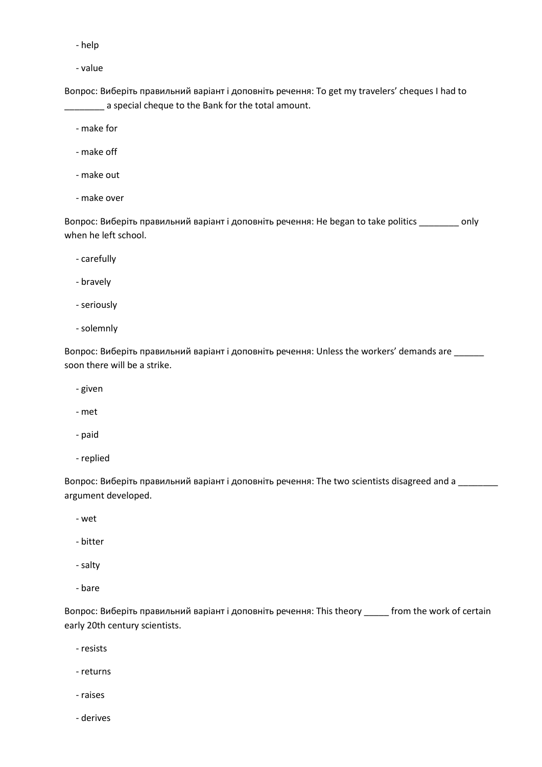- help

- value

Вопрос: Виберіть правильний варіант і доповніть речення: To get my travelers' cheques I had to ________ a special cheque to the Bank for the total amount.

- make for

- make off

- make out

- make over

Вопрос: Виберіть правильний варіант і доповніть речення: He began to take politics ________ only when he left school.

- carefully

- bravely

- seriously

- solemnly

Вопрос: Виберіть правильний варіант і доповніть речення: Unless the workers' demands are ______ soon there will be a strike.

- given

- met

- paid

- replied

Вопрос: Виберіть правильний варіант і доповніть речення: The two scientists disagreed and a ________ argument developed.

- wet

- bitter

- salty

- bare

Вопрос: Виберіть правильний варіант і доповніть речення: This theory _____ from the work of certain early 20th century scientists.

- resists

- returns

- raises

- derives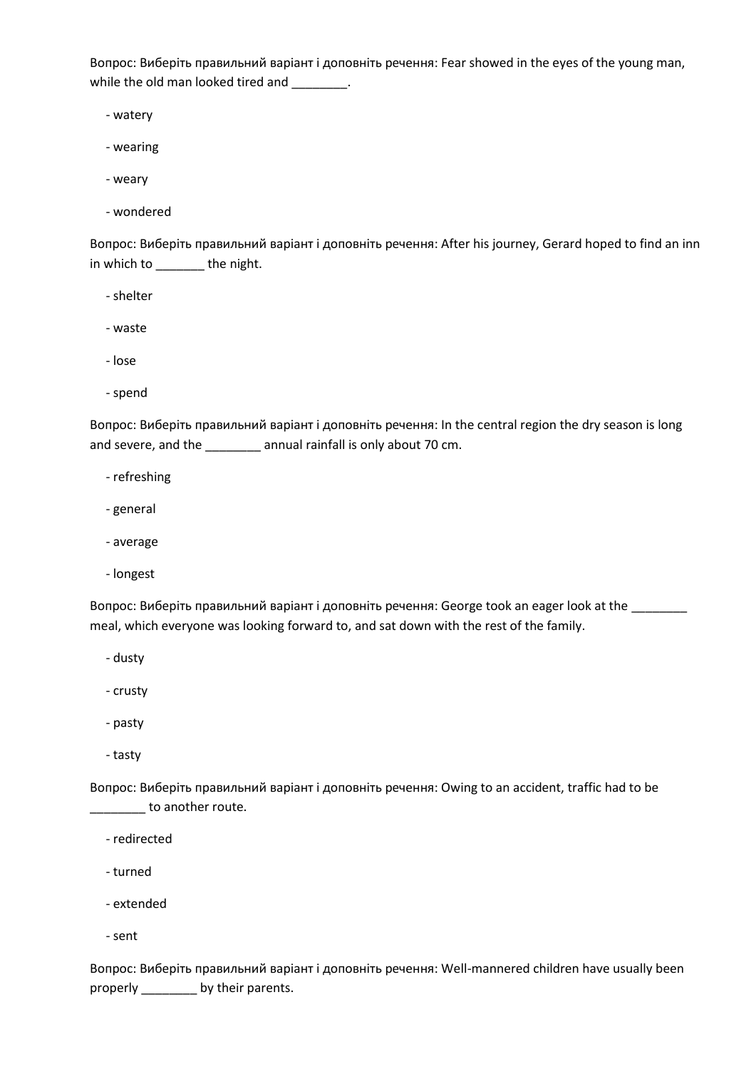Вопрос: Виберіть правильний варіант і доповніть речення: Fear showed in the eyes of the young man, while the old man looked tired and ________.

- watery
- wearing
- weary
- wondered

Вопрос: Виберіть правильний варіант і доповніть речення: After his journey, Gerard hoped to find an inn in which to _______ the night.

- shelter
- waste
- lose
- spend

Вопрос: Виберіть правильний варіант і доповніть речення: In the central region the dry season is long and severe, and the ________ annual rainfall is only about 70 cm.

- refreshing
- general
- average
- longest

Вопрос: Виберіть правильний варіант і доповніть речення: George took an eager look at the ________ meal, which everyone was looking forward to, and sat down with the rest of the family.

- dusty
- crusty
- pasty
- tasty

Вопрос: Виберіть правильний варіант і доповніть речення: Owing to an accident, traffic had to be ________ to another route.

- redirected
- turned
- extended
- sent

Вопрос: Виберіть правильний варіант і доповніть речення: Well-mannered children have usually been properly ________ by their parents.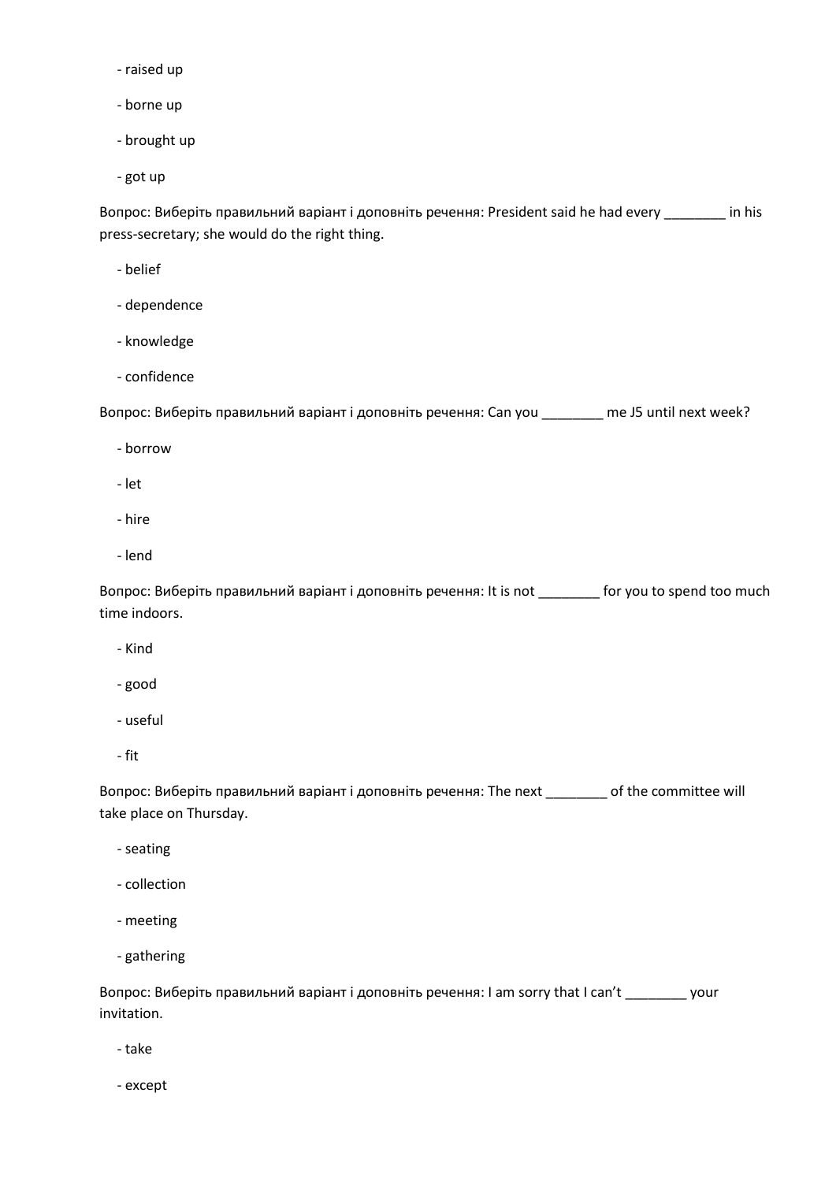- raised up

- borne up

- brought up

- got up

Вопрос: Виберіть правильний варіант і доповніть речення: President said he had every ________ in his press-secretary; she would do the right thing.

- belief

- dependence

- knowledge

- confidence

Вопрос: Виберіть правильний варіант і доповніть речення: Can you ________ me J5 until next week?

- borrow

- let

- hire

- lend

Вопрос: Виберіть правильний варіант і доповніть речення: It is not ________ for you to spend too much time indoors.

- Kind

- good

- useful

- fit

Вопрос: Виберіть правильний варіант і доповніть речення: The next ________ of the committee will take place on Thursday.

- seating

- collection

- meeting

- gathering

Вопрос: Виберіть правильний варіант і доповніть речення: I am sorry that I can't ________ your invitation.

- take

- except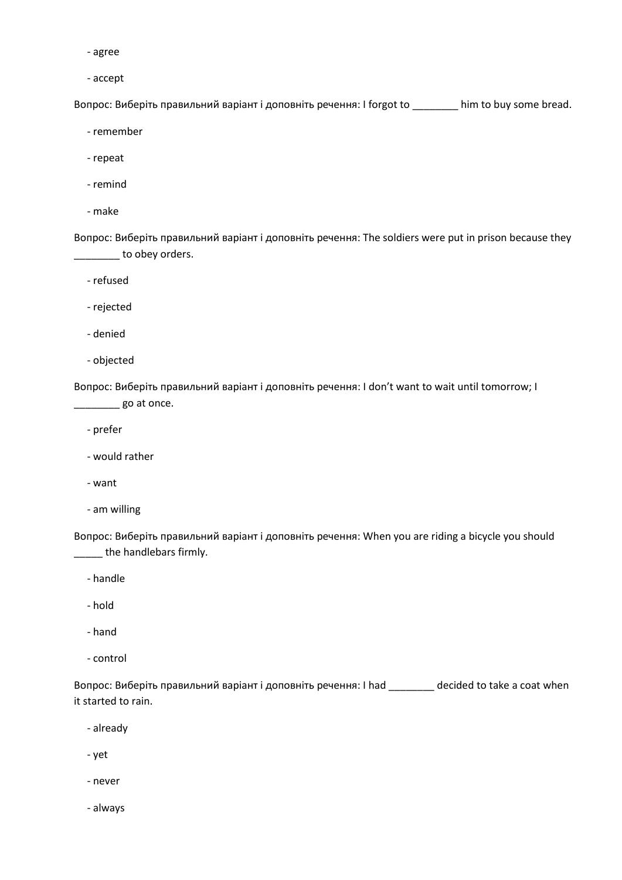- agree

- accept

Вопрос: Виберіть правильний варіант і доповніть речення: I forgot to ________ him to buy some bread.

- remember

- repeat

- remind

- make

Вопрос: Виберіть правильний варіант і доповніть речення: The soldiers were put in prison because they ________ to obey orders.

- refused

- rejected

- denied

- objected

Вопрос: Виберіть правильний варіант і доповніть речення: I don’t want to wait until tomorrow; I ________ go at once.

- prefer

- would rather

- want

- am willing

Вопрос: Виберіть правильний варіант і доповніть речення: When you are riding a bicycle you should _____ the handlebars firmly.

- handle

- hold

- hand

- control

Вопрос: Виберіть правильний варіант і доповніть речення: I had ________ decided to take a coat when it started to rain.

- already

- yet

- never

- always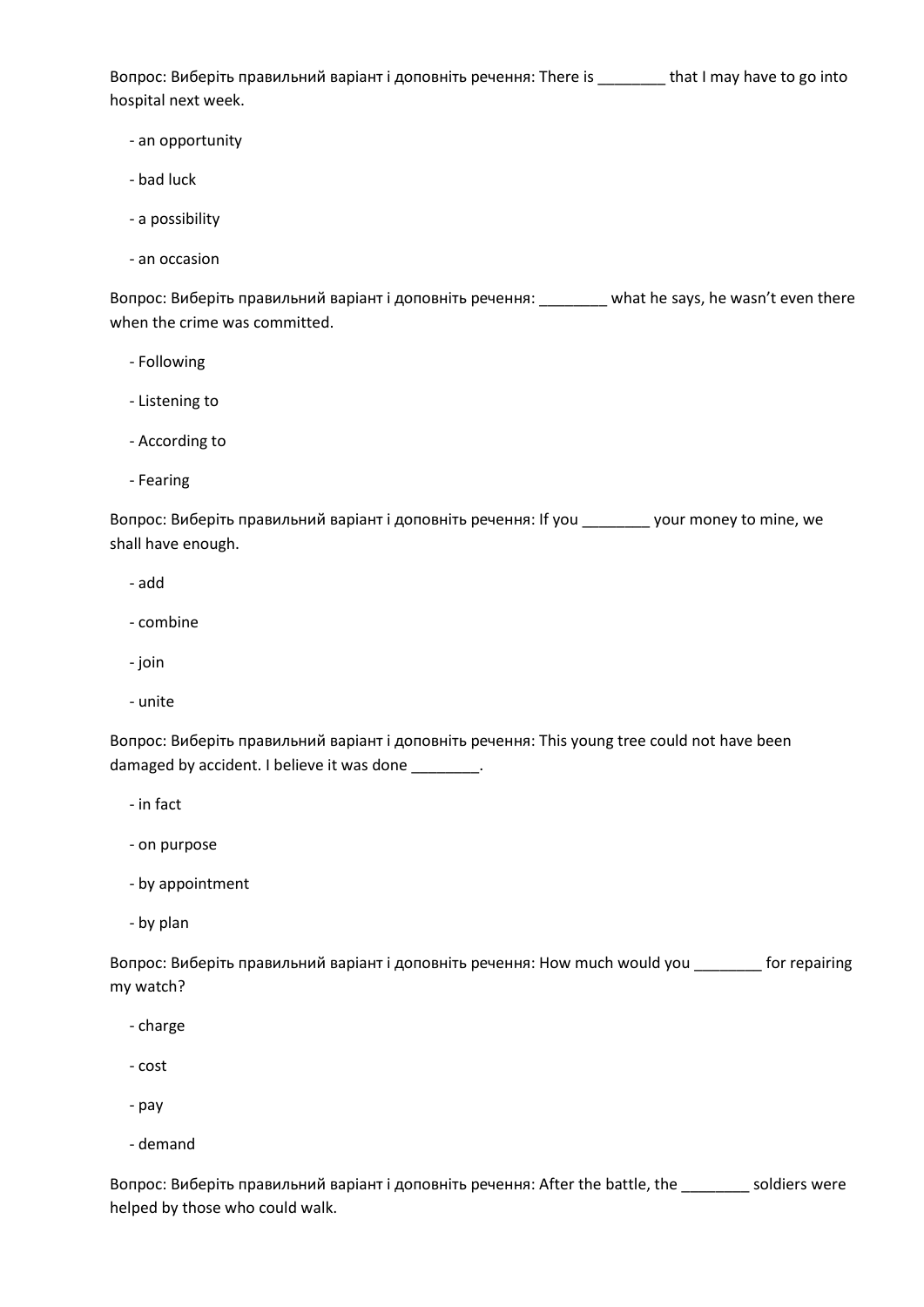Вопрос: Виберіть правильний варіант і доповніть речення: There is ________ that I may have to go into hospital next week.

- an opportunity
- bad luck
- a possibility
- an occasion

Вопрос: Виберіть правильний варіант і доповніть речення: ________ what he says, he wasn't even there when the crime was committed.

- Following
- Listening to
- According to
- Fearing

Вопрос: Виберіть правильний варіант і доповніть речення: If you ________ your money to mine, we shall have enough.

- add
- combine
- join
- unite

Вопрос: Виберіть правильний варіант і доповніть речення: This young tree could not have been damaged by accident. I believe it was done ________.

- in fact
- on purpose
- by appointment
- by plan

Вопрос: Виберіть правильний варіант і доповніть речення: How much would you ________ for repairing my watch?

- charge
- cost
- pay
- demand

Вопрос: Виберіть правильний варіант і доповніть речення: After the battle, the ________ soldiers were helped by those who could walk.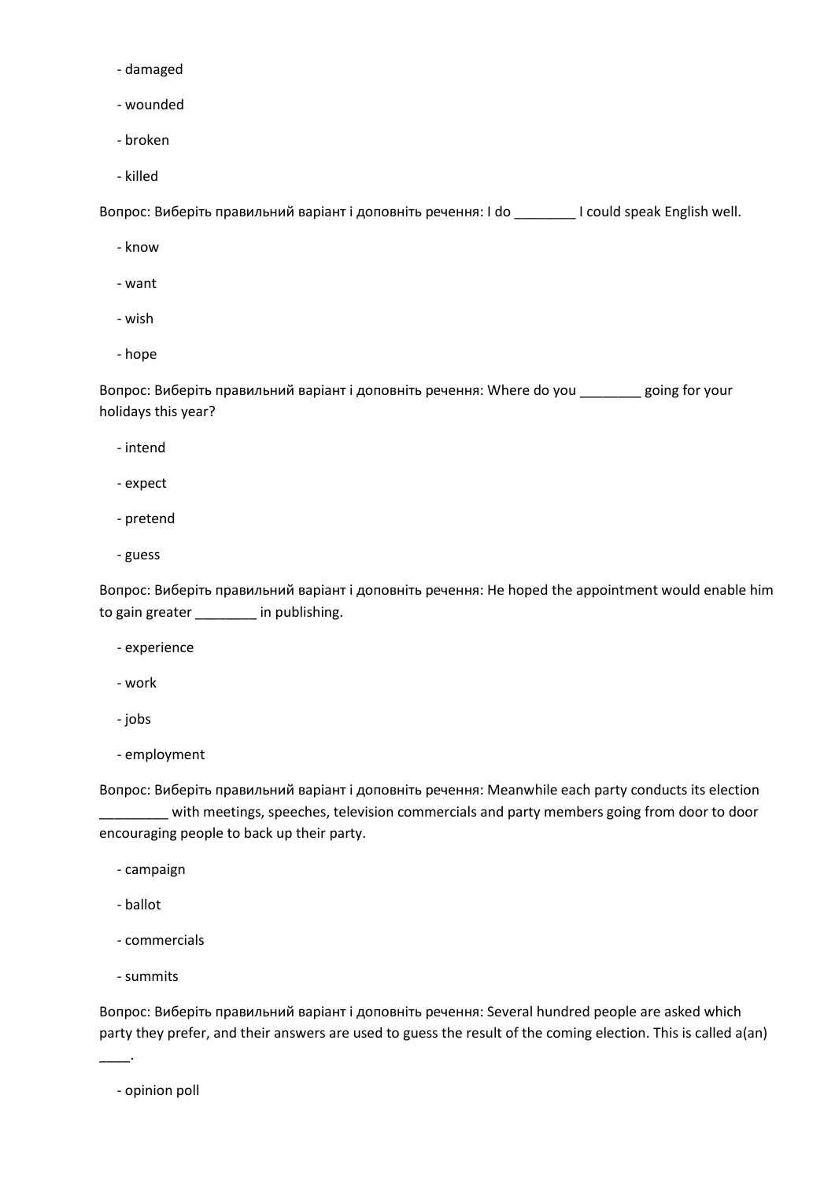- damaged
- wounded
- broken
- killed

Вопрос: Виберіть правильний варіант і доповніть речення: I do ________ I could speak English well.

- know
- want
- wish
- hope

Вопрос: Виберіть правильний варіант і доповніть речення: Where do you ________ going for your holidays this year?

- intend
- expect
- pretend
- guess

Вопрос: Виберіть правильний варіант і доповніть речення: He hoped the appointment would enable him to gain greater ________ in publishing.

- experience
- work
- jobs
- employment

Вопрос: Виберіть правильний варіант і доповніть речення: Meanwhile each party conducts its election _________ with meetings, speeches, television commercials and party members going from door to door encouraging people to back up their party.

- campaign
- ballot
- commercials
- summits

Вопрос: Виберіть правильний варіант і доповніть речення: Several hundred people are asked which party they prefer, and their answers are used to guess the result of the coming election. This is called a(an) ____.

- opinion poll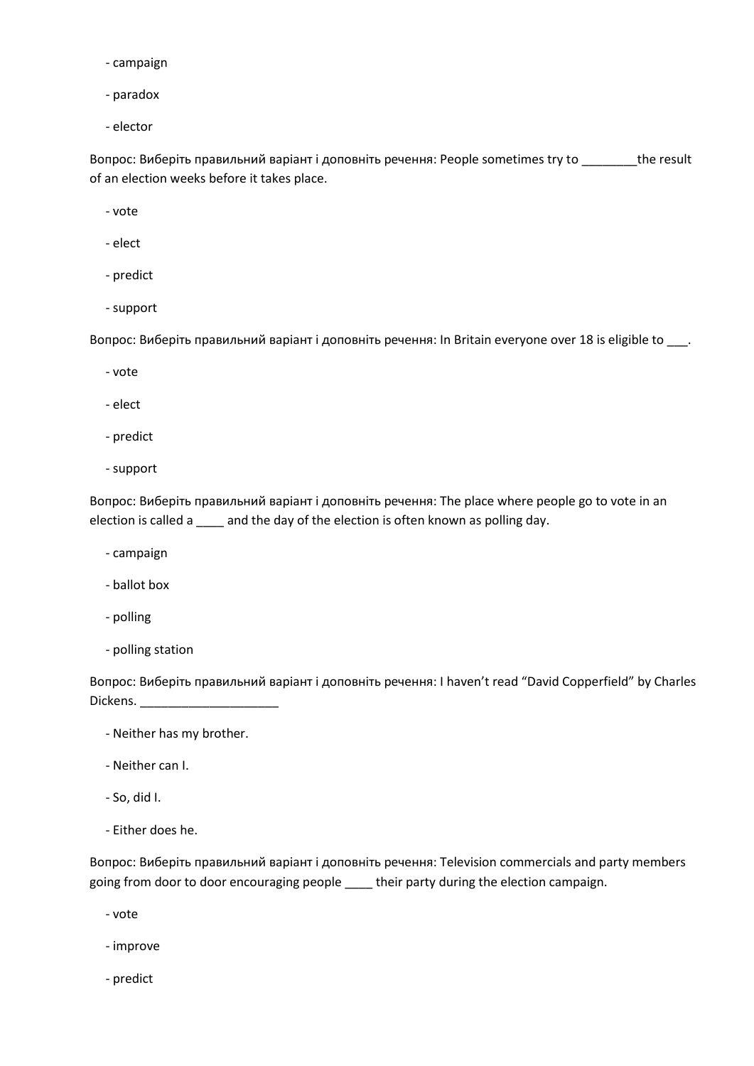- campaign

- paradox

- elector

Вопрос: Виберіть правильний варіант і доповніть речення: People sometimes try to ________the result of an election weeks before it takes place.

- vote

- elect

- predict

- support

Вопрос: Виберіть правильний варіант і доповніть речення: In Britain everyone over 18 is eligible to ___.

- vote

- elect

- predict

- support

Вопрос: Виберіть правильний варіант і доповніть речення: The place where people go to vote in an election is called a ____ and the day of the election is often known as polling day.

- campaign

- ballot box

- polling

- polling station

Вопрос: Виберіть правильний варіант і доповніть речення: I haven't read "David Copperfield" by Charles Dickens. ____________________

- Neither has my brother.

- Neither can I.

- So, did I.

- Either does he.

Вопрос: Виберіть правильний варіант і доповніть речення: Television commercials and party members going from door to door encouraging people ____ their party during the election campaign.

- vote

- improve

- predict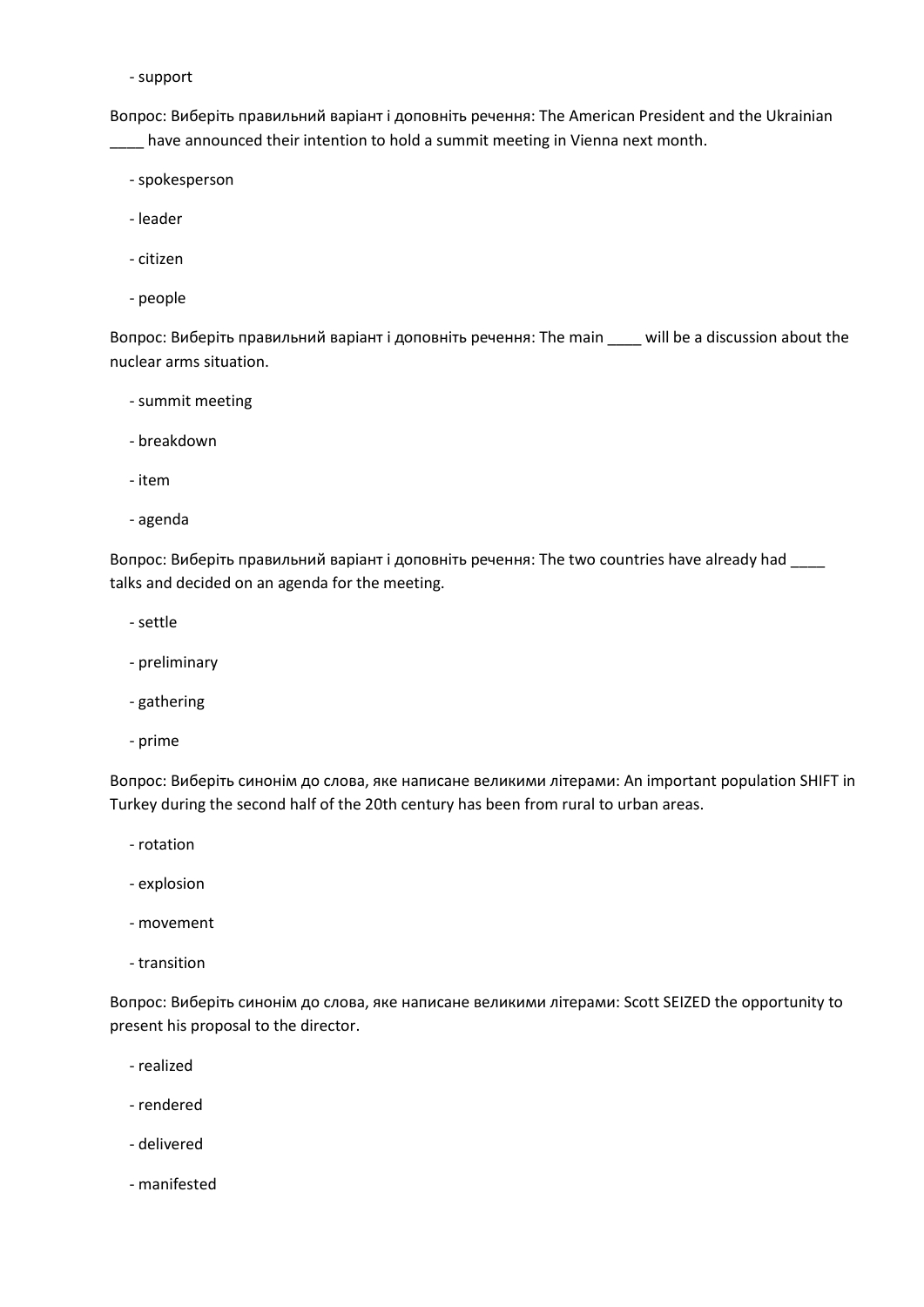- support

Вопрос: Виберіть правильний варіант і доповніть речення: The American President and the Ukrainian ____ have announced their intention to hold a summit meeting in Vienna next month.

- spokesperson
- leader
- citizen
- people

Вопрос: Виберіть правильний варіант і доповніть речення: The main ____ will be a discussion about the nuclear arms situation.

- summit meeting
- breakdown
- item
- agenda

Вопрос: Виберіть правильний варіант і доповніть речення: The two countries have already had ____ talks and decided on an agenda for the meeting.

- settle
- preliminary
- gathering
- prime

Вопрос: Виберіть синонім до слова, яке написане великими літерами: An important population SHIFT in Turkey during the second half of the 20th century has been from rural to urban areas.

- rotation
- explosion
- movement
- transition

Вопрос: Виберіть синонім до слова, яке написане великими літерами: Scott SEIZED the opportunity to present his proposal to the director.

- realized
- rendered
- delivered
- manifested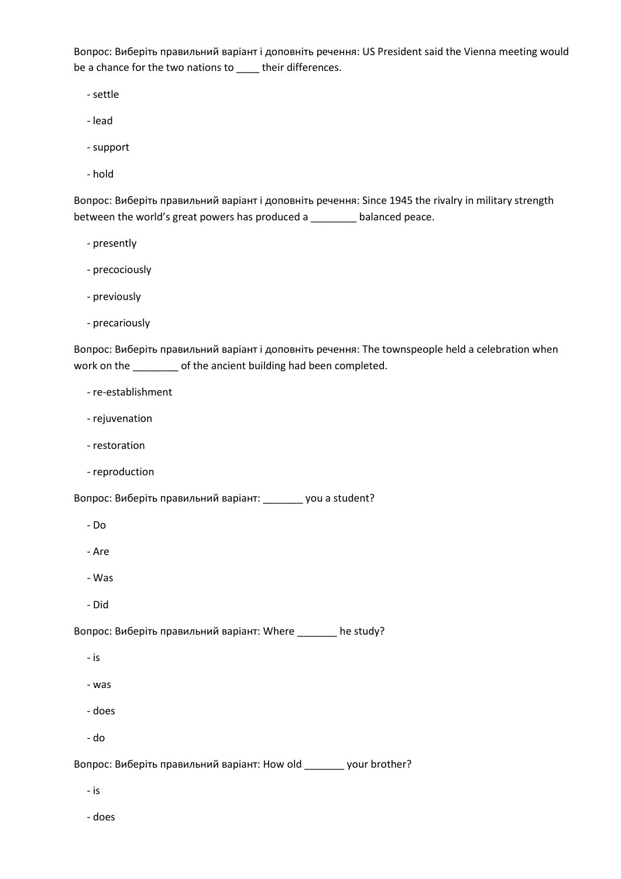Вопрос: Виберіть правильний варіант і доповніть речення: US President said the Vienna meeting would be a chance for the two nations to ____ their differences.

- settle
- lead
- support
- hold

Вопрос: Виберіть правильний варіант і доповніть речення: Since 1945 the rivalry in military strength between the world's great powers has produced a ________ balanced peace.

- presently
- precociously
- previously
- precariously

Вопрос: Виберіть правильний варіант і доповніть речення: The townspeople held a celebration when work on the ________ of the ancient building had been completed.

- re-establishment
- rejuvenation
- restoration
- reproduction

Вопрос: Виберіть правильний варіант: _______ you a student?

- Do
- Are
- Was
- Did

Вопрос: Виберіть правильний варіант: Where _______ he study?

- is
- was
- does
- do

Вопрос: Виберіть правильний варіант: How old _______ your brother?

- is
- does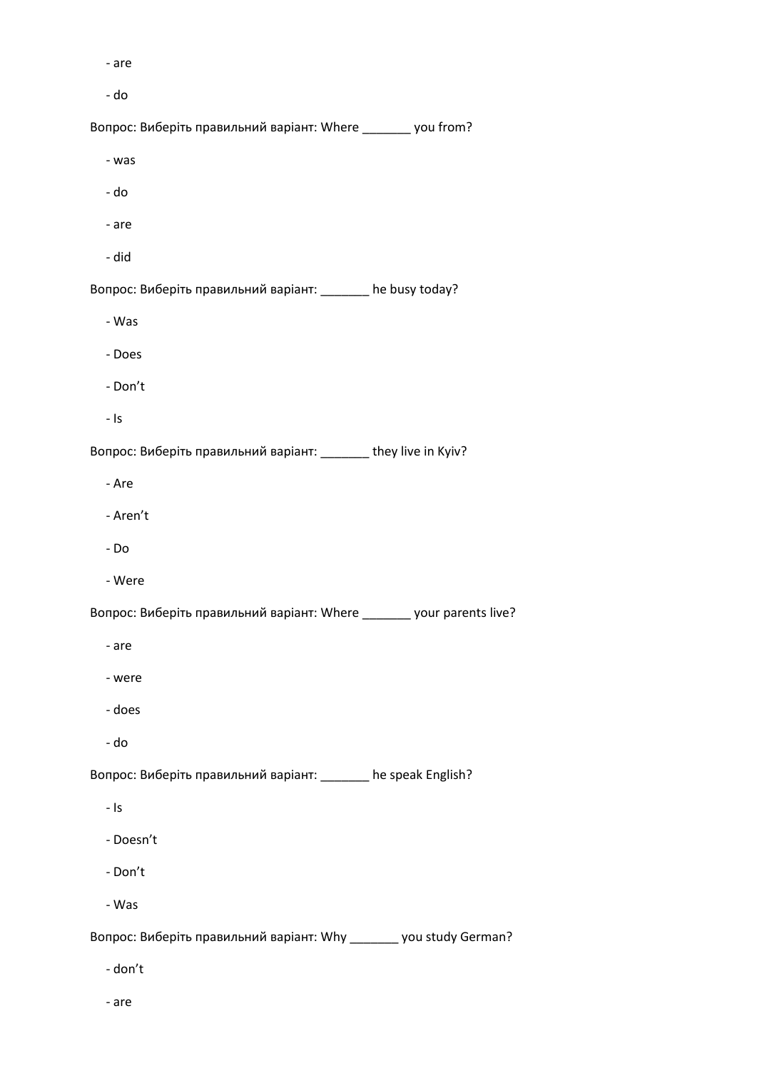- are

- do

Вопрос: Виберіть правильний варіант: Where _______ you from?

- was

- do

- are

- did

Вопрос: Виберіть правильний варіант: _______ he busy today?

- Was

- Does

- Don’t

- Is

Вопрос: Виберіть правильний варіант: _______ they live in Kyiv?

- Are

- Aren’t

- Do

- Were

Вопрос: Виберіть правильний варіант: Where _______ your parents live?

- are

- were

- does

- do

Вопрос: Виберіть правильний варіант: _______ he speak English?

- Is

- Doesn’t

- Don’t

- Was

Вопрос: Виберіть правильний варіант: Why _______ you study German?

- don’t

- are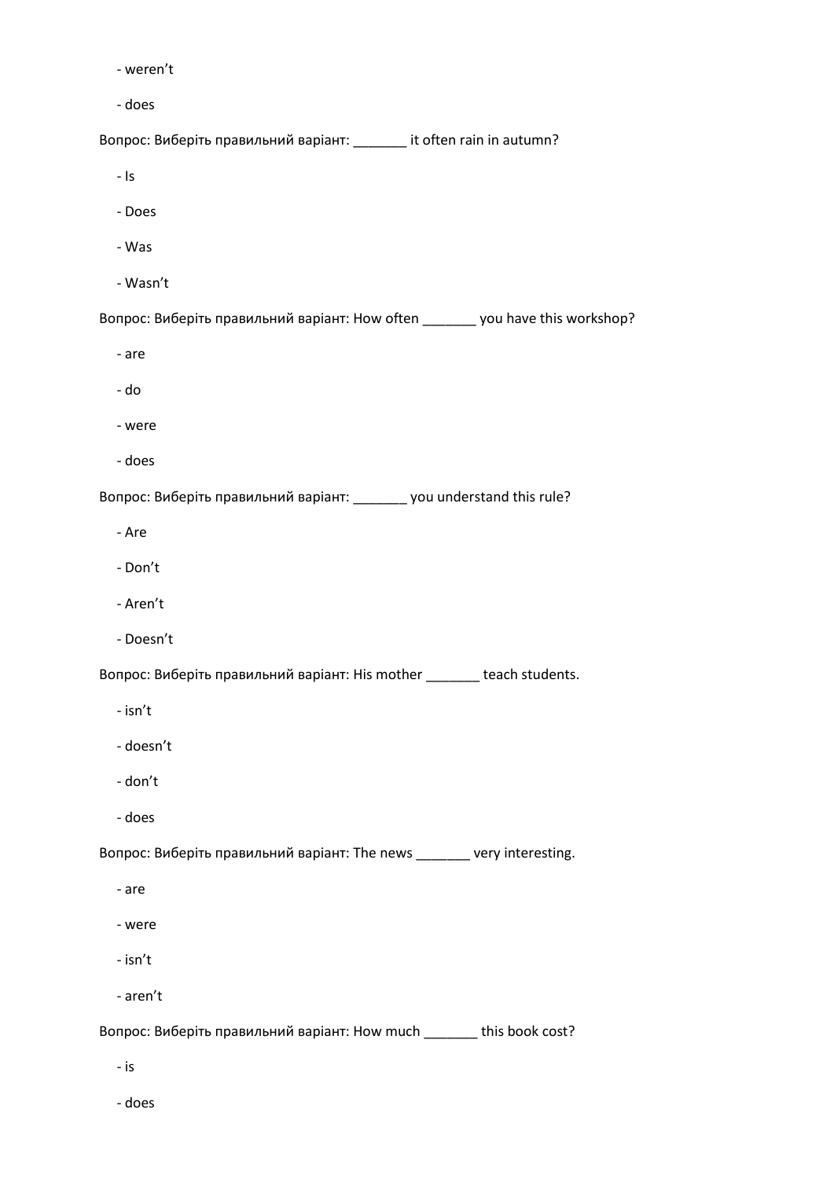- weren’t
- does

Вопрос: Виберіть правильний варіант: _______ it often rain in autumn?

- Is
- Does
- Was
- Wasn’t

Вопрос: Виберіть правильний варіант: How often _______ you have this workshop?

- are
- do
- were
- does

Вопрос: Виберіть правильний варіант: _______ you understand this rule?

- Are
- Don’t
- Aren’t
- Doesn’t

Вопрос: Виберіть правильний варіант: His mother _______ teach students.

- isn’t
- doesn’t
- don’t
- does

Вопрос: Виберіть правильний варіант: The news _______ very interesting.

- are
- were
- isn’t
- aren’t

Вопрос: Виберіть правильний варіант: How much _______ this book cost?

- is
- does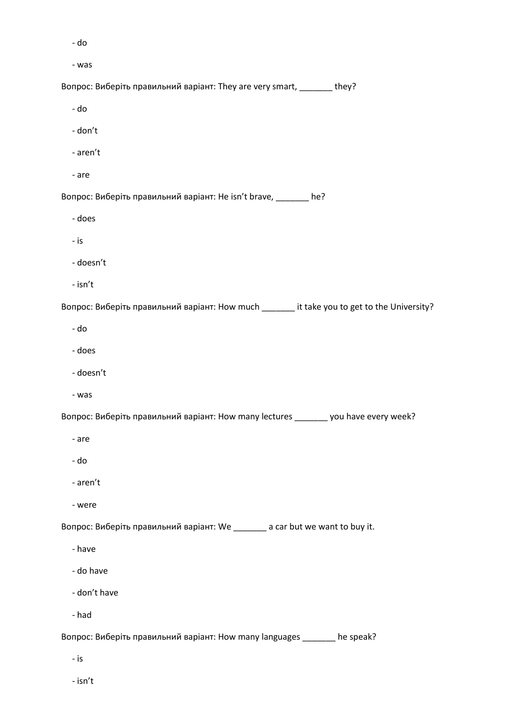- do

- was

Вопрос: Виберіть правильний варіант: They are very smart, _______ they?

- do

- don’t

- aren’t

- are

Вопрос: Виберіть правильний варіант: He isn’t brave, _______ he?

- does

- is

- doesn’t

- isn’t

Вопрос: Виберіть правильний варіант: How much _______ it take you to get to the University?

- do

- does

- doesn’t

- was

Вопрос: Виберіть правильний варіант: How many lectures _______ you have every week?

- are

- do

- aren’t

- were

Вопрос: Виберіть правильний варіант: We _______ a car but we want to buy it.

- have

- do have

- don’t have

- had

Вопрос: Виберіть правильний варіант: How many languages _______ he speak?

- is

- isn’t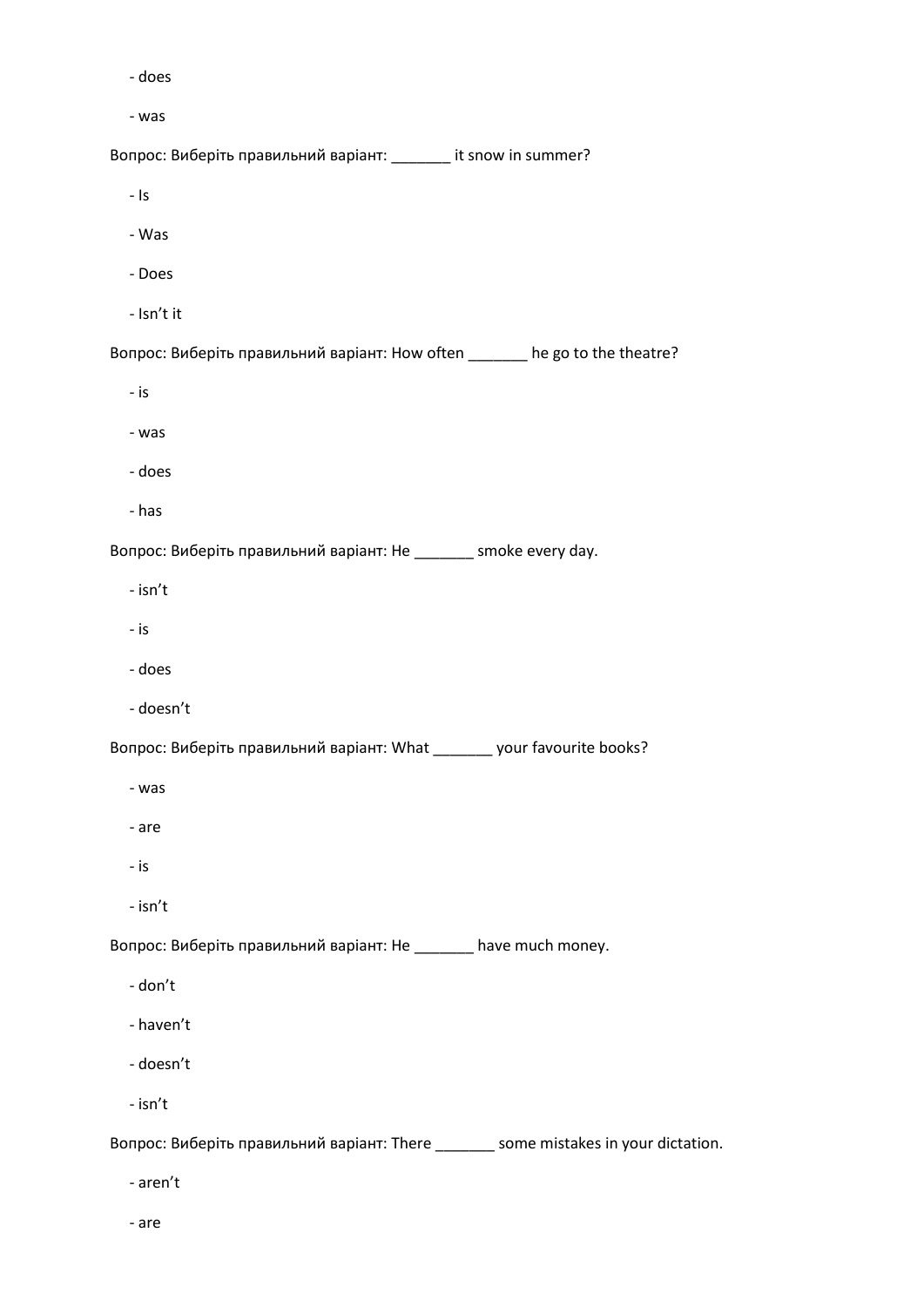- does

- was

Вопрос: Виберіть правильний варіант: _______ it snow in summer?

- Is

- Was

- Does

- Isn’t it

Вопрос: Виберіть правильний варіант: How often _______ he go to the theatre?

- is

- was

- does

- has

Вопрос: Виберіть правильний варіант: He _______ smoke every day.

- isn’t

- is

- does

- doesn’t

Вопрос: Виберіть правильний варіант: What _______ your favourite books?

- was

- are

- is

- isn’t

Вопрос: Виберіть правильний варіант: He _______ have much money.

- don’t

- haven’t

- doesn’t

- isn’t

Вопрос: Виберіть правильний варіант: There _______ some mistakes in your dictation.

- aren’t

- are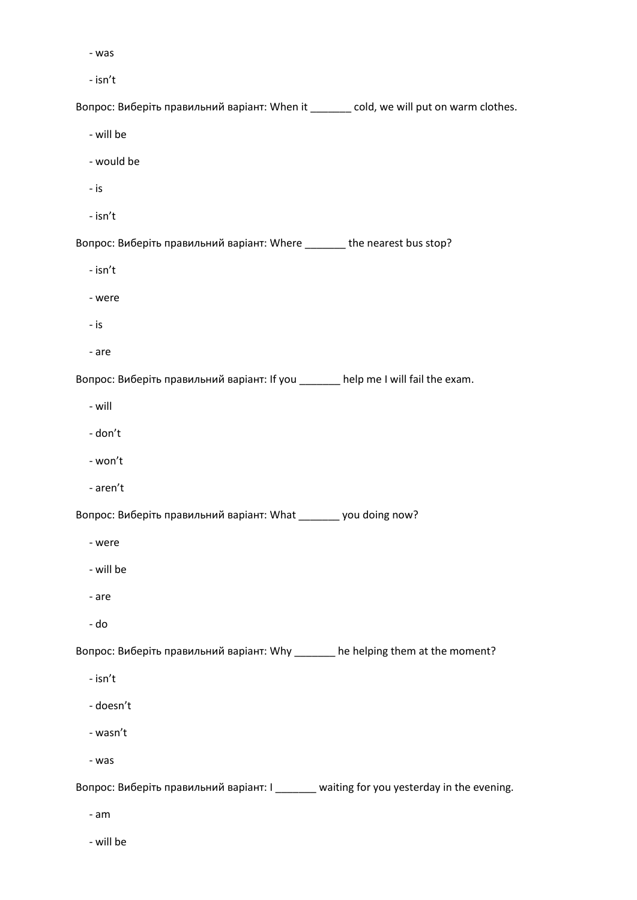- was

- isn’t

Вопрос: Виберіть правильний варіант: When it _______ cold, we will put on warm clothes.

- will be

- would be

- is

- isn’t

Вопрос: Виберіть правильний варіант: Where _______ the nearest bus stop?

- isn’t

- were

- is

- are

Вопрос: Виберіть правильний варіант: If you _______ help me I will fail the exam.

- will

- don’t

- won’t

- aren’t

Вопрос: Виберіть правильний варіант: What _______ you doing now?

- were

- will be

- are

- do

Вопрос: Виберіть правильний варіант: Why _______ he helping them at the moment?

- isn’t

- doesn’t

- wasn’t

- was

Вопрос: Виберіть правильний варіант: I _______ waiting for you yesterday in the evening.

- am

- will be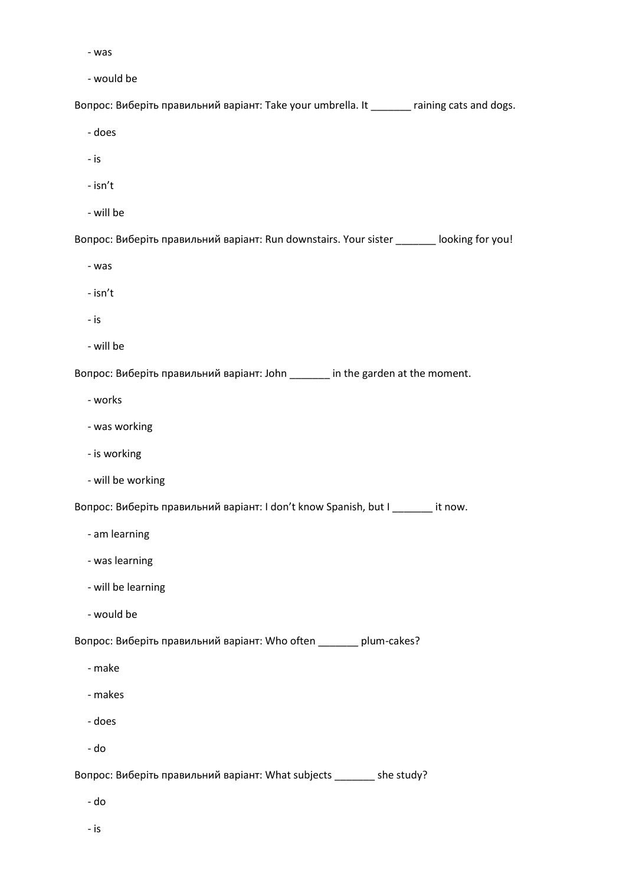- was

   - would be

Вопрос: Виберіть правильний варіант: Take your umbrella. It _______ raining cats and dogs.

   - does

   - is

   - isn’t

   - will be

Вопрос: Виберіть правильний варіант: Run downstairs. Your sister _______ looking for you!

   - was

   - isn’t

   - is

   - will be

Вопрос: Виберіть правильний варіант: John _______ in the garden at the moment.

   - works

   - was working

   - is working

   - will be working

Вопрос: Виберіть правильний варіант: I don’t know Spanish, but I _______ it now.

   - am learning

   - was learning

   - will be learning

   - would be

Вопрос: Виберіть правильний варіант: Who often _______ plum-cakes?

   - make

   - makes

   - does

   - do

Вопрос: Виберіть правильний варіант: What subjects _______ she study?

   - do

   - is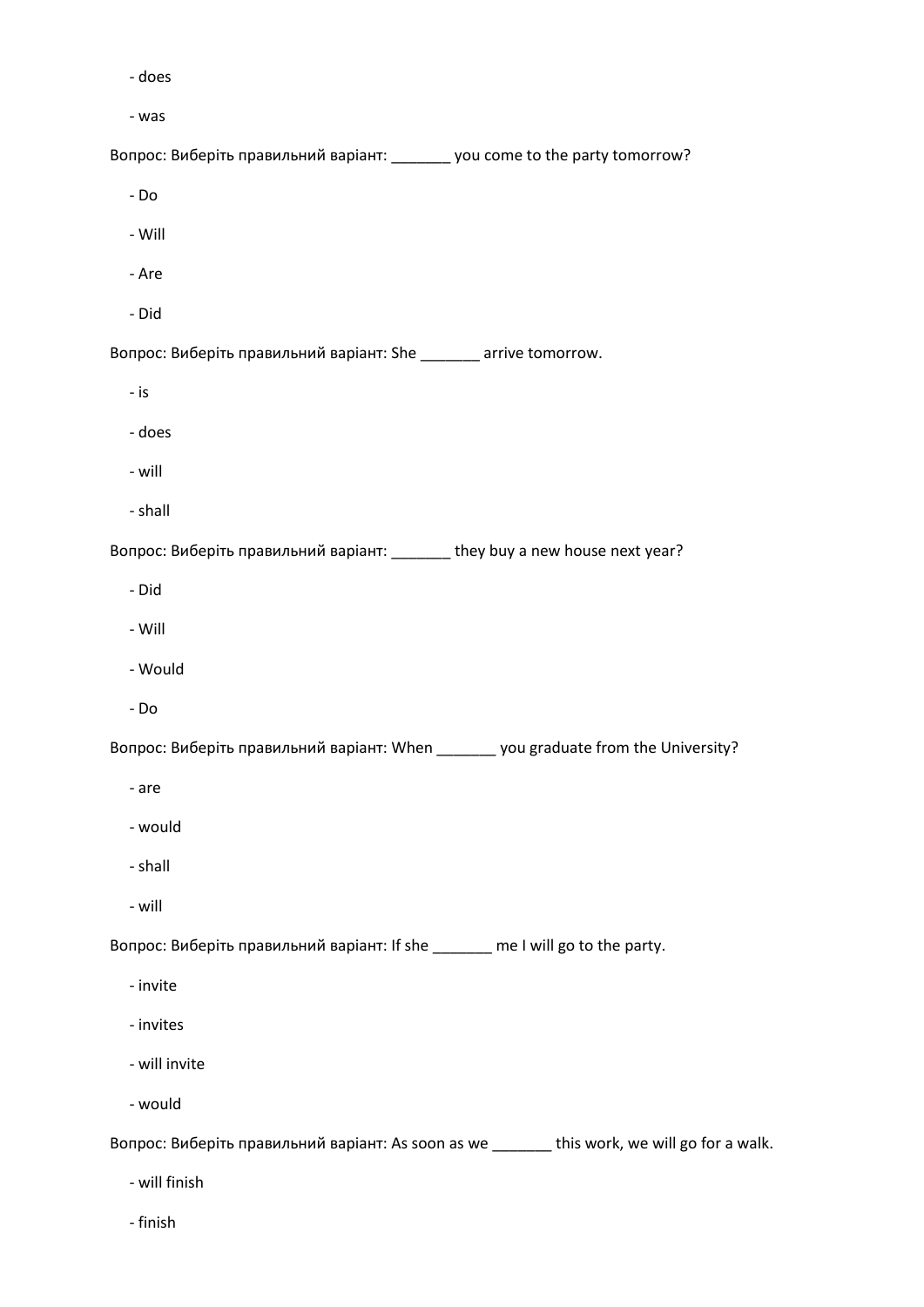- does

- was

Вопрос: Виберіть правильний варіант: _______ you come to the party tomorrow?

- Do

- Will

- Are

- Did

Вопрос: Виберіть правильний варіант: She _______ arrive tomorrow.

- is

- does

- will

- shall

Вопрос: Виберіть правильний варіант: _______ they buy a new house next year?

- Did

- Will

- Would

- Do

Вопрос: Виберіть правильний варіант: When _______ you graduate from the University?

- are

- would

- shall

- will

Вопрос: Виберіть правильний варіант: If she _______ me I will go to the party.

- invite

- invites

- will invite

- would

Вопрос: Виберіть правильний варіант: As soon as we _______ this work, we will go for a walk.

- will finish

- finish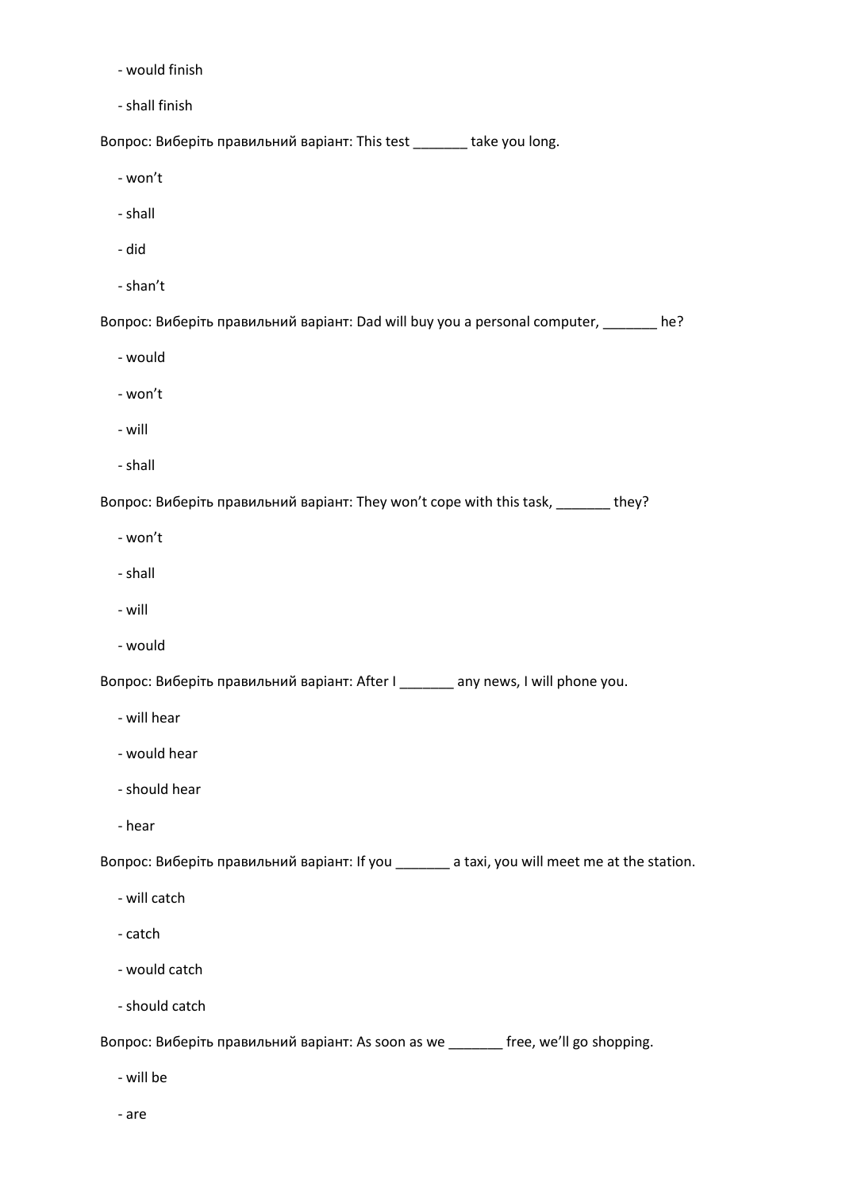- would finish

- shall finish

Вопрос: Виберіть правильний варіант: This test _______ take you long.

- won’t

- shall

- did

- shan’t

Вопрос: Виберіть правильний варіант: Dad will buy you a personal computer, _______ he?

- would

- won’t

- will

- shall

Вопрос: Виберіть правильний варіант: They won’t cope with this task, _______ they?

- won’t

- shall

- will

- would

Вопрос: Виберіть правильний варіант: After I _______ any news, I will phone you.

- will hear

- would hear

- should hear

- hear

Вопрос: Виберіть правильний варіант: If you _______ a taxi, you will meet me at the station.

- will catch

- catch

- would catch

- should catch

Вопрос: Виберіть правильний варіант: As soon as we _______ free, we’ll go shopping.

- will be

- are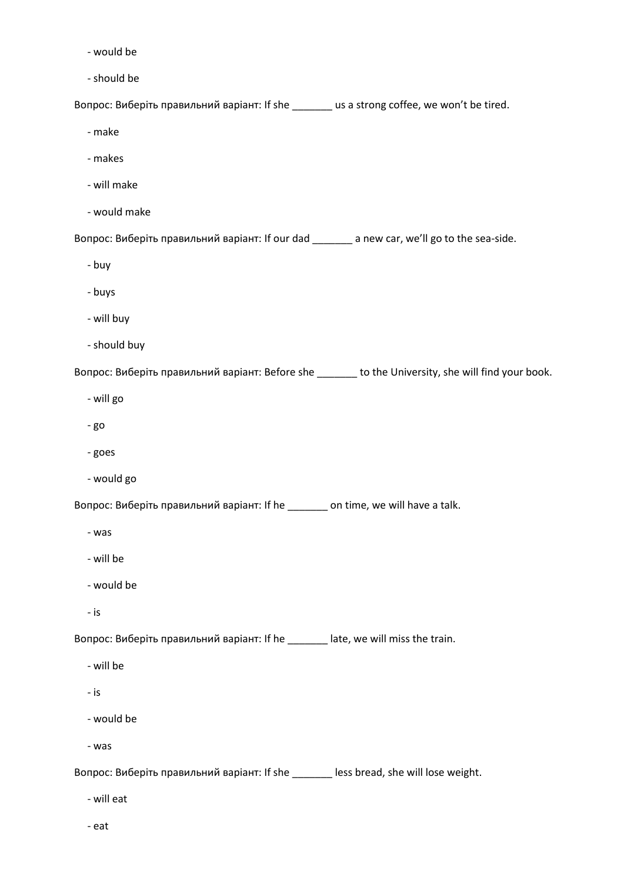- would be

- should be

Вопрос: Виберіть правильний варіант: If she _______ us a strong coffee, we won’t be tired.

- make

- makes

- will make

- would make

Вопрос: Виберіть правильний варіант: If our dad _______ a new car, we’ll go to the sea-side.

- buy

- buys

- will buy

- should buy

Вопрос: Виберіть правильний варіант: Before she _______ to the University, she will find your book.

- will go

- go

- goes

- would go

Вопрос: Виберіть правильний варіант: If he _______ on time, we will have a talk.

- was

- will be

- would be

- is

Вопрос: Виберіть правильний варіант: If he _______ late, we will miss the train.

- will be

- is

- would be

- was

Вопрос: Виберіть правильний варіант: If she _______ less bread, she will lose weight.

- will eat

- eat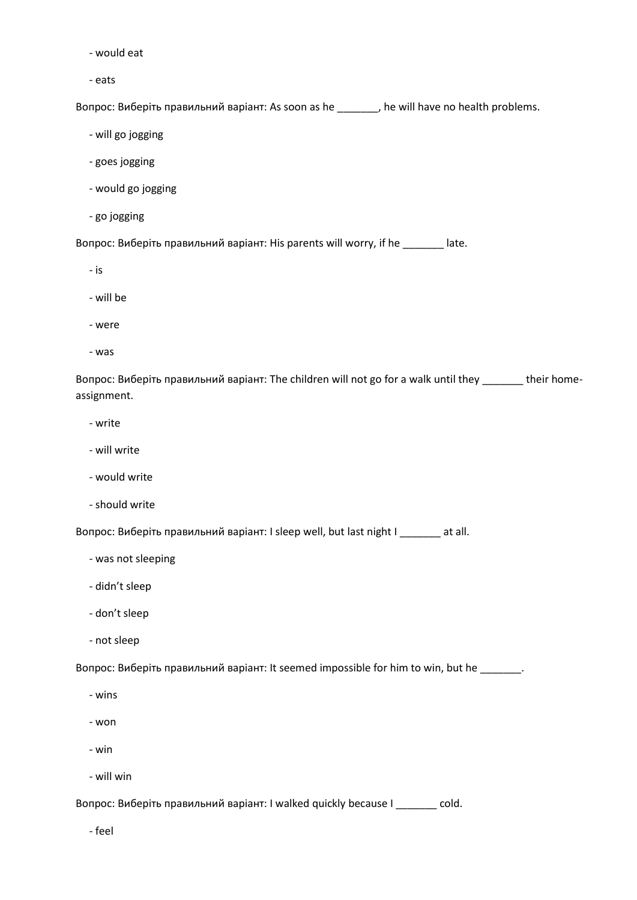- would eat

- eats

Вопрос: Виберіть правильний варіант: As soon as he _______, he will have no health problems.

- will go jogging

- goes jogging

- would go jogging

- go jogging

Вопрос: Виберіть правильний варіант: His parents will worry, if he _______ late.

- is

- will be

- were

- was

Вопрос: Виберіть правильний варіант: The children will not go for a walk until they _______ their home-assignment.

- write

- will write

- would write

- should write

Вопрос: Виберіть правильний варіант: I sleep well, but last night I _______ at all.

- was not sleeping

- didn’t sleep

- don’t sleep

- not sleep

Вопрос: Виберіть правильний варіант: It seemed impossible for him to win, but he _______.

- wins

- won

- win

- will win

Вопрос: Виберіть правильний варіант: I walked quickly because I _______ cold.

- feel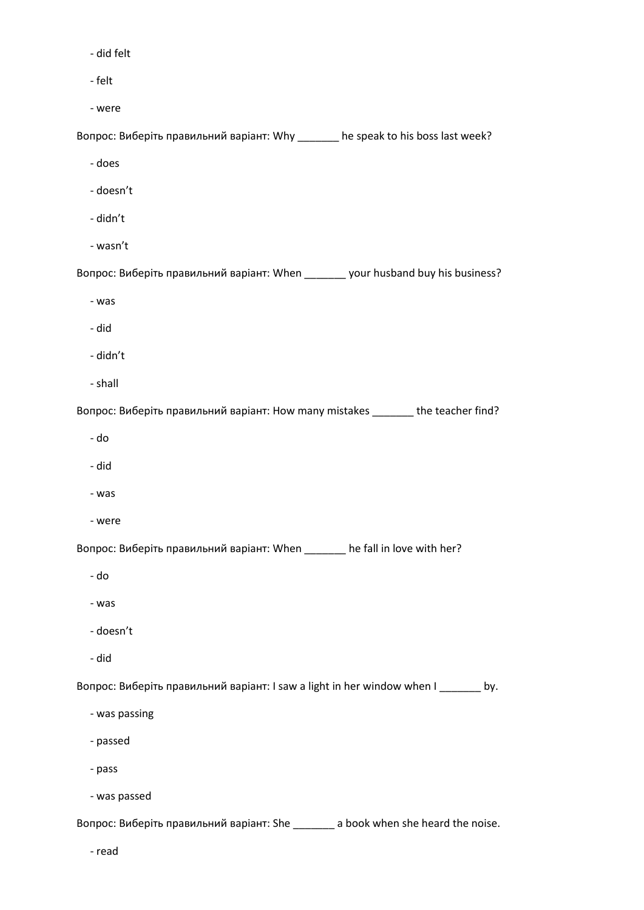- did felt

- felt

- were

Вопрос: Виберіть правильний варіант: Why _______ he speak to his boss last week?

- does

- doesn’t

- didn’t

- wasn’t

Вопрос: Виберіть правильний варіант: When _______ your husband buy his business?

- was

- did

- didn’t

- shall

Вопрос: Виберіть правильний варіант: How many mistakes _______ the teacher find?

- do

- did

- was

- were

Вопрос: Виберіть правильний варіант: When _______ he fall in love with her?

- do

- was

- doesn’t

- did

Вопрос: Виберіть правильний варіант: I saw a light in her window when I _______ by.

- was passing

- passed

- pass

- was passed

Вопрос: Виберіть правильний варіант: She _______ a book when she heard the noise.

- read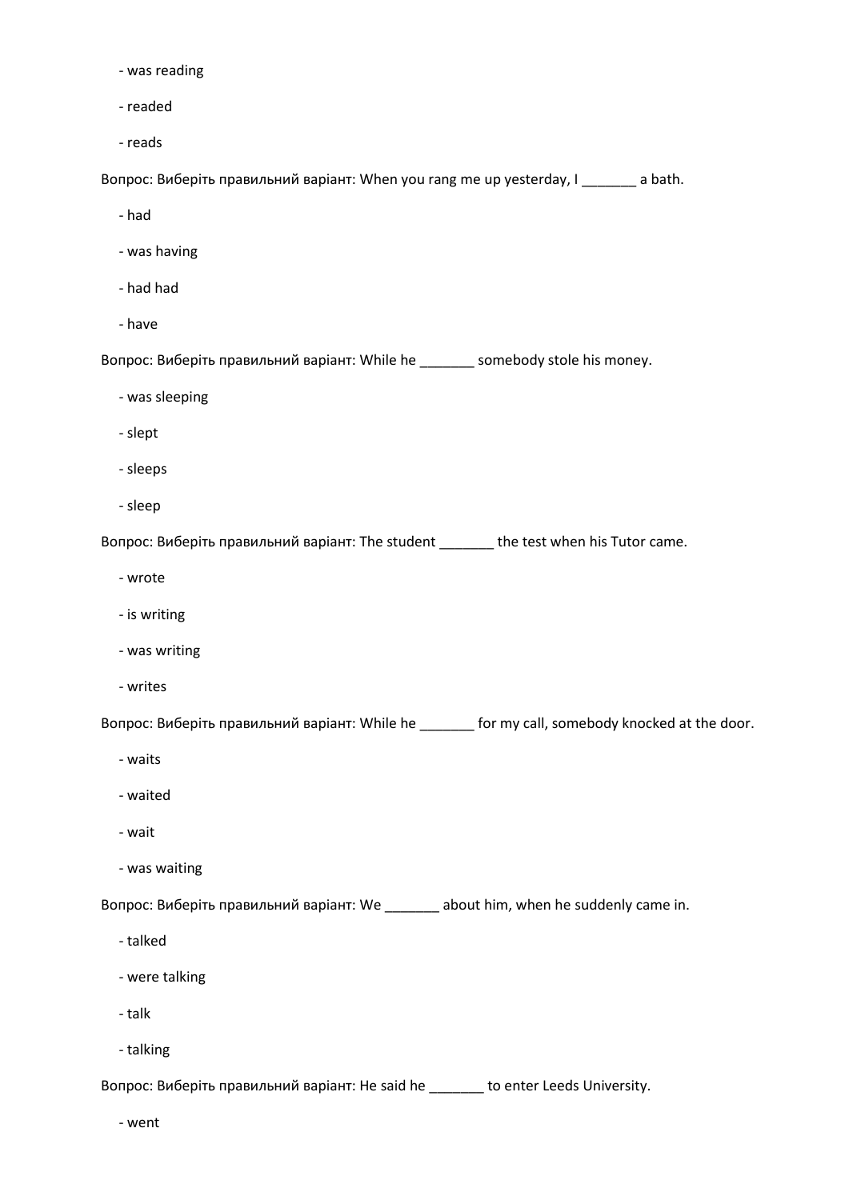- was reading

- readed

- reads

Вопрос: Виберіть правильний варіант: When you rang me up yesterday, I _______ a bath.

- had

- was having

- had had

- have

Вопрос: Виберіть правильний варіант: While he _______ somebody stole his money.

- was sleeping

- slept

- sleeps

- sleep

Вопрос: Виберіть правильний варіант: The student _______ the test when his Tutor came.

- wrote

- is writing

- was writing

- writes

Вопрос: Виберіть правильний варіант: While he _______ for my call, somebody knocked at the door.

- waits

- waited

- wait

- was waiting

Вопрос: Виберіть правильний варіант: We _______ about him, when he suddenly came in.

- talked

- were talking

- talk

- talking

Вопрос: Виберіть правильний варіант: He said he _______ to enter Leeds University.

- went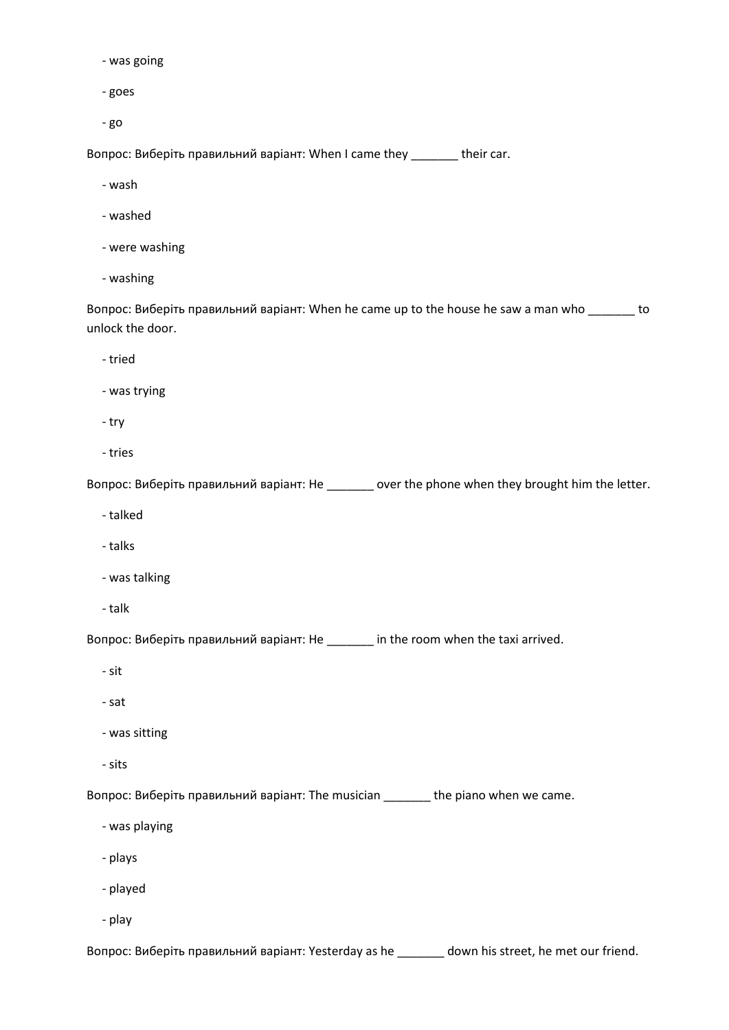- was going

- goes

- go

Вопрос: Виберіть правильний варіант: When I came they _______ their car.

- wash

- washed

- were washing

- washing

Вопрос: Виберіть правильний варіант: When he came up to the house he saw a man who _______ to unlock the door.

- tried

- was trying

- try

- tries

Вопрос: Виберіть правильний варіант: He _______ over the phone when they brought him the letter.

- talked

- talks

- was talking

- talk

Вопрос: Виберіть правильний варіант: He _______ in the room when the taxi arrived.

- sit

- sat

- was sitting

- sits

Вопрос: Виберіть правильний варіант: The musician _______ the piano when we came.

- was playing

- plays

- played

- play

Вопрос: Виберіть правильний варіант: Yesterday as he _______ down his street, he met our friend.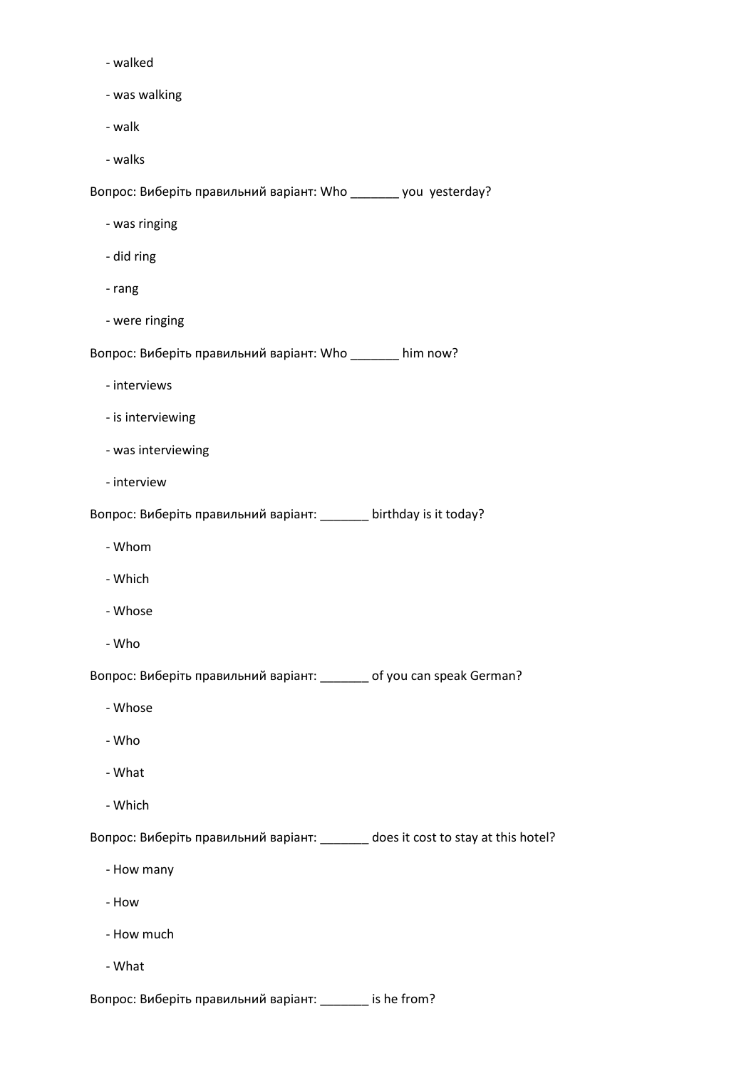- walked

- was walking

- walk

- walks

Вопрос: Виберіть правильний варіант: Who _______ you  yesterday?

- was ringing

- did ring

- rang

- were ringing

Вопрос: Виберіть правильний варіант: Who _______ him now?

- interviews

- is interviewing

- was interviewing

- interview

Вопрос: Виберіть правильний варіант: _______ birthday is it today?

- Whom

- Which

- Whose

- Who

Вопрос: Виберіть правильний варіант: _______ of you can speak German?

- Whose

- Who

- What

- Which

Вопрос: Виберіть правильний варіант: _______ does it cost to stay at this hotel?

- How many

- How

- How much

- What

Вопрос: Виберіть правильний варіант: _______ is he from?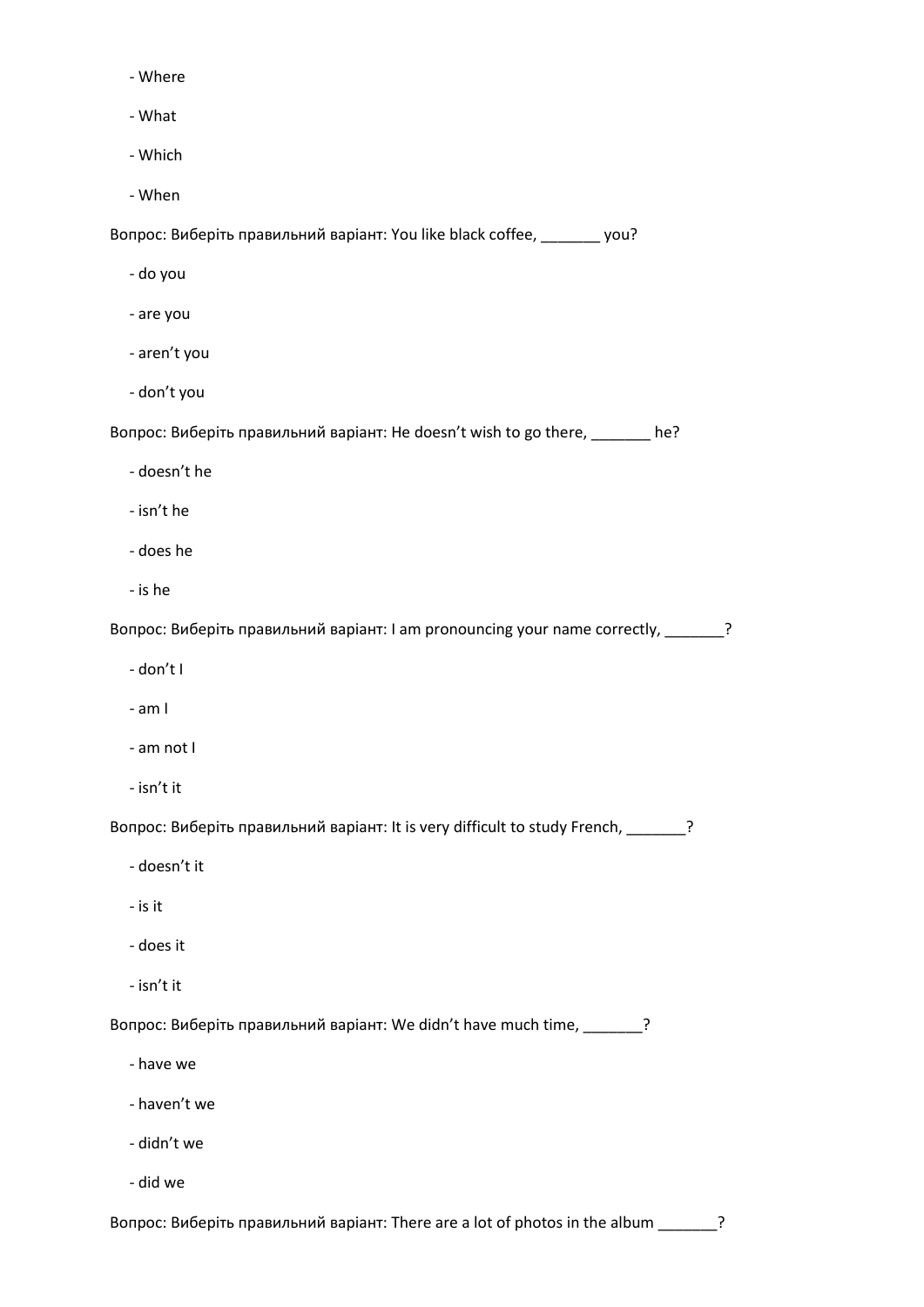- Where
- What
- Which
- When

Вопрос: Виберіть правильний варіант: You like black coffee, _______ you?

- do you
- are you
- aren’t you
- don’t you

Вопрос: Виберіть правильний варіант: He doesn’t wish to go there, _______ he?

- doesn’t he
- isn’t he
- does he
- is he

Вопрос: Виберіть правильний варіант: I am pronouncing your name correctly, _______?

- don’t I
- am I
- am not I
- isn’t it

Вопрос: Виберіть правильний варіант: It is very difficult to study French, _______?

- doesn’t it
- is it
- does it
- isn’t it

Вопрос: Виберіть правильний варіант: We didn’t have much time, _______?

- have we
- haven’t we
- didn’t we
- did we

Вопрос: Виберіть правильний варіант: There are a lot of photos in the album _______?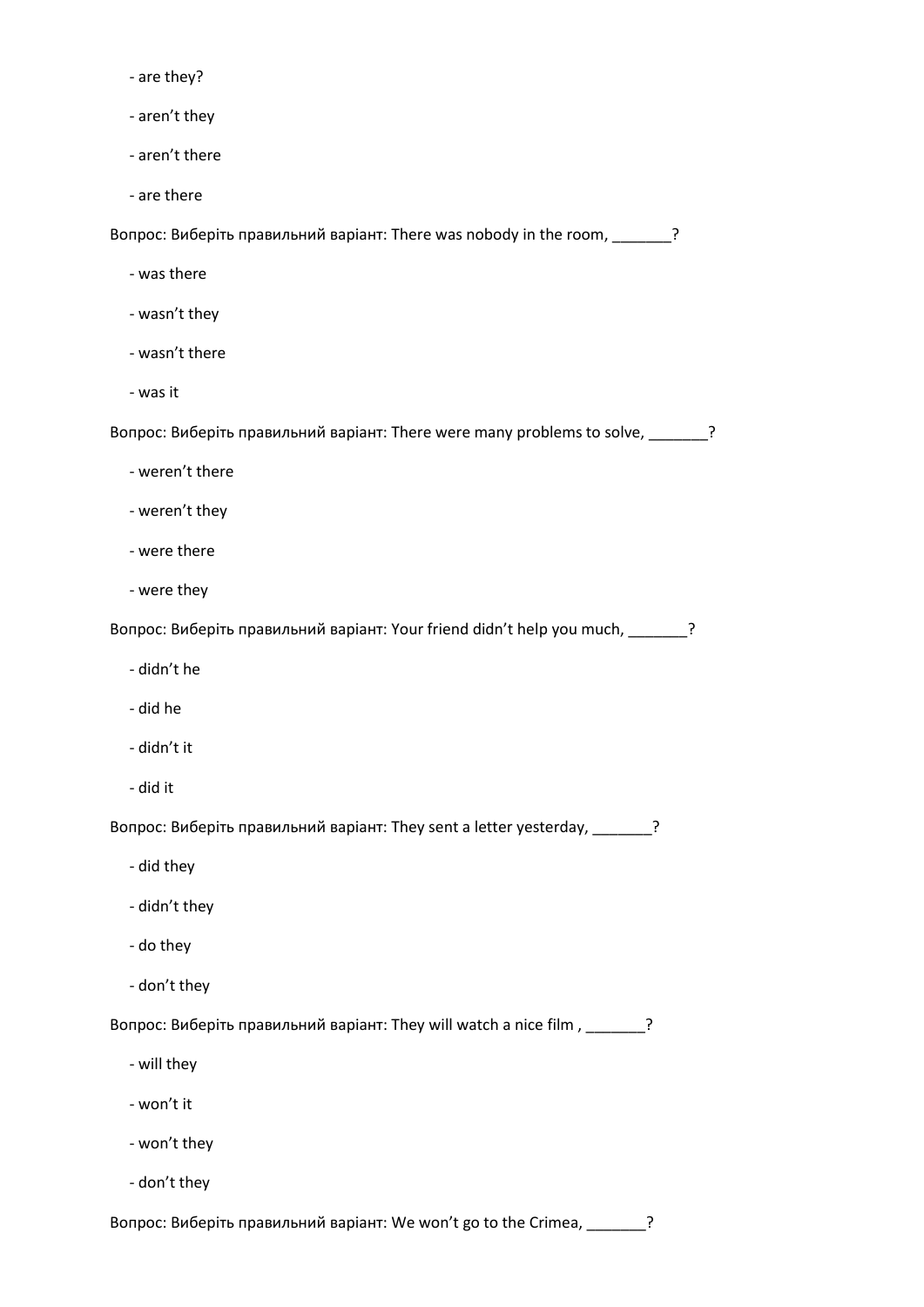- are they?

- aren't they

- aren't there

- are there

Вопрос: Виберіть правильний варіант: There was nobody in the room, _______?

- was there

- wasn't they

- wasn't there

- was it

Вопрос: Виберіть правильний варіант: There were many problems to solve, _______?

- weren't there

- weren't they

- were there

- were they

Вопрос: Виберіть правильний варіант: Your friend didn't help you much, _______?

- didn't he

- did he

- didn't it

- did it

Вопрос: Виберіть правильний варіант: They sent a letter yesterday, _______?

- did they

- didn't they

- do they

- don't they

Вопрос: Виберіть правильний варіант: They will watch a nice film , _______?

- will they

- won't it

- won't they

- don't they

Вопрос: Виберіть правильний варіант: We won't go to the Crimea, _______?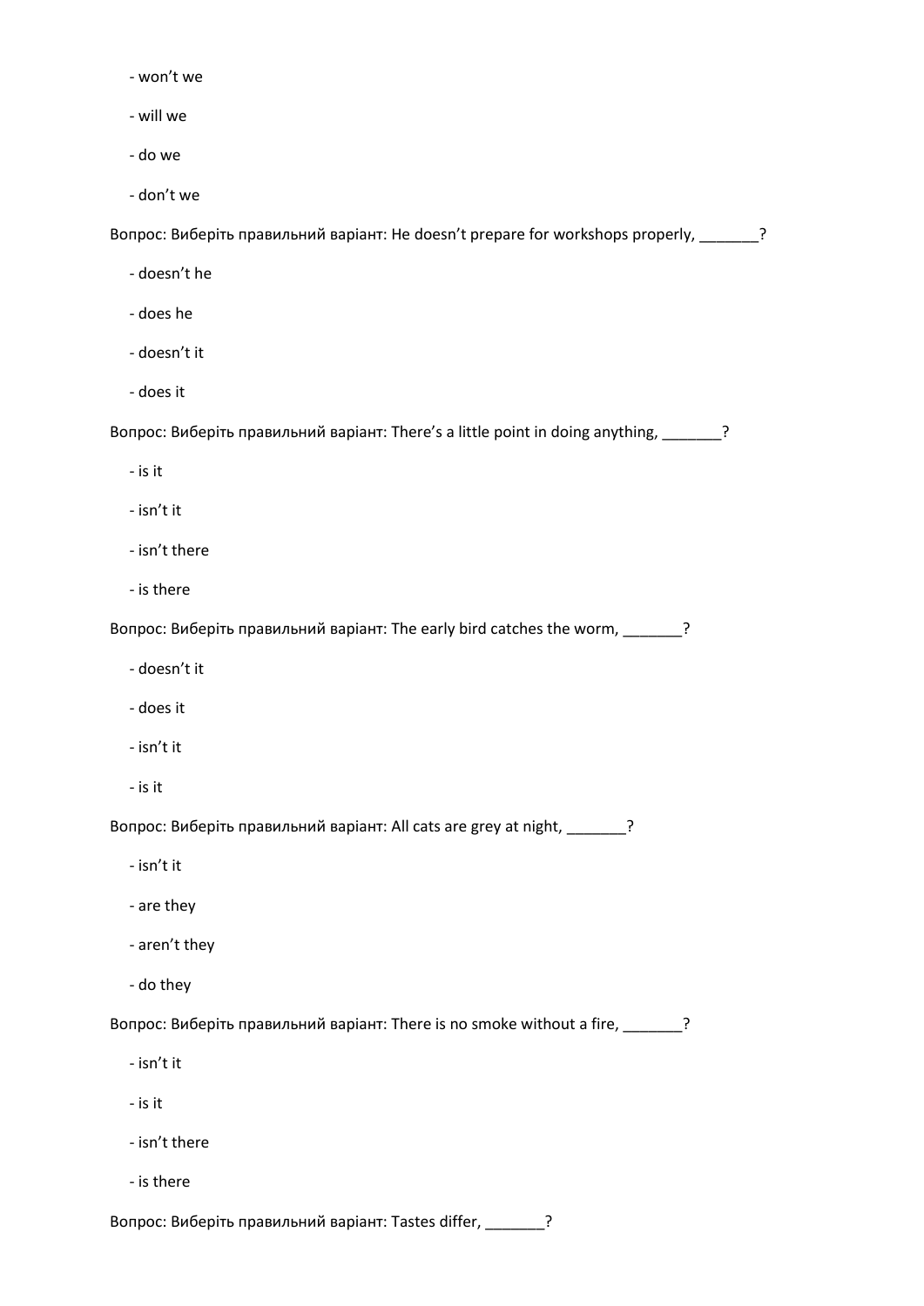- won’t we
- will we
- do we
- don’t we

Вопрос: Виберіть правильний варіант: He doesn’t prepare for workshops properly, _______?

- doesn’t he
- does he
- doesn’t it
- does it

Вопрос: Виберіть правильний варіант: There’s a little point in doing anything, _______?

- is it
- isn’t it
- isn’t there
- is there

Вопрос: Виберіть правильний варіант: The early bird catches the worm, _______?

- doesn’t it
- does it
- isn’t it
- is it

Вопрос: Виберіть правильний варіант: All cats are grey at night, _______?

- isn’t it
- are they
- aren’t they
- do they

Вопрос: Виберіть правильний варіант: There is no smoke without a fire, _______?

- isn’t it
- is it
- isn’t there
- is there

Вопрос: Виберіть правильний варіант: Tastes differ, _______?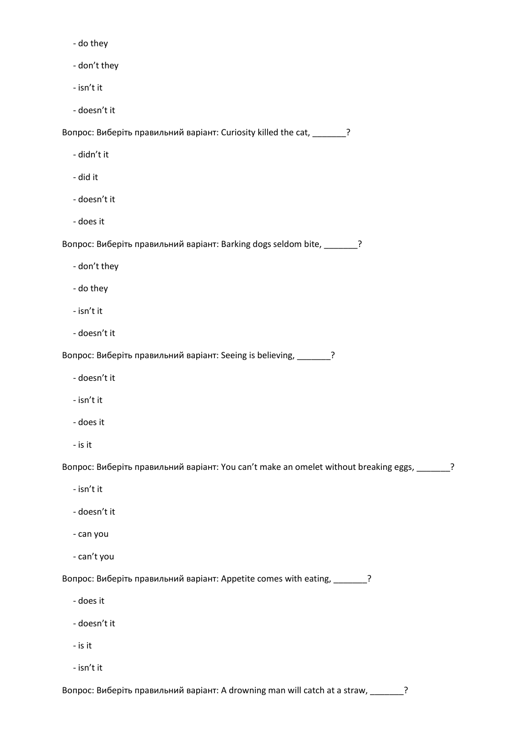- do they

- don't they

- isn't it

- doesn't it

Вопрос: Виберіть правильний варіант: Curiosity killed the cat, _______?

- didn't it

- did it

- doesn't it

- does it

Вопрос: Виберіть правильний варіант: Barking dogs seldom bite, _______?

- don't they

- do they

- isn't it

- doesn't it

Вопрос: Виберіть правильний варіант: Seeing is believing, _______?

- doesn't it

- isn't it

- does it

- is it

Вопрос: Виберіть правильний варіант: You can't make an omelet without breaking eggs, _______?

- isn't it

- doesn't it

- can you

- can't you

Вопрос: Виберіть правильний варіант: Appetite comes with eating, _______?

- does it

- doesn't it

- is it

- isn't it

Вопрос: Виберіть правильний варіант: A drowning man will catch at a straw, _______?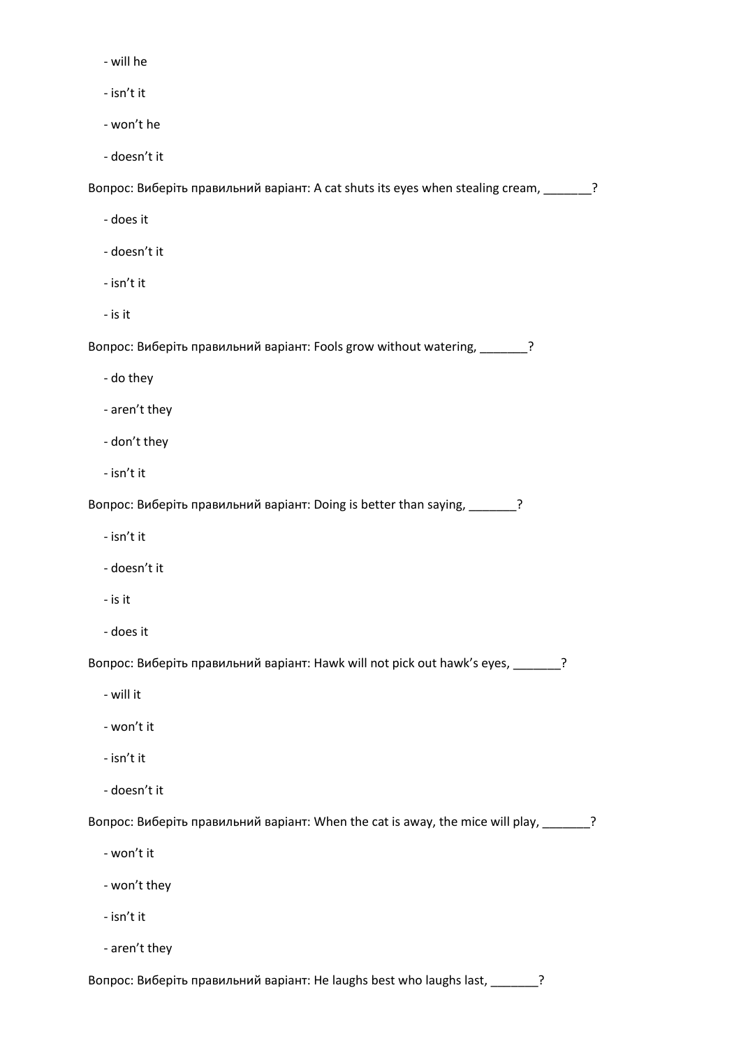- will he

- isn't it

- won't he

- doesn't it

Вопрос: Виберіть правильний варіант: A cat shuts its eyes when stealing cream, _______?

- does it

- doesn't it

- isn't it

- is it

Вопрос: Виберіть правильний варіант: Fools grow without watering, _______?

- do they

- aren't they

- don't they

- isn't it

Вопрос: Виберіть правильний варіант: Doing is better than saying, _______?

- isn't it

- doesn't it

- is it

- does it

Вопрос: Виберіть правильний варіант: Hawk will not pick out hawk's eyes, _______?

- will it

- won't it

- isn't it

- doesn't it

Вопрос: Виберіть правильний варіант: When the cat is away, the mice will play, _______?

- won't it

- won't they

- isn't it

- aren't they

Вопрос: Виберіть правильний варіант: He laughs best who laughs last, _______?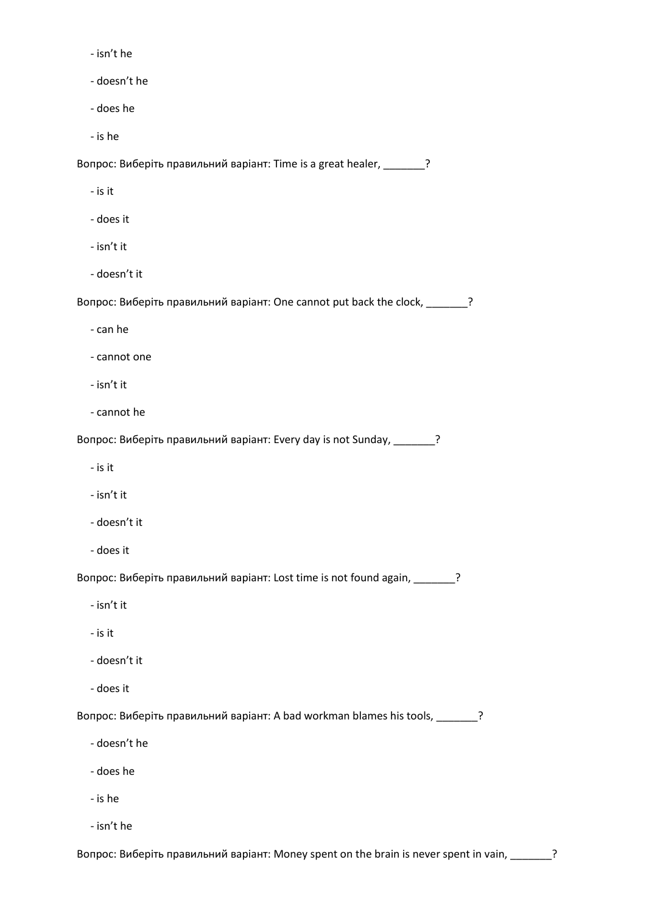- isn't he

- doesn't he

- does he

- is he

Вопрос: Виберіть правильний варіант: Time is a great healer, _______?

- is it

- does it

- isn't it

- doesn't it

Вопрос: Виберіть правильний варіант: One cannot put back the clock, _______?

- can he

- cannot one

- isn't it

- cannot he

Вопрос: Виберіть правильний варіант: Every day is not Sunday, _______?

- is it

- isn't it

- doesn't it

- does it

Вопрос: Виберіть правильний варіант: Lost time is not found again, _______?

- isn't it

- is it

- doesn't it

- does it

Вопрос: Виберіть правильний варіант: A bad workman blames his tools, _______?

- doesn't he

- does he

- is he

- isn't he

Вопрос: Виберіть правильний варіант: Money spent on the brain is never spent in vain, _______?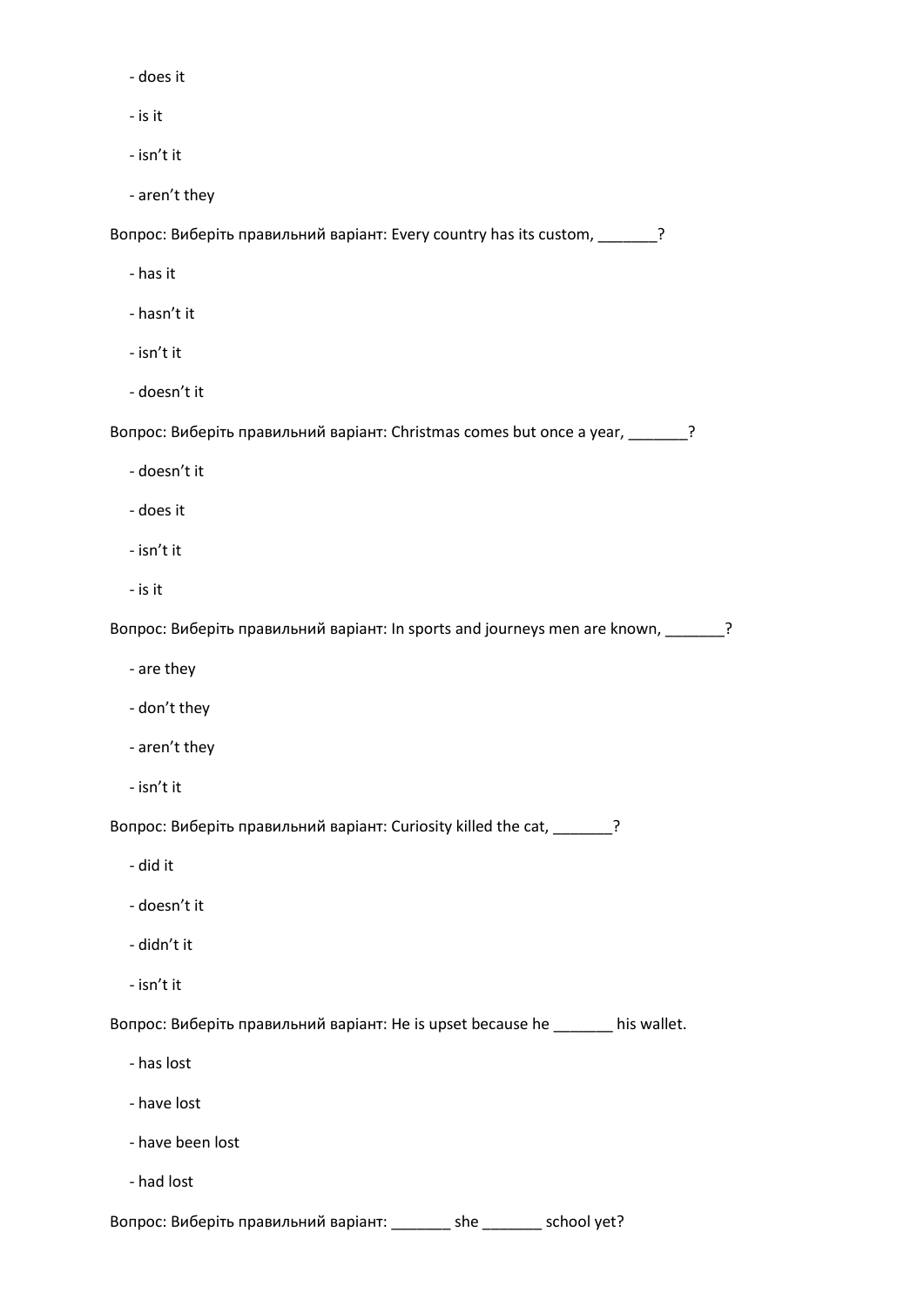- does it

- is it

- isn’t it

- aren’t they

Вопрос: Виберіть правильний варіант: Every country has its custom, _______?

- has it

- hasn’t it

- isn’t it

- doesn’t it

Вопрос: Виберіть правильний варіант: Christmas comes but once a year, _______?

- doesn’t it

- does it

- isn’t it

- is it

Вопрос: Виберіть правильний варіант: In sports and journeys men are known, _______?

- are they

- don’t they

- aren’t they

- isn’t it

Вопрос: Виберіть правильний варіант: Curiosity killed the cat, _______?

- did it

- doesn’t it

- didn’t it

- isn’t it

Вопрос: Виберіть правильний варіант: He is upset because he _______ his wallet.

- has lost

- have lost

- have been lost

- had lost

Вопрос: Виберіть правильний варіант: _______ she _______ school yet?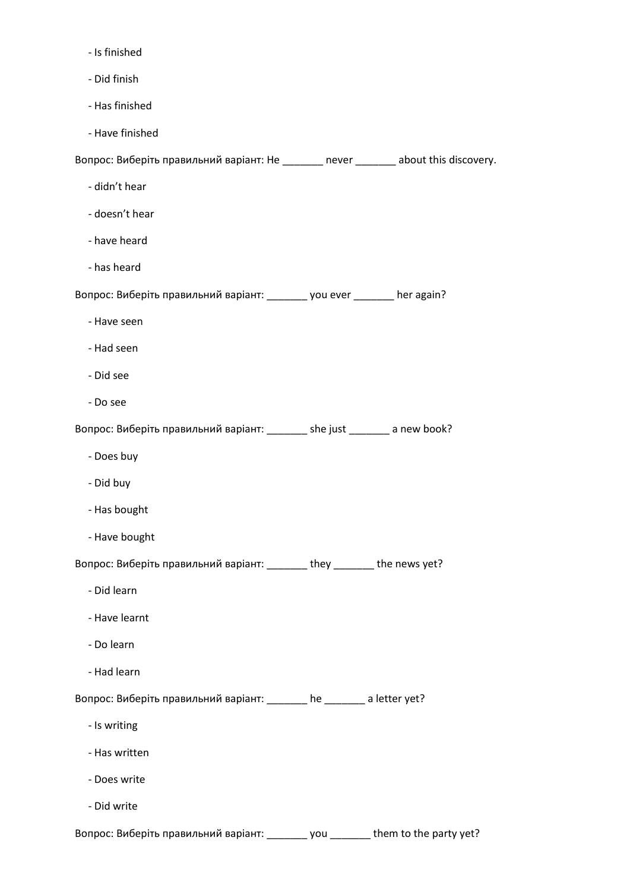- Is finished
- Did finish
- Has finished
- Have finished

Вопрос: Виберіть правильний варіант: He _______ never _______ about this discovery.

- didn't hear
- doesn't hear
- have heard
- has heard

Вопрос: Виберіть правильний варіант: _______ you ever _______ her again?

- Have seen
- Had seen
- Did see
- Do see

Вопрос: Виберіть правильний варіант: _______ she just _______ a new book?

- Does buy
- Did buy
- Has bought
- Have bought

Вопрос: Виберіть правильний варіант: _______ they _______ the news yet?

- Did learn
- Have learnt
- Do learn
- Had learn

Вопрос: Виберіть правильний варіант: _______ he _______ a letter yet?

- Is writing
- Has written
- Does write
- Did write

Вопрос: Виберіть правильний варіант: _______ you _______ them to the party yet?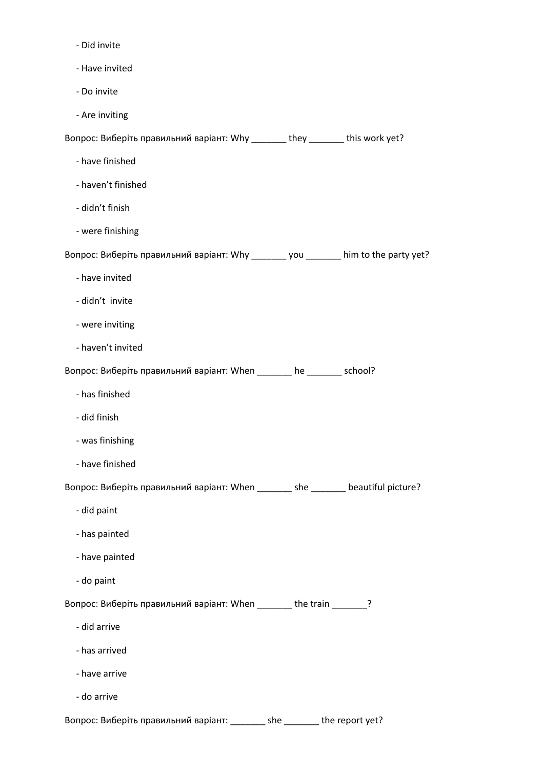- Did invite

- Have invited

- Do invite

- Are inviting

Вопрос: Виберіть правильний варіант: Why _______ they _______ this work yet?

- have finished

- haven’t finished

- didn’t finish

- were finishing

Вопрос: Виберіть правильний варіант: Why _______ you _______ him to the party yet?

- have invited

- didn’t  invite

- were inviting

- haven’t invited

Вопрос: Виберіть правильний варіант: When _______ he _______ school?

- has finished

- did finish

- was finishing

- have finished

Вопрос: Виберіть правильний варіант: When _______ she _______ beautiful picture?

- did paint

- has painted

- have painted

- do paint

Вопрос: Виберіть правильний варіант: When _______ the train _______?

- did arrive

- has arrived

- have arrive

- do arrive

Вопрос: Виберіть правильний варіант: _______ she _______ the report yet?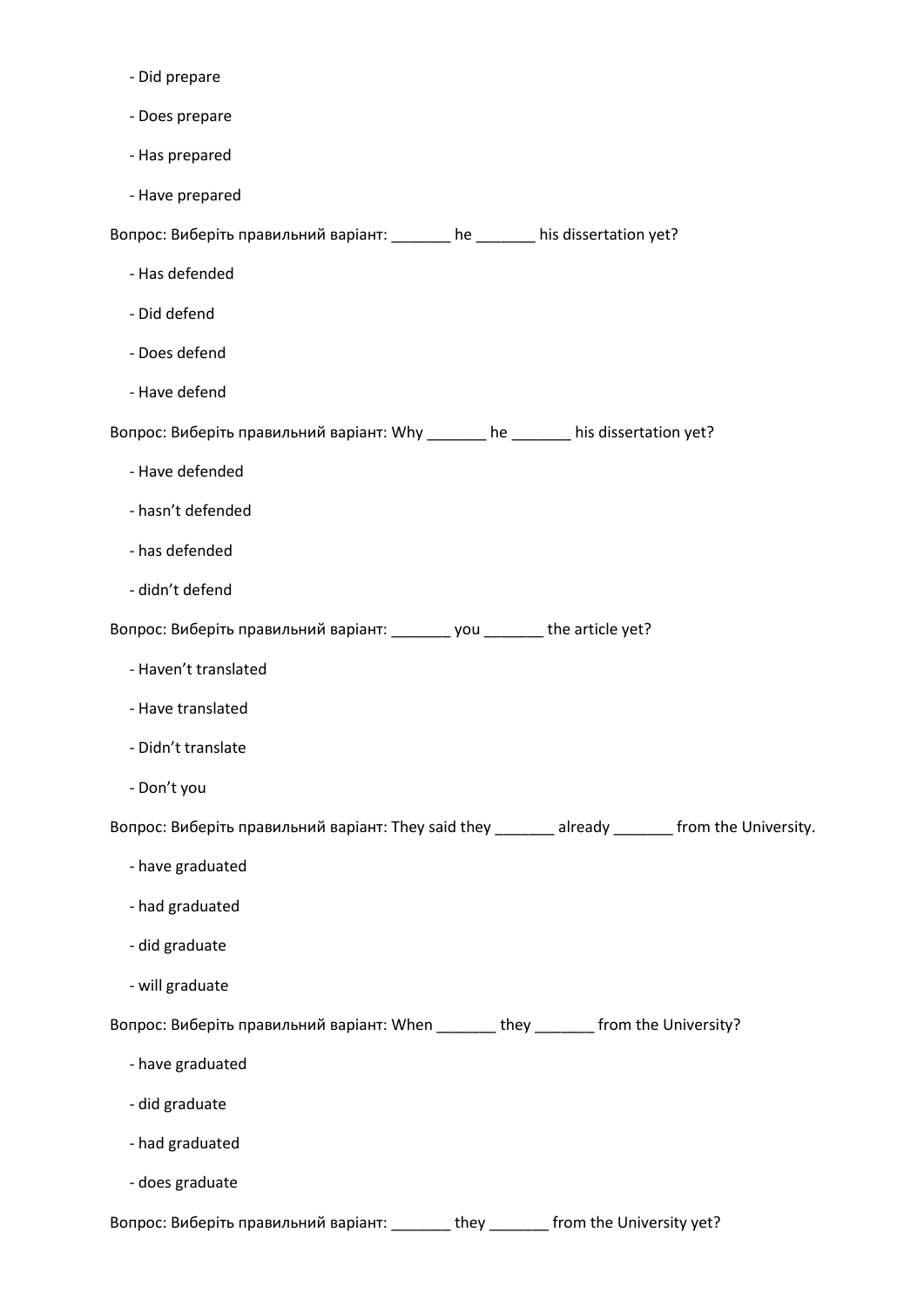- Did prepare
- Does prepare
- Has prepared
- Have prepared

Вопрос: Виберіть правильний варіант: _______ he _______ his dissertation yet?

- Has defended
- Did defend
- Does defend
- Have defend

Вопрос: Виберіть правильний варіант: Why _______ he _______ his dissertation yet?

- Have defended
- hasn't defended
- has defended
- didn't defend

Вопрос: Виберіть правильний варіант: _______ you _______ the article yet?

- Haven't translated
- Have translated
- Didn't translate
- Don't you

Вопрос: Виберіть правильний варіант: They said they _______ already _______ from the University.

- have graduated
- had graduated
- did graduate
- will graduate

Вопрос: Виберіть правильний варіант: When _______ they _______ from the University?

- have graduated
- did graduate
- had graduated
- does graduate

Вопрос: Виберіть правильний варіант: _______ they _______ from the University yet?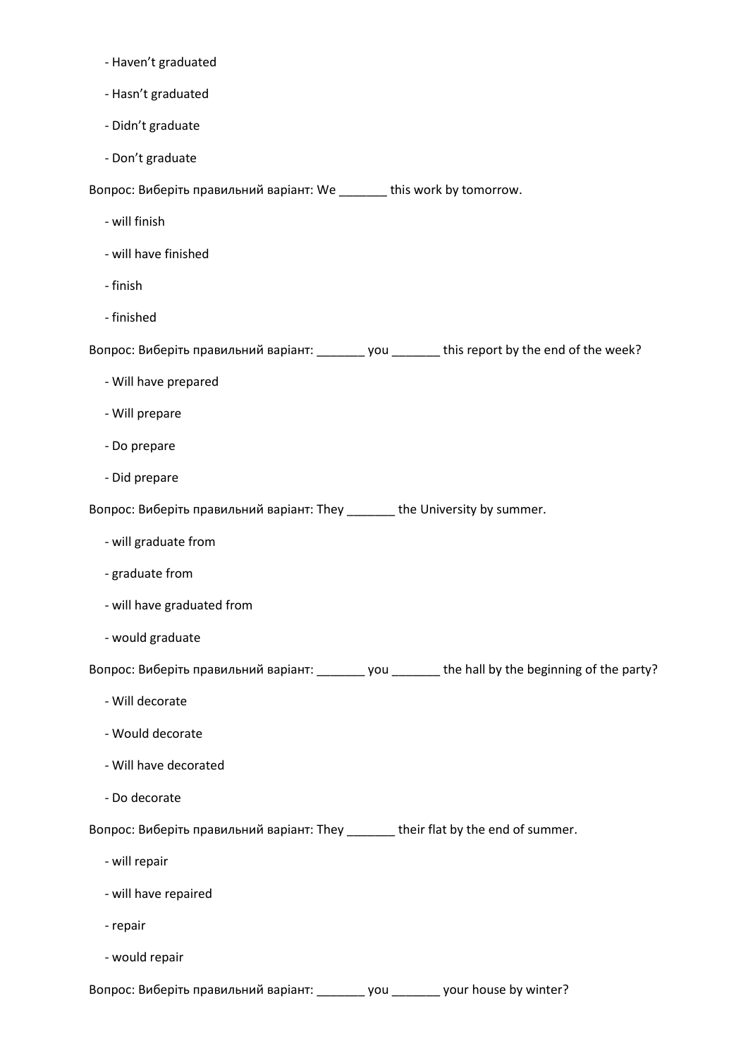- Haven't graduated
- Hasn't graduated
- Didn't graduate
- Don't graduate

Вопрос: Виберіть правильний варіант: We _______ this work by tomorrow.

- will finish
- will have finished
- finish
- finished

Вопрос: Виберіть правильний варіант: _______ you _______ this report by the end of the week?

- Will have prepared
- Will prepare
- Do prepare
- Did prepare

Вопрос: Виберіть правильний варіант: They _______ the University by summer.

- will graduate from
- graduate from
- will have graduated from
- would graduate

Вопрос: Виберіть правильний варіант: _______ you _______ the hall by the beginning of the party?

- Will decorate
- Would decorate
- Will have decorated
- Do decorate

Вопрос: Виберіть правильний варіант: They _______ their flat by the end of summer.

- will repair
- will have repaired
- repair
- would repair

Вопрос: Виберіть правильний варіант: _______ you _______ your house by winter?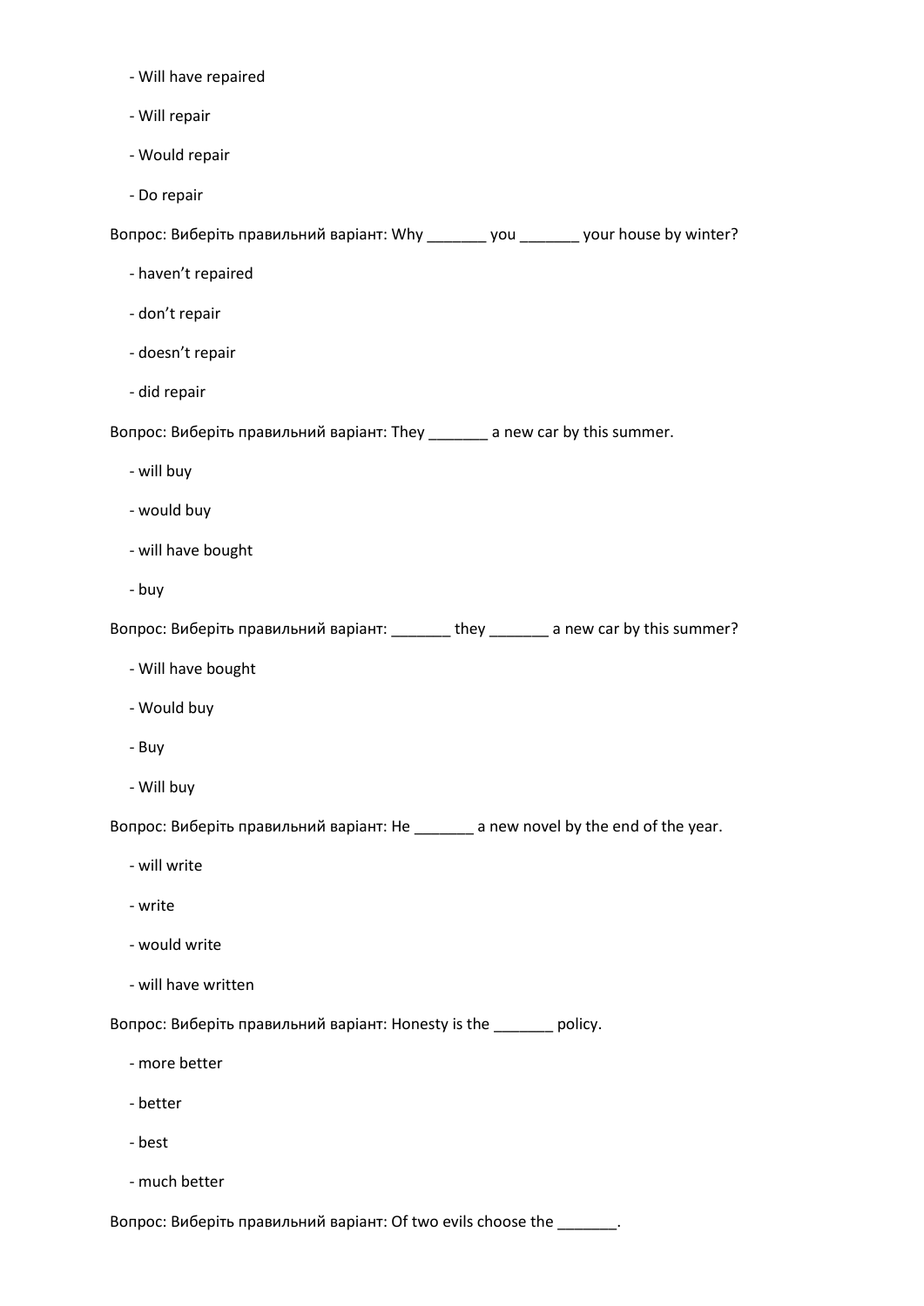- Will have repaired

- Will repair

- Would repair

- Do repair

Вопрос: Виберіть правильний варіант: Why _______ you _______ your house by winter?

- haven’t repaired

- don’t repair

- doesn’t repair

- did repair

Вопрос: Виберіть правильний варіант: They _______ a new car by this summer.

- will buy

- would buy

- will have bought

- buy

Вопрос: Виберіть правильний варіант: _______ they _______ a new car by this summer?

- Will have bought

- Would buy

- Buy

- Will buy

Вопрос: Виберіть правильний варіант: He _______ a new novel by the end of the year.

- will write

- write

- would write

- will have written

Вопрос: Виберіть правильний варіант: Honesty is the _______ policy.

- more better

- better

- best

- much better

Вопрос: Виберіть правильний варіант: Of two evils choose the _______.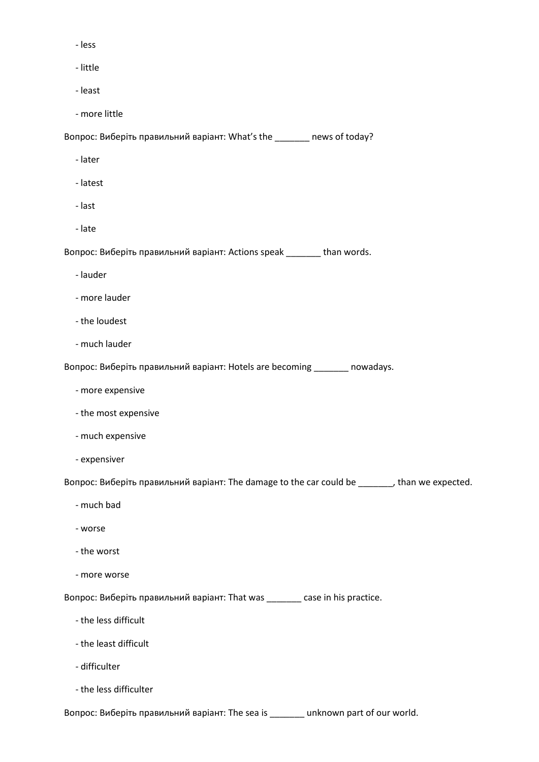- less
- little
- least
- more little

Вопрос: Виберіть правильний варіант: What's the _______ news of today?

- later
- latest
- last
- late

Вопрос: Виберіть правильний варіант: Actions speak _______ than words.

- lauder
- more lauder
- the loudest
- much lauder

Вопрос: Виберіть правильний варіант: Hotels are becoming _______ nowadays.

- more expensive
- the most expensive
- much expensive
- expensiver

Вопрос: Виберіть правильний варіант: The damage to the car could be _______, than we expected.

- much bad
- worse
- the worst
- more worse

Вопрос: Виберіть правильний варіант: That was _______ case in his practice.

- the less difficult
- the least difficult
- difficulter
- the less difficulter

Вопрос: Виберіть правильний варіант: The sea is _______ unknown part of our world.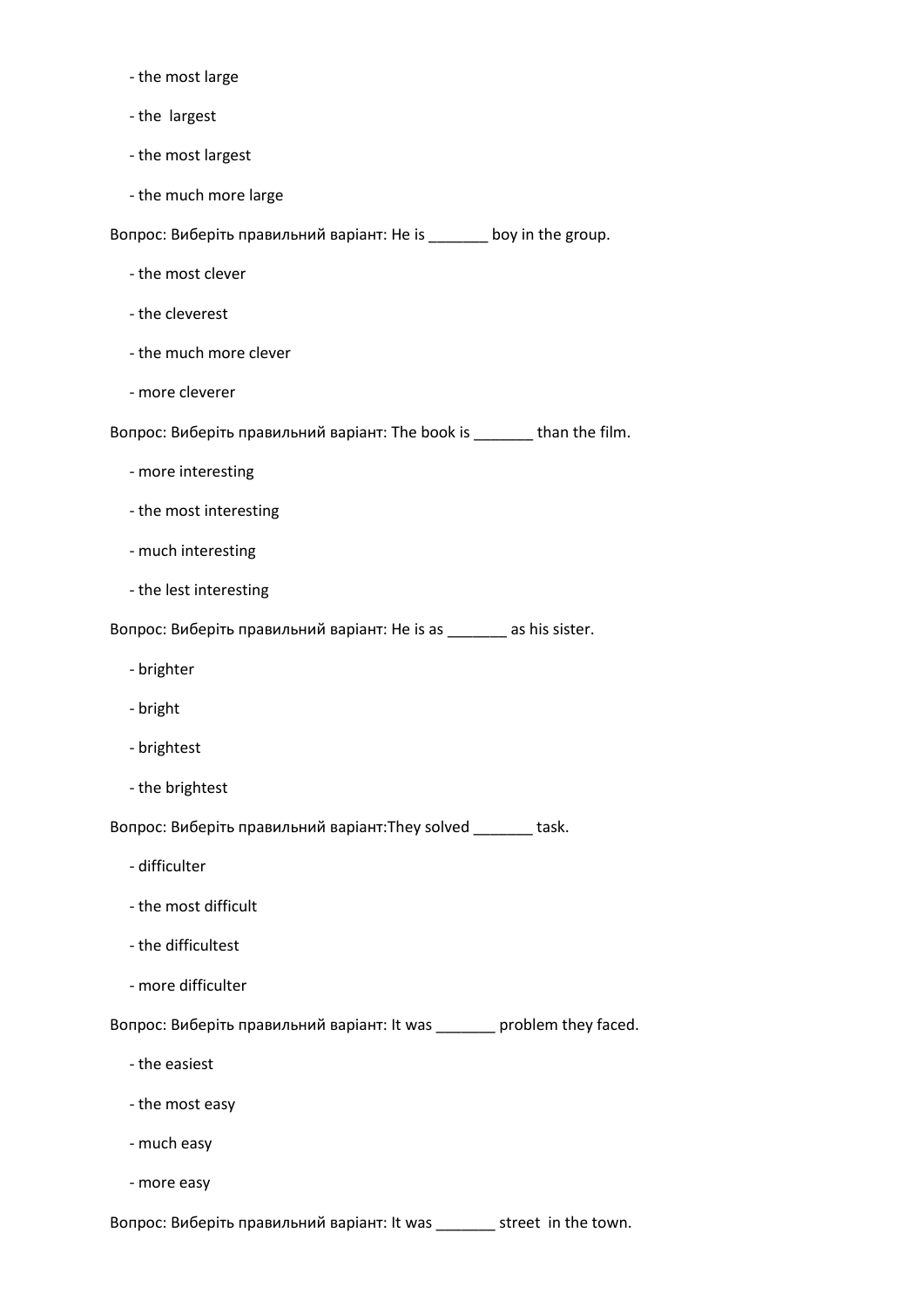- the most large
- the  largest
- the most largest
- the much more large

Вопрос: Виберіть правильний варіант: He is _______ boy in the group.

- the most clever
- the cleverest
- the much more clever
- more cleverer

Вопрос: Виберіть правильний варіант: The book is _______ than the film.

- more interesting
- the most interesting
- much interesting
- the lest interesting

Вопрос: Виберіть правильний варіант: He is as _______ as his sister.

- brighter
- bright
- brightest
- the brightest

Вопрос: Виберіть правильний варіант:They solved _______ task.

- difficulter
- the most difficult
- the difficultest
- more difficulter

Вопрос: Виберіть правильний варіант: It was _______ problem they faced.

- the easiest
- the most easy
- much easy
- more easy

Вопрос: Виберіть правильний варіант: It was _______ street  in the town.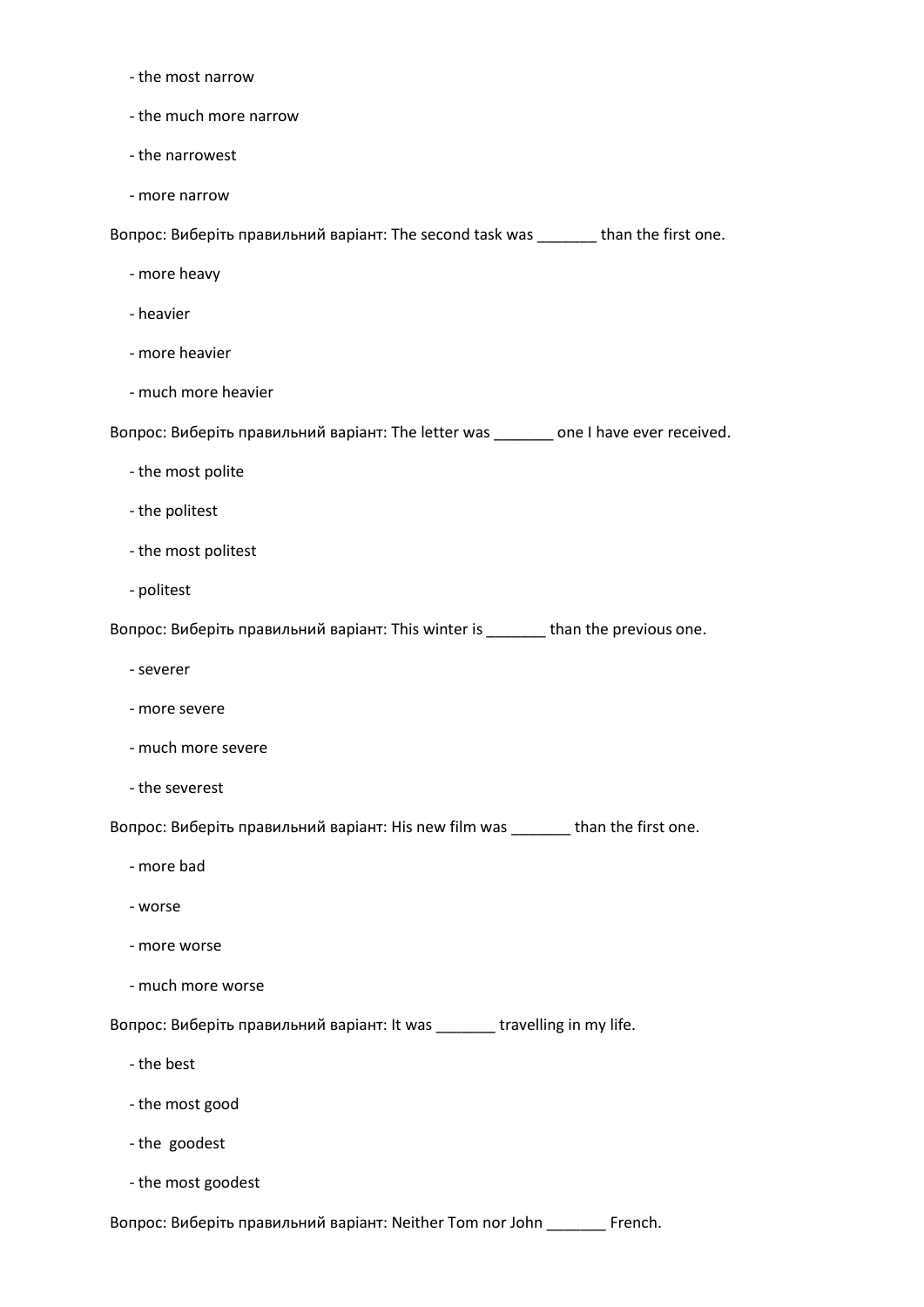- the most narrow
- the much more narrow
- the narrowest
- more narrow

Вопрос: Виберіть правильний варіант: The second task was _______ than the first one.

- more heavy
- heavier
- more heavier
- much more heavier

Вопрос: Виберіть правильний варіант: The letter was _______ one I have ever received.

- the most polite
- the politest
- the most politest
- politest

Вопрос: Виберіть правильний варіант: This winter is _______ than the previous one.

- severer
- more severe
- much more severe
- the severest

Вопрос: Виберіть правильний варіант: His new film was _______ than the first one.

- more bad
- worse
- more worse
- much more worse

Вопрос: Виберіть правильний варіант: It was _______ travelling in my life.

- the best
- the most good
- the goodest
- the most goodest

Вопрос: Виберіть правильний варіант: Neither Tom nor John _______ French.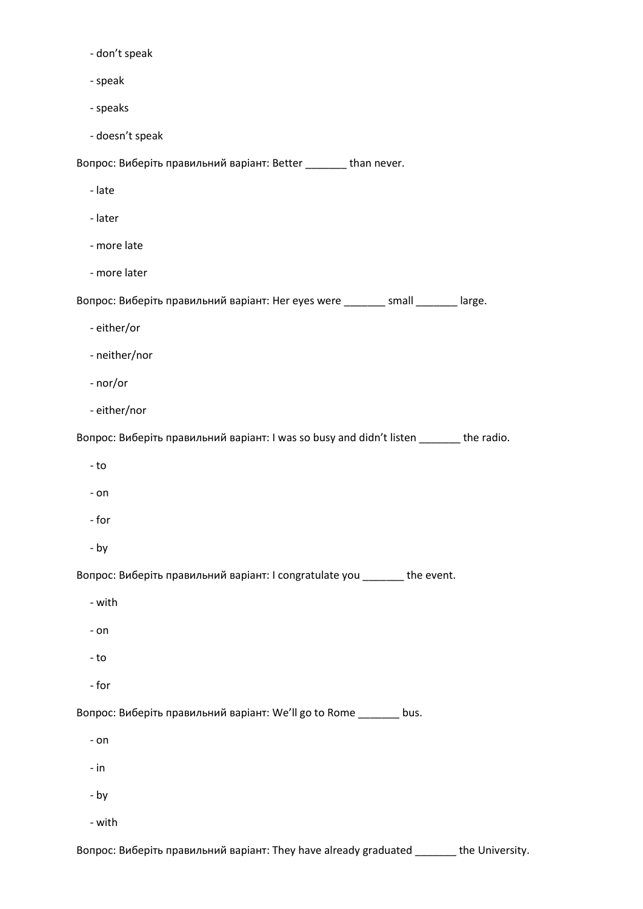- don’t speak

- speak

- speaks

- doesn’t speak

Вопрос: Виберіть правильний варіант: Better _______ than never.

- late

- later

- more late

- more later

Вопрос: Виберіть правильний варіант: Her eyes were _______ small _______ large.

- either/or

- neither/nor

- nor/or

- either/nor

Вопрос: Виберіть правильний варіант: I was so busy and didn’t listen _______ the radio.

- to

- on

- for

- by

Вопрос: Виберіть правильний варіант: I congratulate you _______ the event.

- with

- on

- to

- for

Вопрос: Виберіть правильний варіант: We’ll go to Rome _______ bus.

- on

- in

- by

- with

Вопрос: Виберіть правильний варіант: They have already graduated _______ the University.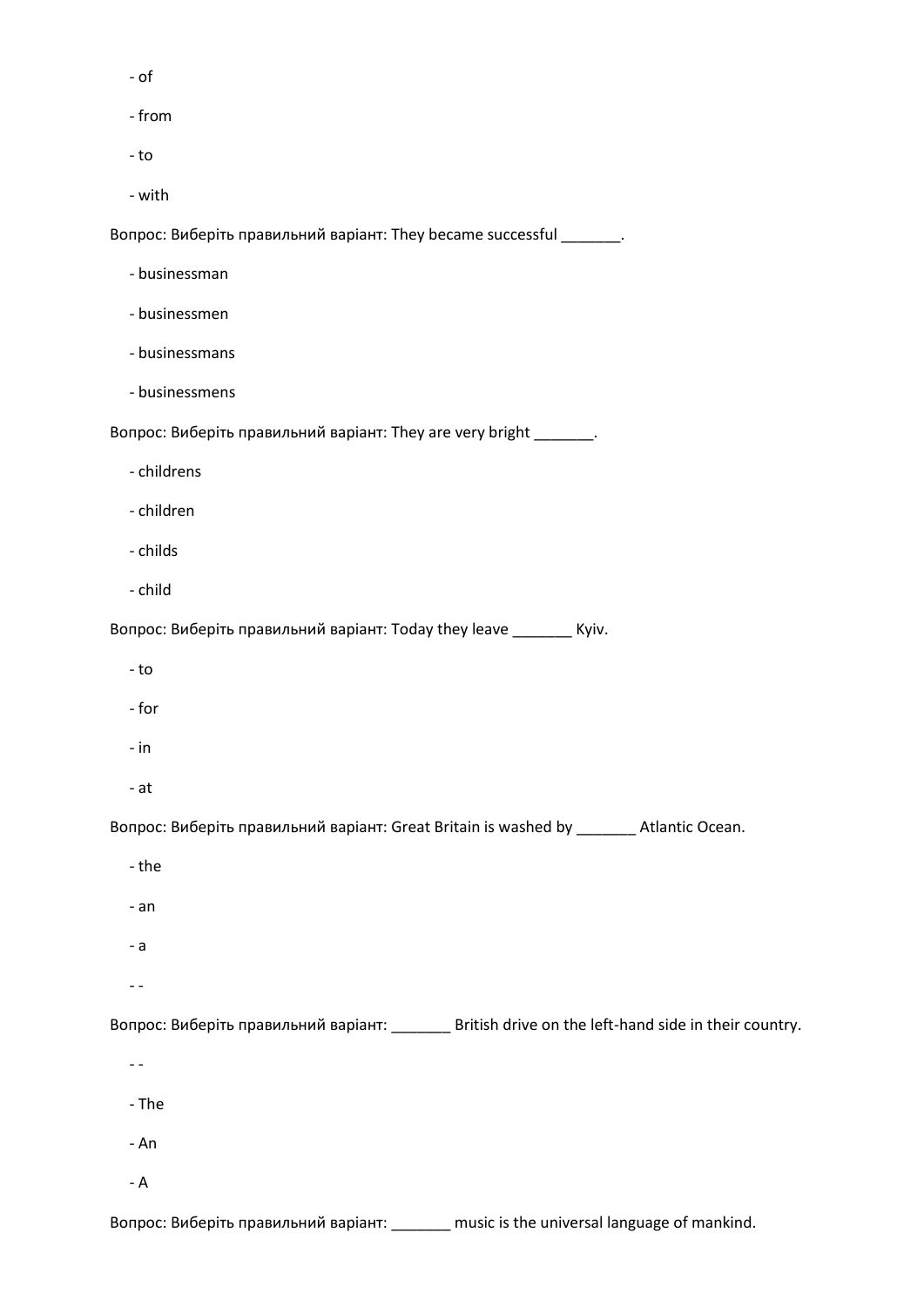- of

- from

- to

- with

Вопрос: Виберіть правильний варіант: They became successful _______.

- businessman

- businessmen

- businessmans

- businessmens

Вопрос: Виберіть правильний варіант: They are very bright _______.

- childrens

- children

- childs

- child

Вопрос: Виберіть правильний варіант: Today they leave _______ Kyiv.

- to

- for

- in

- at

Вопрос: Виберіть правильний варіант: Great Britain is washed by _______ Atlantic Ocean.

- the

- an

- a

- -

Вопрос: Виберіть правильний варіант: _______ British drive on the left-hand side in their country.

- -

- The

- An

- A

Вопрос: Виберіть правильний варіант: _______ music is the universal language of mankind.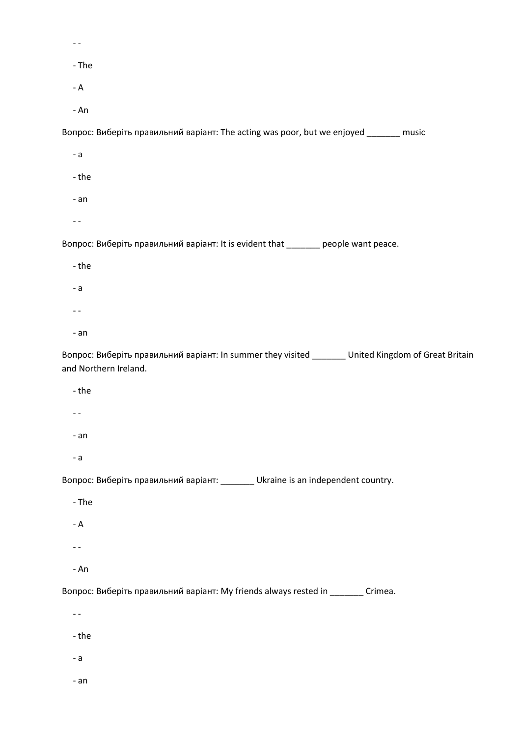- -

- The

- A

- An

Вопрос: Виберіть правильний варіант: The acting was poor, but we enjoyed _______ music

- a

- the

- an

- -

Вопрос: Виберіть правильний варіант: It is evident that _______ people want peace.

- the

- a

- -

- an

Вопрос: Виберіть правильний варіант: In summer they visited _______ United Kingdom of Great Britain and Northern Ireland.

- the

- -

- an

- a

Вопрос: Виберіть правильний варіант: _______ Ukraine is an independent country.

- The

- A

- -

- An

Вопрос: Виберіть правильний варіант: My friends always rested in _______ Crimea.

- -

- the

- a

- an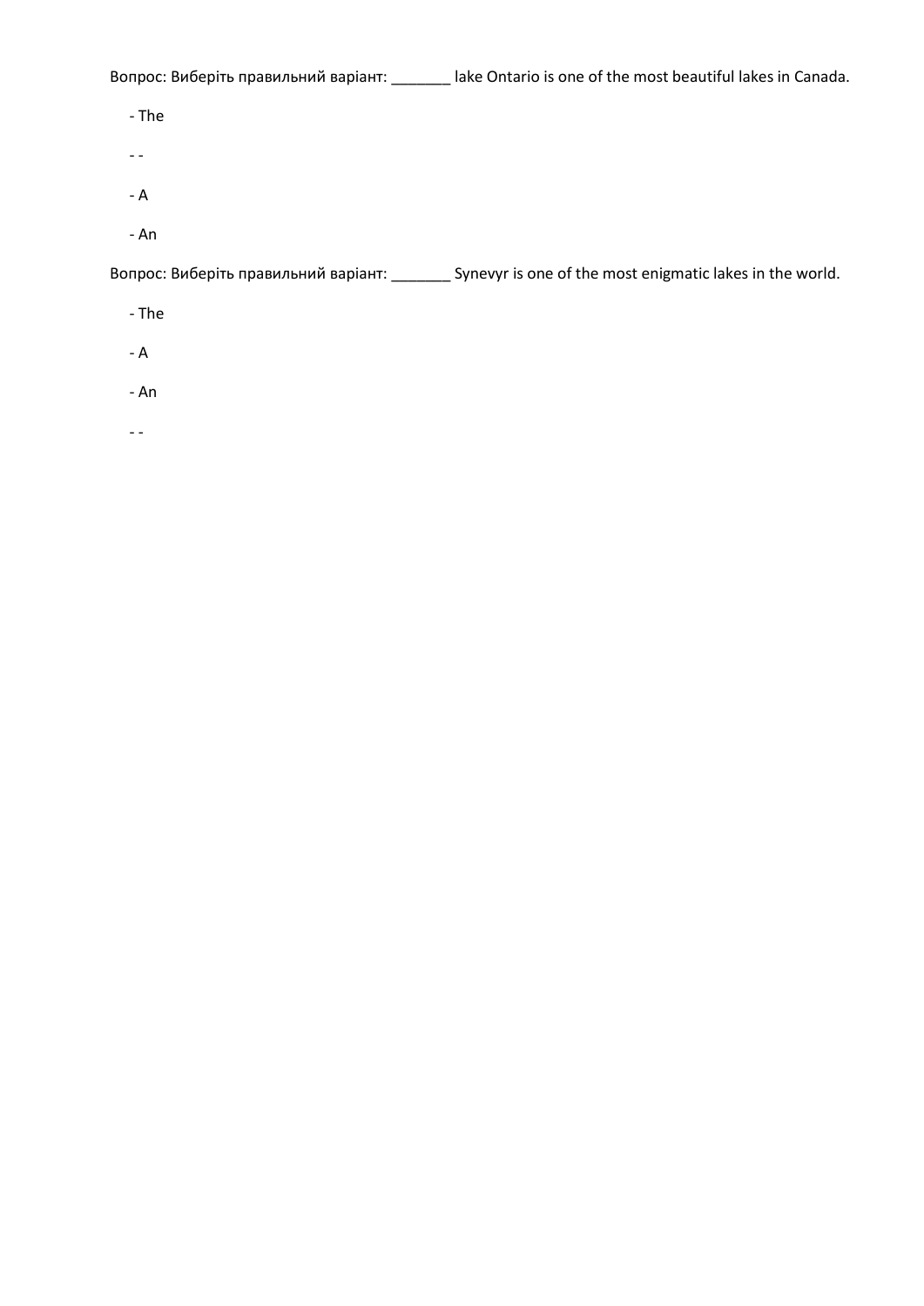Вопрос: Виберіть правильний варіант: _______ lake Ontario is one of the most beautiful lakes in Canada.

- The
- -
- A
- An

Вопрос: Виберіть правильний варіант: _______ Synevyr is one of the most enigmatic lakes in the world.

- The
- A
- An
- -